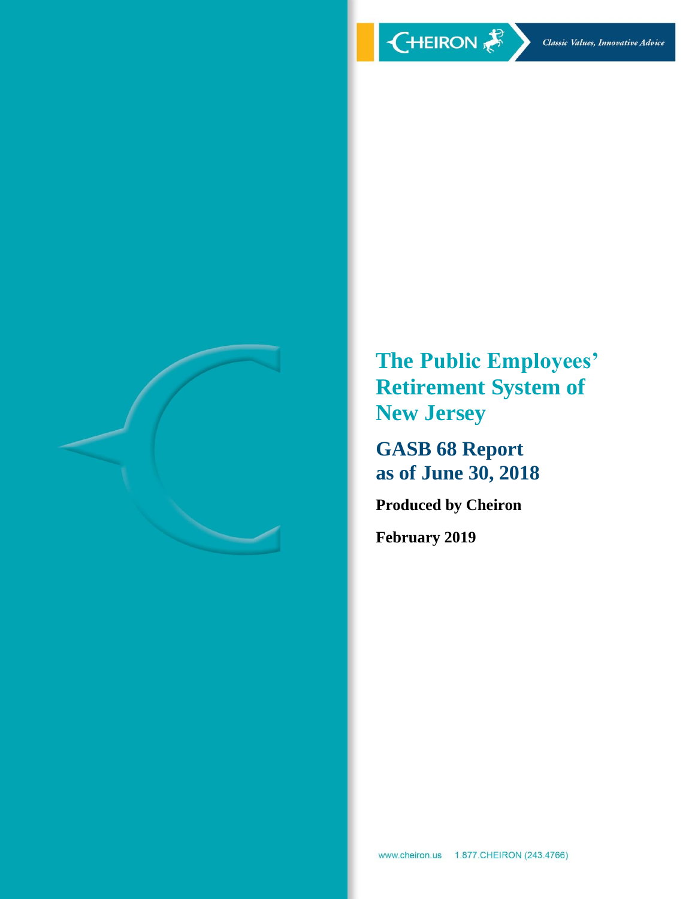# The Public Employees' Retirement System of New Jersey

## GASB 68 Report as of June 30, 2018

**Produced by Cheiron**

**February 2019**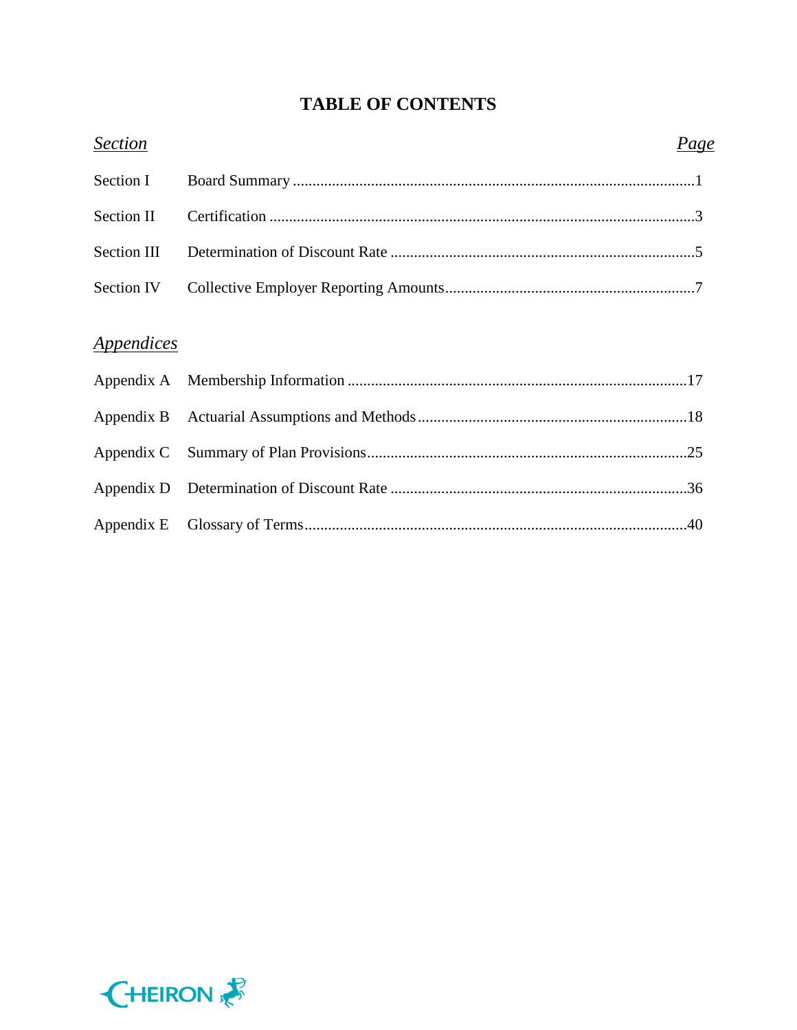# TABLE OF CONTENTS

| *Section* | | *Page* |
|---|---|---|
| Section I | Board Summary | 1 |
| Section II | Certification | 3 |
| Section III | Determination of Discount Rate | 5 |
| Section IV | Collective Employer Reporting Amounts | 7 |

*Appendices*

| | | |
|---|---|---|
| Appendix A | Membership Information | 17 |
| Appendix B | Actuarial Assumptions and Methods | 18 |
| Appendix C | Summary of Plan Provisions | 25 |
| Appendix D | Determination of Discount Rate | 36 |
| Appendix E | Glossary of Terms | 40 |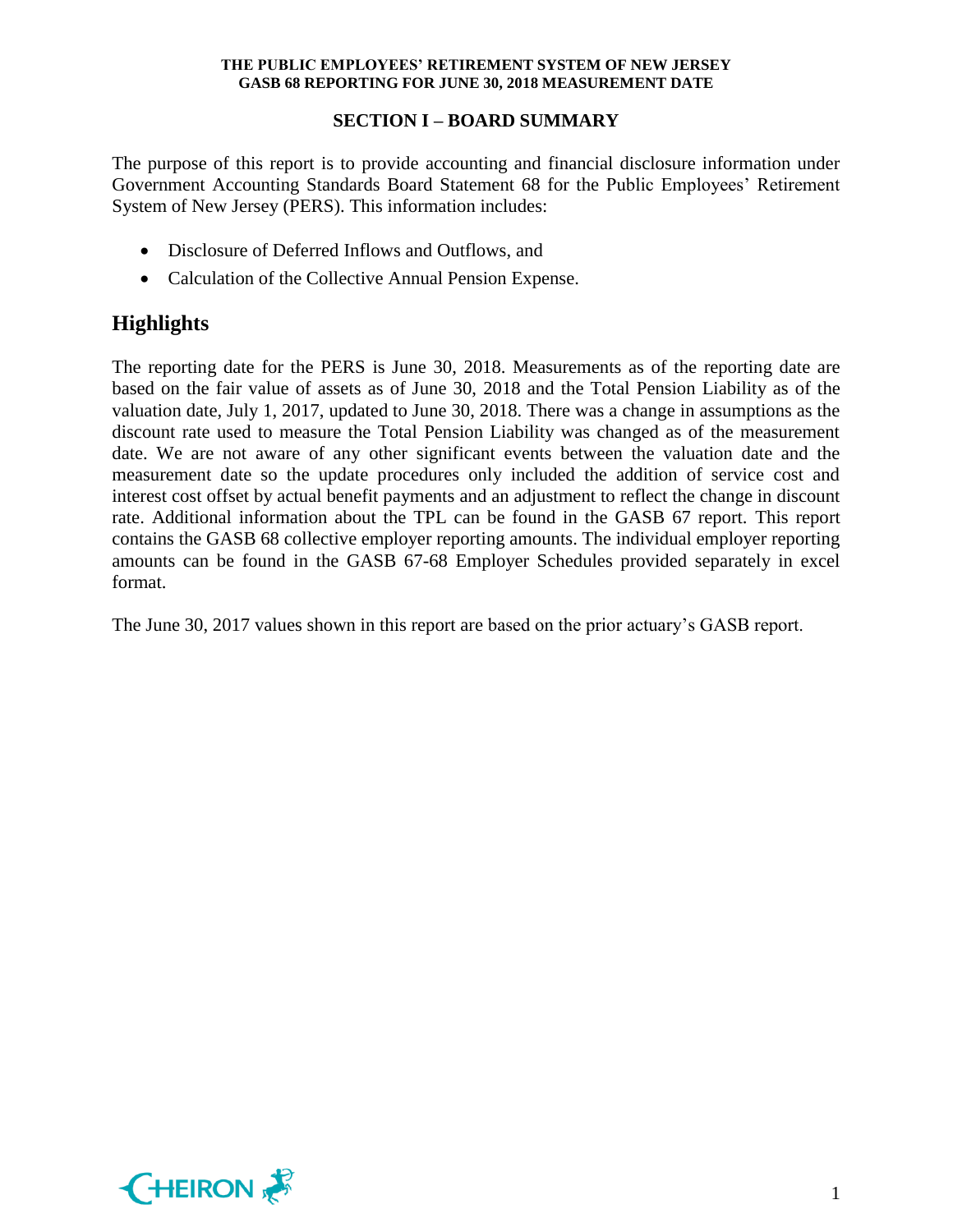## SECTION I – BOARD SUMMARY

The purpose of this report is to provide accounting and financial disclosure information under Government Accounting Standards Board Statement 68 for the Public Employees' Retirement System of New Jersey (PERS). This information includes:

- Disclosure of Deferred Inflows and Outflows, and
- Calculation of the Collective Annual Pension Expense.

## Highlights

The reporting date for the PERS is June 30, 2018. Measurements as of the reporting date are based on the fair value of assets as of June 30, 2018 and the Total Pension Liability as of the valuation date, July 1, 2017, updated to June 30, 2018. There was a change in assumptions as the discount rate used to measure the Total Pension Liability was changed as of the measurement date. We are not aware of any other significant events between the valuation date and the measurement date so the update procedures only included the addition of service cost and interest cost offset by actual benefit payments and an adjustment to reflect the change in discount rate. Additional information about the TPL can be found in the GASB 67 report. This report contains the GASB 68 collective employer reporting amounts. The individual employer reporting amounts can be found in the GASB 67-68 Employer Schedules provided separately in excel format.

The June 30, 2017 values shown in this report are based on the prior actuary's GASB report.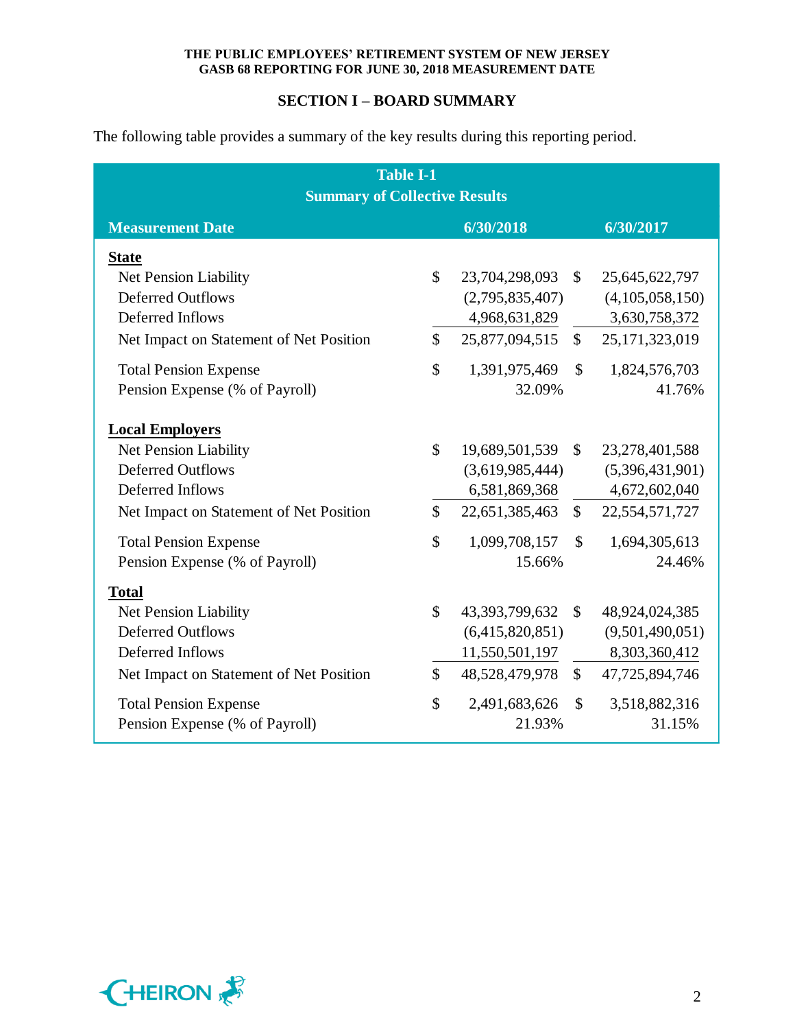## SECTION I – BOARD SUMMARY

The following table provides a summary of the key results during this reporting period.

**Table I-1**
**Summary of Collective Results**

| Measurement Date | 6/30/2018 | 6/30/2017 |
|---|---|---|
| **State** | | |
| Net Pension Liability | $ 23,704,298,093 | $ 25,645,622,797 |
| Deferred Outflows | (2,795,835,407) | (4,105,058,150) |
| Deferred Inflows | 4,968,631,829 | 3,630,758,372 |
| Net Impact on Statement of Net Position | $ 25,877,094,515 | $ 25,171,323,019 |
| Total Pension Expense | $ 1,391,975,469 | $ 1,824,576,703 |
| Pension Expense (% of Payroll) | 32.09% | 41.76% |
| **Local Employers** | | |
| Net Pension Liability | $ 19,689,501,539 | $ 23,278,401,588 |
| Deferred Outflows | (3,619,985,444) | (5,396,431,901) |
| Deferred Inflows | 6,581,869,368 | 4,672,602,040 |
| Net Impact on Statement of Net Position | $ 22,651,385,463 | $ 22,554,571,727 |
| Total Pension Expense | $ 1,099,708,157 | $ 1,694,305,613 |
| Pension Expense (% of Payroll) | 15.66% | 24.46% |
| **Total** | | |
| Net Pension Liability | $ 43,393,799,632 | $ 48,924,024,385 |
| Deferred Outflows | (6,415,820,851) | (9,501,490,051) |
| Deferred Inflows | 11,550,501,197 | 8,303,360,412 |
| Net Impact on Statement of Net Position | $ 48,528,479,978 | $ 47,725,894,746 |
| Total Pension Expense | $ 2,491,683,626 | $ 3,518,882,316 |
| Pension Expense (% of Payroll) | 21.93% | 31.15% |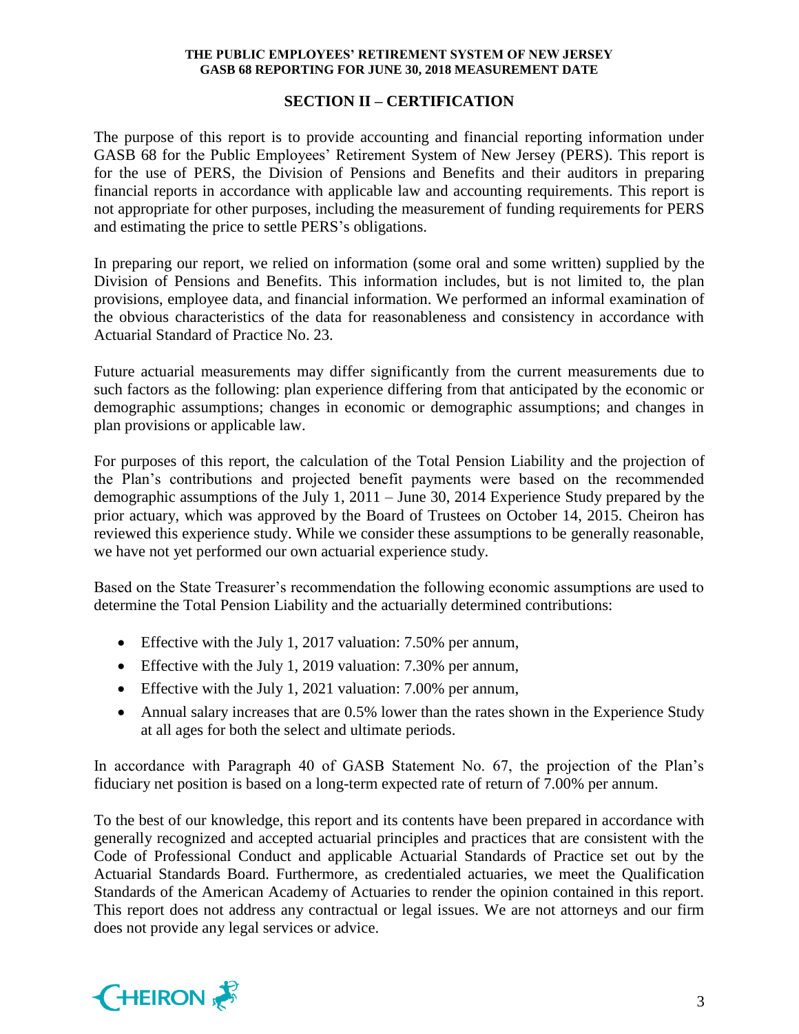## SECTION II – CERTIFICATION

The purpose of this report is to provide accounting and financial reporting information under GASB 68 for the Public Employees' Retirement System of New Jersey (PERS). This report is for the use of PERS, the Division of Pensions and Benefits and their auditors in preparing financial reports in accordance with applicable law and accounting requirements. This report is not appropriate for other purposes, including the measurement of funding requirements for PERS and estimating the price to settle PERS's obligations.

In preparing our report, we relied on information (some oral and some written) supplied by the Division of Pensions and Benefits. This information includes, but is not limited to, the plan provisions, employee data, and financial information. We performed an informal examination of the obvious characteristics of the data for reasonableness and consistency in accordance with Actuarial Standard of Practice No. 23.

Future actuarial measurements may differ significantly from the current measurements due to such factors as the following: plan experience differing from that anticipated by the economic or demographic assumptions; changes in economic or demographic assumptions; and changes in plan provisions or applicable law.

For purposes of this report, the calculation of the Total Pension Liability and the projection of the Plan's contributions and projected benefit payments were based on the recommended demographic assumptions of the July 1, 2011 – June 30, 2014 Experience Study prepared by the prior actuary, which was approved by the Board of Trustees on October 14, 2015. Cheiron has reviewed this experience study. While we consider these assumptions to be generally reasonable, we have not yet performed our own actuarial experience study.

Based on the State Treasurer's recommendation the following economic assumptions are used to determine the Total Pension Liability and the actuarially determined contributions:

- Effective with the July 1, 2017 valuation: 7.50% per annum,
- Effective with the July 1, 2019 valuation: 7.30% per annum,
- Effective with the July 1, 2021 valuation: 7.00% per annum,
- Annual salary increases that are 0.5% lower than the rates shown in the Experience Study at all ages for both the select and ultimate periods.

In accordance with Paragraph 40 of GASB Statement No. 67, the projection of the Plan's fiduciary net position is based on a long-term expected rate of return of 7.00% per annum.

To the best of our knowledge, this report and its contents have been prepared in accordance with generally recognized and accepted actuarial principles and practices that are consistent with the Code of Professional Conduct and applicable Actuarial Standards of Practice set out by the Actuarial Standards Board. Furthermore, as credentialed actuaries, we meet the Qualification Standards of the American Academy of Actuaries to render the opinion contained in this report. This report does not address any contractual or legal issues. We are not attorneys and our firm does not provide any legal services or advice.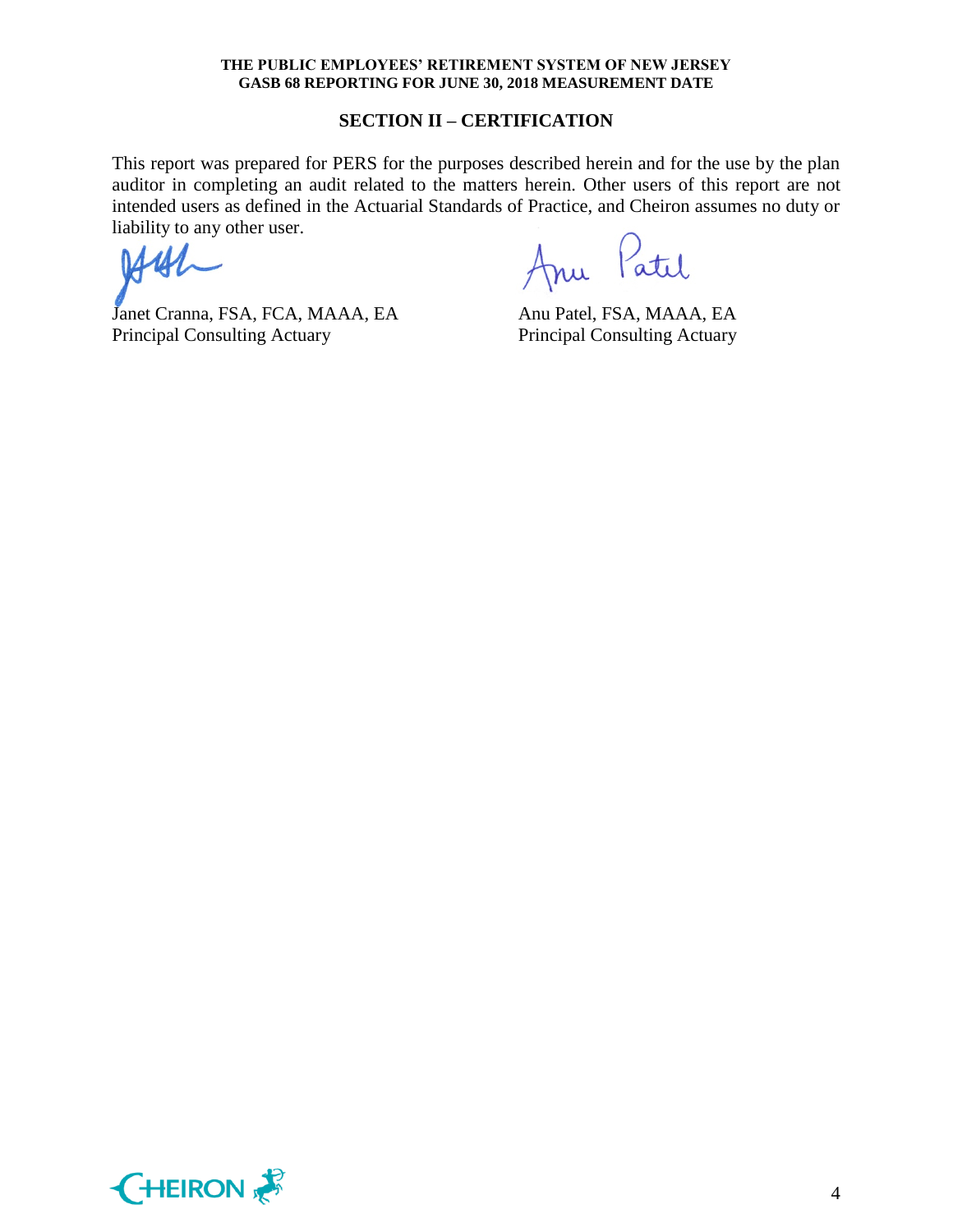## SECTION II – CERTIFICATION

This report was prepared for PERS for the purposes described herein and for the use by the plan auditor in completing an audit related to the matters herein. Other users of this report are not intended users as defined in the Actuarial Standards of Practice, and Cheiron assumes no duty or liability to any other user.

Janet Cranna, FSA, FCA, MAAA, EA
Principal Consulting Actuary

Anu Patel, FSA, MAAA, EA
Principal Consulting Actuary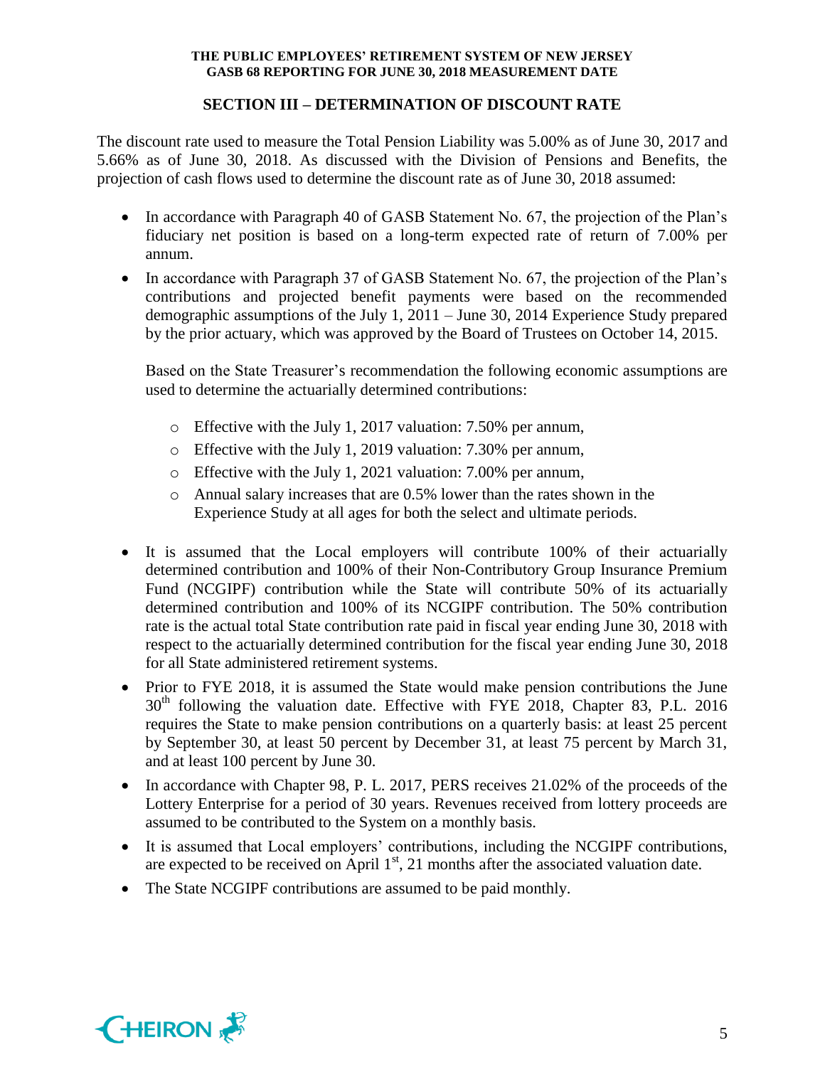## SECTION III – DETERMINATION OF DISCOUNT RATE

The discount rate used to measure the Total Pension Liability was 5.00% as of June 30, 2017 and 5.66% as of June 30, 2018. As discussed with the Division of Pensions and Benefits, the projection of cash flows used to determine the discount rate as of June 30, 2018 assumed:

- In accordance with Paragraph 40 of GASB Statement No. 67, the projection of the Plan's fiduciary net position is based on a long-term expected rate of return of 7.00% per annum.
- In accordance with Paragraph 37 of GASB Statement No. 67, the projection of the Plan's contributions and projected benefit payments were based on the recommended demographic assumptions of the July 1, 2011 – June 30, 2014 Experience Study prepared by the prior actuary, which was approved by the Board of Trustees on October 14, 2015.

  Based on the State Treasurer's recommendation the following economic assumptions are used to determine the actuarially determined contributions:

  - Effective with the July 1, 2017 valuation: 7.50% per annum,
  - Effective with the July 1, 2019 valuation: 7.30% per annum,
  - Effective with the July 1, 2021 valuation: 7.00% per annum,
  - Annual salary increases that are 0.5% lower than the rates shown in the Experience Study at all ages for both the select and ultimate periods.

- It is assumed that the Local employers will contribute 100% of their actuarially determined contribution and 100% of their Non-Contributory Group Insurance Premium Fund (NCGIPF) contribution while the State will contribute 50% of its actuarially determined contribution and 100% of its NCGIPF contribution. The 50% contribution rate is the actual total State contribution rate paid in fiscal year ending June 30, 2018 with respect to the actuarially determined contribution for the fiscal year ending June 30, 2018 for all State administered retirement systems.
- Prior to FYE 2018, it is assumed the State would make pension contributions the June 30th following the valuation date. Effective with FYE 2018, Chapter 83, P.L. 2016 requires the State to make pension contributions on a quarterly basis: at least 25 percent by September 30, at least 50 percent by December 31, at least 75 percent by March 31, and at least 100 percent by June 30.
- In accordance with Chapter 98, P. L. 2017, PERS receives 21.02% of the proceeds of the Lottery Enterprise for a period of 30 years. Revenues received from lottery proceeds are assumed to be contributed to the System on a monthly basis.
- It is assumed that Local employers' contributions, including the NCGIPF contributions, are expected to be received on April 1st, 21 months after the associated valuation date.
- The State NCGIPF contributions are assumed to be paid monthly.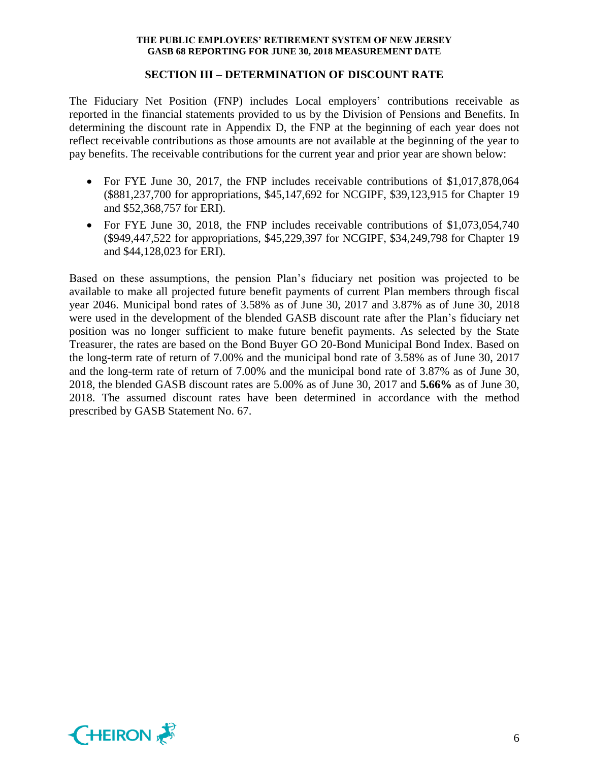## SECTION III – DETERMINATION OF DISCOUNT RATE

The Fiduciary Net Position (FNP) includes Local employers' contributions receivable as reported in the financial statements provided to us by the Division of Pensions and Benefits. In determining the discount rate in Appendix D, the FNP at the beginning of each year does not reflect receivable contributions as those amounts are not available at the beginning of the year to pay benefits. The receivable contributions for the current year and prior year are shown below:

- For FYE June 30, 2017, the FNP includes receivable contributions of $1,017,878,064 ($881,237,700 for appropriations, $45,147,692 for NCGIPF, $39,123,915 for Chapter 19 and $52,368,757 for ERI).
- For FYE June 30, 2018, the FNP includes receivable contributions of $1,073,054,740 ($949,447,522 for appropriations, $45,229,397 for NCGIPF, $34,249,798 for Chapter 19 and $44,128,023 for ERI).

Based on these assumptions, the pension Plan's fiduciary net position was projected to be available to make all projected future benefit payments of current Plan members through fiscal year 2046. Municipal bond rates of 3.58% as of June 30, 2017 and 3.87% as of June 30, 2018 were used in the development of the blended GASB discount rate after the Plan's fiduciary net position was no longer sufficient to make future benefit payments. As selected by the State Treasurer, the rates are based on the Bond Buyer GO 20-Bond Municipal Bond Index. Based on the long-term rate of return of 7.00% and the municipal bond rate of 3.58% as of June 30, 2017 and the long-term rate of return of 7.00% and the municipal bond rate of 3.87% as of June 30, 2018, the blended GASB discount rates are 5.00% as of June 30, 2017 and **5.66%** as of June 30, 2018. The assumed discount rates have been determined in accordance with the method prescribed by GASB Statement No. 67.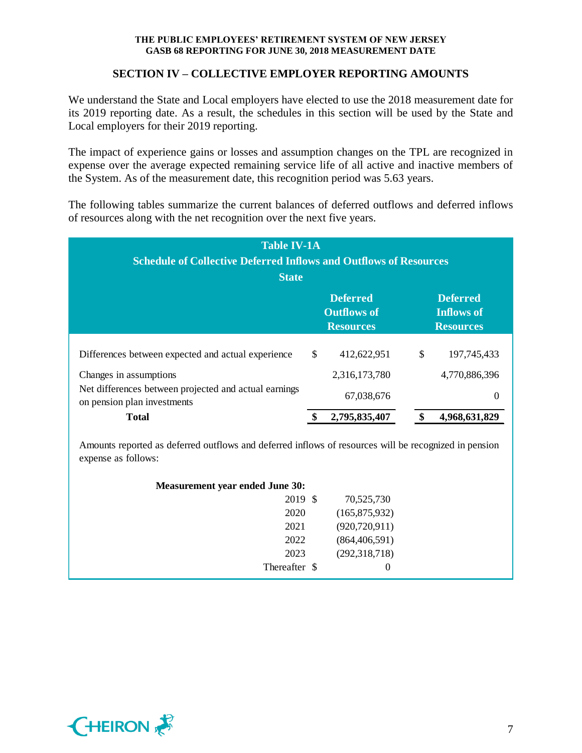## SECTION IV – COLLECTIVE EMPLOYER REPORTING AMOUNTS

We understand the State and Local employers have elected to use the 2018 measurement date for its 2019 reporting date. As a result, the schedules in this section will be used by the State and Local employers for their 2019 reporting.

The impact of experience gains or losses and assumption changes on the TPL are recognized in expense over the average expected remaining service life of all active and inactive members of the System. As of the measurement date, this recognition period was 5.63 years.

The following tables summarize the current balances of deferred outflows and deferred inflows of resources along with the net recognition over the next five years.

**Table IV-1A**
**Schedule of Collective Deferred Inflows and Outflows of Resources**
**State**

| | Deferred Outflows of Resources | Deferred Inflows of Resources |
|---|---|---|
| Differences between expected and actual experience | $ 412,622,951 | $ 197,745,433 |
| Changes in assumptions | 2,316,173,780 | 4,770,886,396 |
| Net differences between projected and actual earnings on pension plan investments | 67,038,676 | 0 |
| **Total** | **$ 2,795,835,407** | **$ 4,968,631,829** |

Amounts reported as deferred outflows and deferred inflows of resources will be recognized in pension expense as follows:

| Measurement year ended June 30: | |
|---|---|
| 2019 | $ 70,525,730 |
| 2020 | (165,875,932) |
| 2021 | (920,720,911) |
| 2022 | (864,406,591) |
| 2023 | (292,318,718) |
| Thereafter | $ 0 |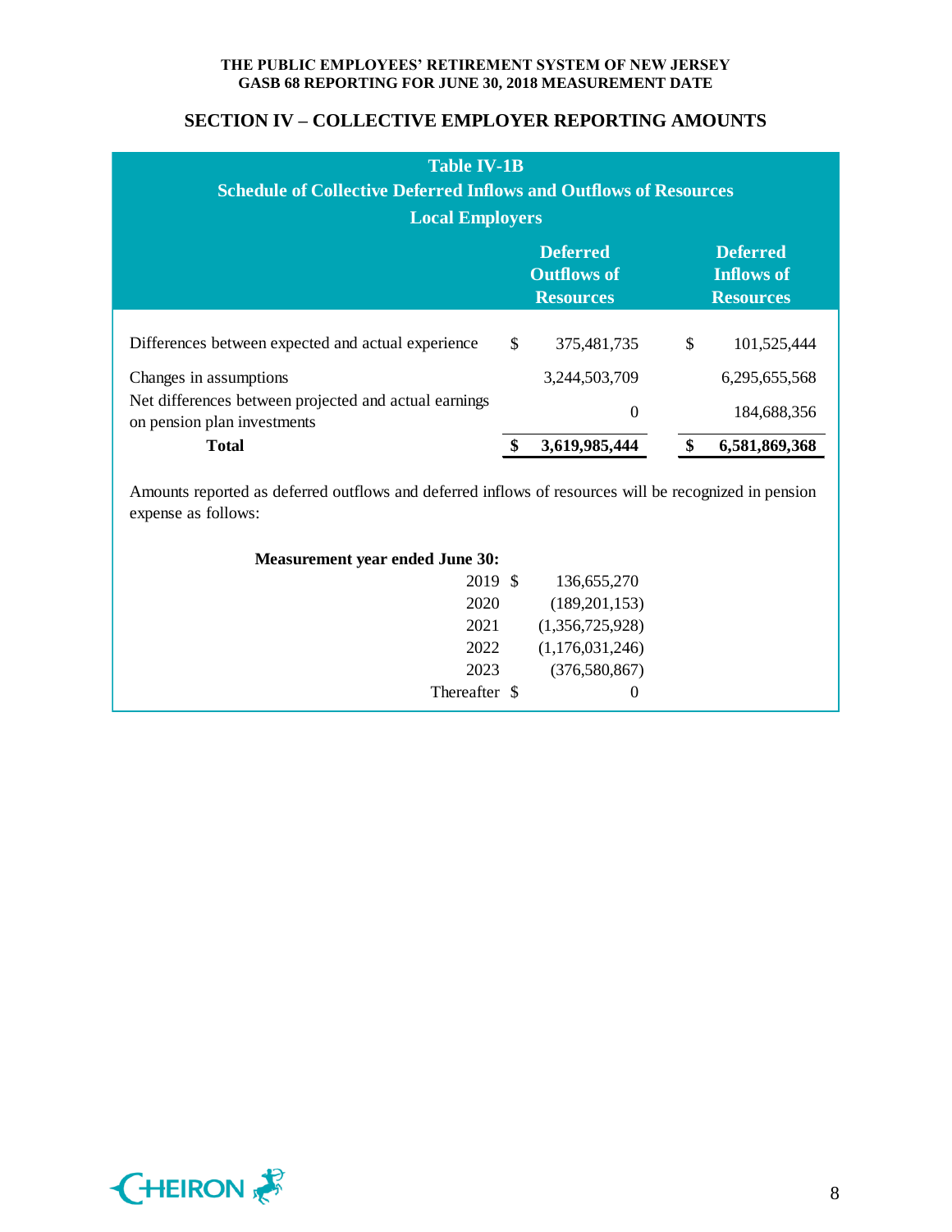## SECTION IV – COLLECTIVE EMPLOYER REPORTING AMOUNTS

**Table IV-1B**
**Schedule of Collective Deferred Inflows and Outflows of Resources**
**Local Employers**

| | Deferred Outflows of Resources | Deferred Inflows of Resources |
|---|---|---|
| Differences between expected and actual experience | $ 375,481,735 | $ 101,525,444 |
| Changes in assumptions | 3,244,503,709 | 6,295,655,568 |
| Net differences between projected and actual earnings on pension plan investments | 0 | 184,688,356 |
| **Total** | **$ 3,619,985,444** | **$ 6,581,869,368** |

Amounts reported as deferred outflows and deferred inflows of resources will be recognized in pension expense as follows:

| **Measurement year ended June 30:** | |
|---|---|
| 2019 | $ 136,655,270 |
| 2020 | (189,201,153) |
| 2021 | (1,356,725,928) |
| 2022 | (1,176,031,246) |
| 2023 | (376,580,867) |
| Thereafter | $ 0 |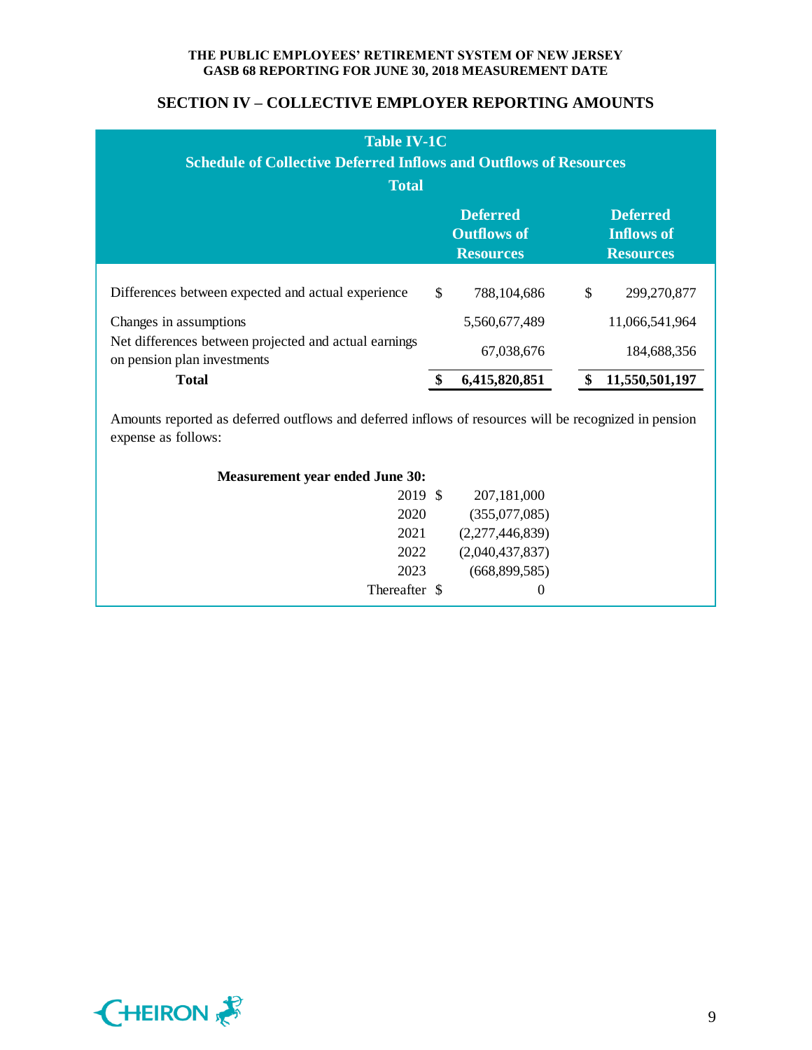## SECTION IV – COLLECTIVE EMPLOYER REPORTING AMOUNTS

**Table IV-1C**
**Schedule of Collective Deferred Inflows and Outflows of Resources**
**Total**

| | Deferred Outflows of Resources | Deferred Inflows of Resources |
|---|---|---|
| Differences between expected and actual experience | $ 788,104,686 | $ 299,270,877 |
| Changes in assumptions | 5,560,677,489 | 11,066,541,964 |
| Net differences between projected and actual earnings on pension plan investments | 67,038,676 | 184,688,356 |
| **Total** | **$ 6,415,820,851** | **$ 11,550,501,197** |

Amounts reported as deferred outflows and deferred inflows of resources will be recognized in pension expense as follows:

| **Measurement year ended June 30:** | |
|---|---|
| 2019 | $ 207,181,000 |
| 2020 | (355,077,085) |
| 2021 | (2,277,446,839) |
| 2022 | (2,040,437,837) |
| 2023 | (668,899,585) |
| Thereafter | $ 0 |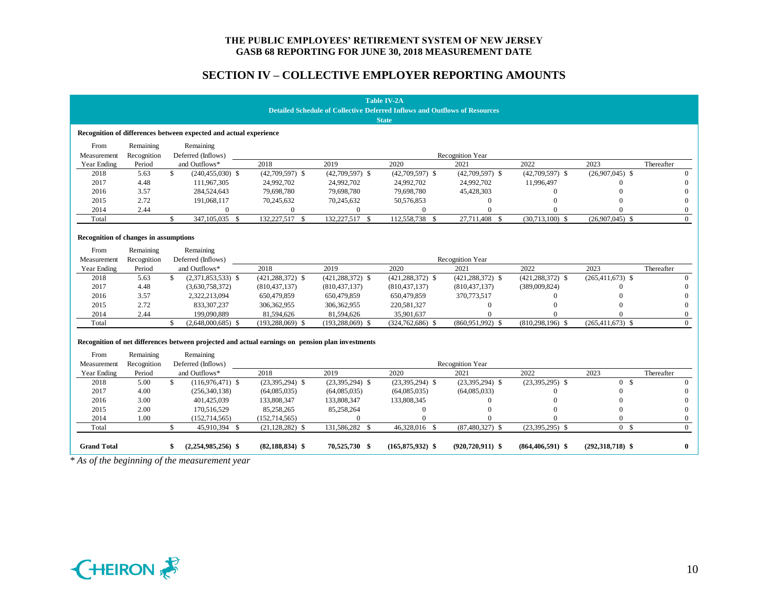# THE PUBLIC EMPLOYEES' RETIREMENT SYSTEM OF NEW JERSEY
## GASB 68 REPORTING FOR JUNE 30, 2018 MEASUREMENT DATE

## SECTION IV – COLLECTIVE EMPLOYER REPORTING AMOUNTS

**Table IV-2A**
**Detailed Schedule of Collective Deferred Inflows and Outflows of Resources**
**State**

**Recognition of differences between expected and actual experience**

| From Measurement Year Ending | Remaining Recognition Period | Remaining Deferred (Inflows) and Outflows* | Recognition Year 2018 | 2019 | 2020 | 2021 | 2022 | 2023 | Thereafter |
|---|---|---|---|---|---|---|---|---|---|
| 2018 | 5.63 | $ (240,455,030) | $ (42,709,597) | $ (42,709,597) | $ (42,709,597) | $ (42,709,597) | $ (42,709,597) | $ (26,907,045) | $ 0 |
| 2017 | 4.48 | 111,967,305 | 24,992,702 | 24,992,702 | 24,992,702 | 24,992,702 | 11,996,497 | 0 | 0 |
| 2016 | 3.57 | 284,524,643 | 79,698,780 | 79,698,780 | 79,698,780 | 45,428,303 | 0 | 0 | 0 |
| 2015 | 2.72 | 191,068,117 | 70,245,632 | 70,245,632 | 50,576,853 | 0 | 0 | 0 | 0 |
| 2014 | 2.44 | 0 | 0 | 0 | 0 | 0 | 0 | 0 | 0 |
| Total | | $ 347,105,035 | $ 132,227,517 | $ 132,227,517 | $ 112,558,738 | $ 27,711,408 | $ (30,713,100) | $ (26,907,045) | $ 0 |

**Recognition of changes in assumptions**

| From Measurement Year Ending | Remaining Recognition Period | Remaining Deferred (Inflows) and Outflows* | Recognition Year 2018 | 2019 | 2020 | 2021 | 2022 | 2023 | Thereafter |
|---|---|---|---|---|---|---|---|---|---|
| 2018 | 5.63 | $ (2,371,853,533) | $ (421,288,372) | $ (421,288,372) | $ (421,288,372) | $ (421,288,372) | $ (421,288,372) | $ (265,411,673) | $ 0 |
| 2017 | 4.48 | (3,630,758,372) | (810,437,137) | (810,437,137) | (810,437,137) | (810,437,137) | (389,009,824) | 0 | 0 |
| 2016 | 3.57 | 2,322,213,094 | 650,479,859 | 650,479,859 | 650,479,859 | 370,773,517 | 0 | 0 | 0 |
| 2015 | 2.72 | 833,307,237 | 306,362,955 | 306,362,955 | 220,581,327 | 0 | 0 | 0 | 0 |
| 2014 | 2.44 | 199,090,889 | 81,594,626 | 81,594,626 | 35,901,637 | 0 | 0 | 0 | 0 |
| Total | | $ (2,648,000,685) | $ (193,288,069) | $ (193,288,069) | $ (324,762,686) | $ (860,951,992) | $ (810,298,196) | $ (265,411,673) | $ 0 |

**Recognition of net differences between projected and actual earnings on pension plan investments**

| From Measurement Year Ending | Remaining Recognition Period | Remaining Deferred (Inflows) and Outflows* | Recognition Year 2018 | 2019 | 2020 | 2021 | 2022 | 2023 | Thereafter |
|---|---|---|---|---|---|---|---|---|---|
| 2018 | 5.00 | $ (116,976,471) | $ (23,395,294) | $ (23,395,294) | $ (23,395,294) | $ (23,395,294) | $ (23,395,295) | $ 0 | $ 0 |
| 2017 | 4.00 | (256,340,138) | (64,085,035) | (64,085,035) | (64,085,035) | (64,085,033) | 0 | 0 | 0 |
| 2016 | 3.00 | 401,425,039 | 133,808,347 | 133,808,347 | 133,808,345 | 0 | 0 | 0 | 0 |
| 2015 | 2.00 | 170,516,529 | 85,258,265 | 85,258,264 | 0 | 0 | 0 | 0 | 0 |
| 2014 | 1.00 | (152,714,565) | (152,714,565) | 0 | 0 | 0 | 0 | 0 | 0 |
| Total | | $ 45,910,394 | $ (21,128,282) | $ 131,586,282 | $ 46,328,016 | $ (87,480,327) | $ (23,395,295) | $ 0 | $ 0 |
| **Grand Total** | | **$ (2,254,985,256)** | **$ (82,188,834)** | **$ 70,525,730** | **$ (165,875,932)** | **$ (920,720,911)** | **$ (864,406,591)** | **$ (292,318,718)** | **$ 0** |

*\* As of the beginning of the measurement year*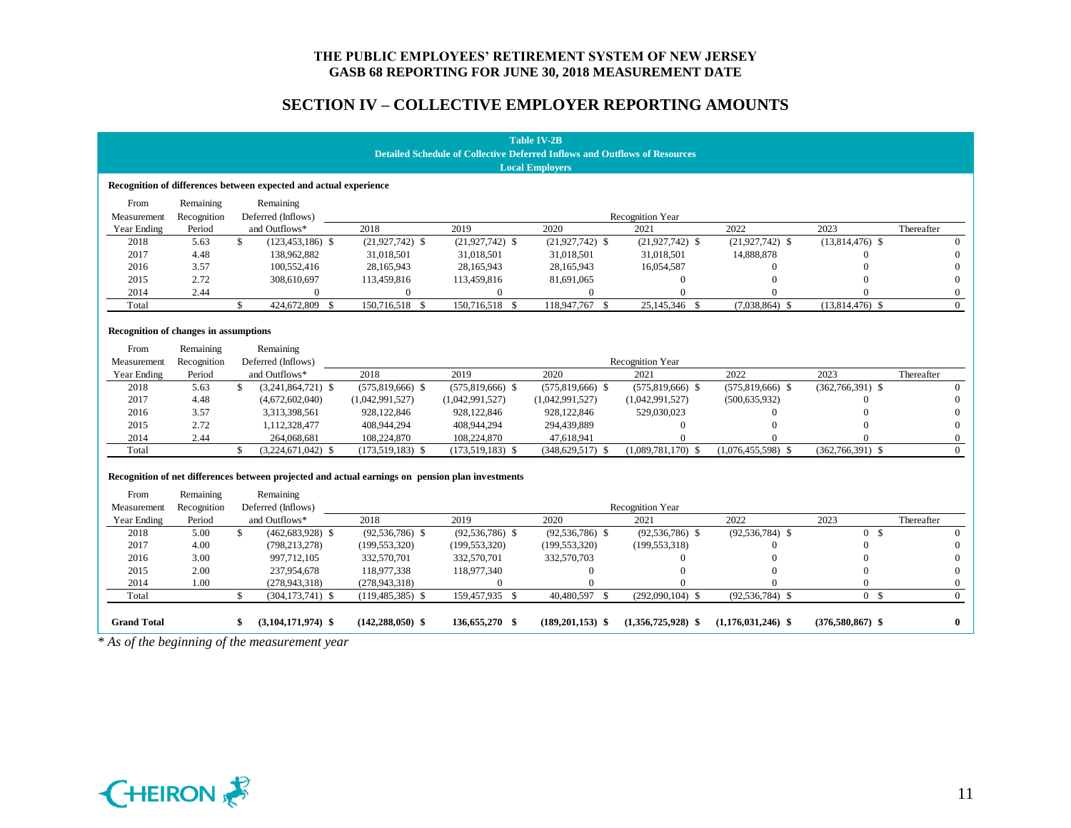# THE PUBLIC EMPLOYEES' RETIREMENT SYSTEM OF NEW JERSEY
## GASB 68 REPORTING FOR JUNE 30, 2018 MEASUREMENT DATE

## SECTION IV – COLLECTIVE EMPLOYER REPORTING AMOUNTS

**Table IV-2B**
**Detailed Schedule of Collective Deferred Inflows and Outflows of Resources**
**Local Employers**

**Recognition of differences between expected and actual experience**

| From Measurement Year Ending | Remaining Recognition Period | Remaining Deferred (Inflows) and Outflows* | 2018 | 2019 | 2020 | 2021 | 2022 | 2023 | Thereafter |
|---|---|---|---|---|---|---|---|---|---|
| | | | Recognition Year | | | | | | |
| 2018 | 5.63 | $ (123,453,186) | $ (21,927,742) | $ (21,927,742) | $ (21,927,742) | $ (21,927,742) | $ (21,927,742) | $ (13,814,476) | $ 0 |
| 2017 | 4.48 | 138,962,882 | 31,018,501 | 31,018,501 | 31,018,501 | 31,018,501 | 14,888,878 | 0 | 0 |
| 2016 | 3.57 | 100,552,416 | 28,165,943 | 28,165,943 | 28,165,943 | 16,054,587 | 0 | 0 | 0 |
| 2015 | 2.72 | 308,610,697 | 113,459,816 | 113,459,816 | 81,691,065 | 0 | 0 | 0 | 0 |
| 2014 | 2.44 | 0 | 0 | 0 | 0 | 0 | 0 | 0 | 0 |
| Total | | $ 424,672,809 | $ 150,716,518 | $ 150,716,518 | $ 118,947,767 | $ 25,145,346 | $ (7,038,864) | $ (13,814,476) | $ 0 |

**Recognition of changes in assumptions**

| From Measurement Year Ending | Remaining Recognition Period | Remaining Deferred (Inflows) and Outflows* | 2018 | 2019 | 2020 | 2021 | 2022 | 2023 | Thereafter |
|---|---|---|---|---|---|---|---|---|---|
| | | | Recognition Year | | | | | | |
| 2018 | 5.63 | $ (3,241,864,721) | $ (575,819,666) | $ (575,819,666) | $ (575,819,666) | $ (575,819,666) | $ (575,819,666) | $ (362,766,391) | $ 0 |
| 2017 | 4.48 | (4,672,602,040) | (1,042,991,527) | (1,042,991,527) | (1,042,991,527) | (1,042,991,527) | (500,635,932) | 0 | 0 |
| 2016 | 3.57 | 3,313,398,561 | 928,122,846 | 928,122,846 | 928,122,846 | 529,030,023 | 0 | 0 | 0 |
| 2015 | 2.72 | 1,112,328,477 | 408,944,294 | 408,944,294 | 294,439,889 | 0 | 0 | 0 | 0 |
| 2014 | 2.44 | 264,068,681 | 108,224,870 | 108,224,870 | 47,618,941 | 0 | 0 | 0 | 0 |
| Total | | $ (3,224,671,042) | $ (173,519,183) | $ (173,519,183) | $ (348,629,517) | $ (1,089,781,170) | $ (1,076,455,598) | $ (362,766,391) | $ 0 |

**Recognition of net differences between projected and actual earnings on pension plan investments**

| From Measurement Year Ending | Remaining Recognition Period | Remaining Deferred (Inflows) and Outflows* | 2018 | 2019 | 2020 | 2021 | 2022 | 2023 | Thereafter |
|---|---|---|---|---|---|---|---|---|---|
| | | | Recognition Year | | | | | | |
| 2018 | 5.00 | $ (462,683,928) | $ (92,536,786) | $ (92,536,786) | $ (92,536,786) | $ (92,536,786) | $ (92,536,784) | $ 0 | $ 0 |
| 2017 | 4.00 | (798,213,278) | (199,553,320) | (199,553,320) | (199,553,320) | (199,553,318) | 0 | 0 | 0 |
| 2016 | 3.00 | 997,712,105 | 332,570,701 | 332,570,701 | 332,570,703 | 0 | 0 | 0 | 0 |
| 2015 | 2.00 | 237,954,678 | 118,977,338 | 118,977,340 | 0 | 0 | 0 | 0 | 0 |
| 2014 | 1.00 | (278,943,318) | (278,943,318) | 0 | 0 | 0 | 0 | 0 | 0 |
| Total | | $ (304,173,741) | $ (119,485,385) | $ 159,457,935 | $ 40,480,597 | $ (292,090,104) | $ (92,536,784) | $ 0 | $ 0 |
| **Grand Total** | | **$ (3,104,171,974)** | **$ (142,288,050)** | **$ 136,655,270** | **$ (189,201,153)** | **$ (1,356,725,928)** | **$ (1,176,031,246)** | **$ (376,580,867)** | **$ 0** |

*\* As of the beginning of the measurement year*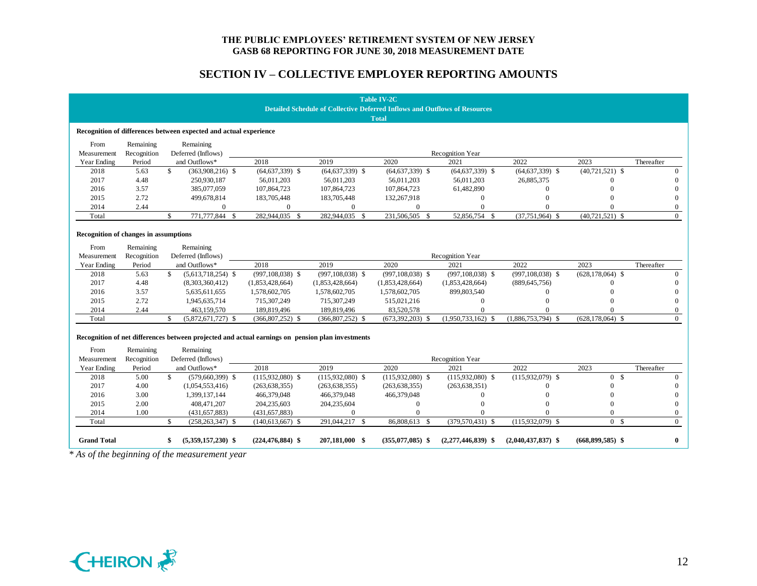# THE PUBLIC EMPLOYEES' RETIREMENT SYSTEM OF NEW JERSEY
## GASB 68 REPORTING FOR JUNE 30, 2018 MEASUREMENT DATE

## SECTION IV – COLLECTIVE EMPLOYER REPORTING AMOUNTS

**Table IV-2C**
**Detailed Schedule of Collective Deferred Inflows and Outflows of Resources**
**Total**

**Recognition of differences between expected and actual experience**

| From Measurement Year Ending | Remaining Recognition Period | Remaining Deferred (Inflows) and Outflows* | Recognition Year 2018 | 2019 | 2020 | 2021 | 2022 | 2023 | Thereafter |
|---|---|---|---|---|---|---|---|---|---|
| 2018 | 5.63 | $ (363,908,216) | $ (64,637,339) | $ (64,637,339) | $ (64,637,339) | $ (64,637,339) | $ (64,637,339) | $ (40,721,521) | $ 0 |
| 2017 | 4.48 | 250,930,187 | 56,011,203 | 56,011,203 | 56,011,203 | 56,011,203 | 26,885,375 | 0 | 0 |
| 2016 | 3.57 | 385,077,059 | 107,864,723 | 107,864,723 | 107,864,723 | 61,482,890 | 0 | 0 | 0 |
| 2015 | 2.72 | 499,678,814 | 183,705,448 | 183,705,448 | 132,267,918 | 0 | 0 | 0 | 0 |
| 2014 | 2.44 | 0 | 0 | 0 | 0 | 0 | 0 | 0 | 0 |
| Total | | $ 771,777,844 | $ 282,944,035 | $ 282,944,035 | $ 231,506,505 | $ 52,856,754 | $ (37,751,964) | $ (40,721,521) | $ 0 |

**Recognition of changes in assumptions**

| From Measurement Year Ending | Remaining Recognition Period | Remaining Deferred (Inflows) and Outflows* | Recognition Year 2018 | 2019 | 2020 | 2021 | 2022 | 2023 | Thereafter |
|---|---|---|---|---|---|---|---|---|---|
| 2018 | 5.63 | $ (5,613,718,254) | $ (997,108,038) | $ (997,108,038) | $ (997,108,038) | $ (997,108,038) | $ (997,108,038) | $ (628,178,064) | $ 0 |
| 2017 | 4.48 | (8,303,360,412) | (1,853,428,664) | (1,853,428,664) | (1,853,428,664) | (1,853,428,664) | (889,645,756) | 0 | 0 |
| 2016 | 3.57 | 5,635,611,655 | 1,578,602,705 | 1,578,602,705 | 1,578,602,705 | 899,803,540 | 0 | 0 | 0 |
| 2015 | 2.72 | 1,945,635,714 | 715,307,249 | 715,307,249 | 515,021,216 | 0 | 0 | 0 | 0 |
| 2014 | 2.44 | 463,159,570 | 189,819,496 | 189,819,496 | 83,520,578 | 0 | 0 | 0 | 0 |
| Total | | $ (5,872,671,727) | $ (366,807,252) | $ (366,807,252) | $ (673,392,203) | $ (1,950,733,162) | $ (1,886,753,794) | $ (628,178,064) | $ 0 |

**Recognition of net differences between projected and actual earnings on pension plan investments**

| From Measurement Year Ending | Remaining Recognition Period | Remaining Deferred (Inflows) and Outflows* | Recognition Year 2018 | 2019 | 2020 | 2021 | 2022 | 2023 | Thereafter |
|---|---|---|---|---|---|---|---|---|---|
| 2018 | 5.00 | $ (579,660,399) | $ (115,932,080) | $ (115,932,080) | $ (115,932,080) | $ (115,932,080) | $ (115,932,079) | $ 0 | $ 0 |
| 2017 | 4.00 | (1,054,553,416) | (263,638,355) | (263,638,355) | (263,638,355) | (263,638,351) | 0 | 0 | 0 |
| 2016 | 3.00 | 1,399,137,144 | 466,379,048 | 466,379,048 | 466,379,048 | 0 | 0 | 0 | 0 |
| 2015 | 2.00 | 408,471,207 | 204,235,603 | 204,235,604 | 0 | 0 | 0 | 0 | 0 |
| 2014 | 1.00 | (431,657,883) | (431,657,883) | 0 | 0 | 0 | 0 | 0 | 0 |
| Total | | $ (258,263,347) | $ (140,613,667) | $ 291,044,217 | $ 86,808,613 | $ (379,570,431) | $ (115,932,079) | $ 0 | $ 0 |
| **Grand Total** | | **$ (5,359,157,230)** | **$ (224,476,884)** | **$ 207,181,000** | **$ (355,077,085)** | **$ (2,277,446,839)** | **$ (2,040,437,837)** | **$ (668,899,585)** | **$ 0** |

*\* As of the beginning of the measurement year*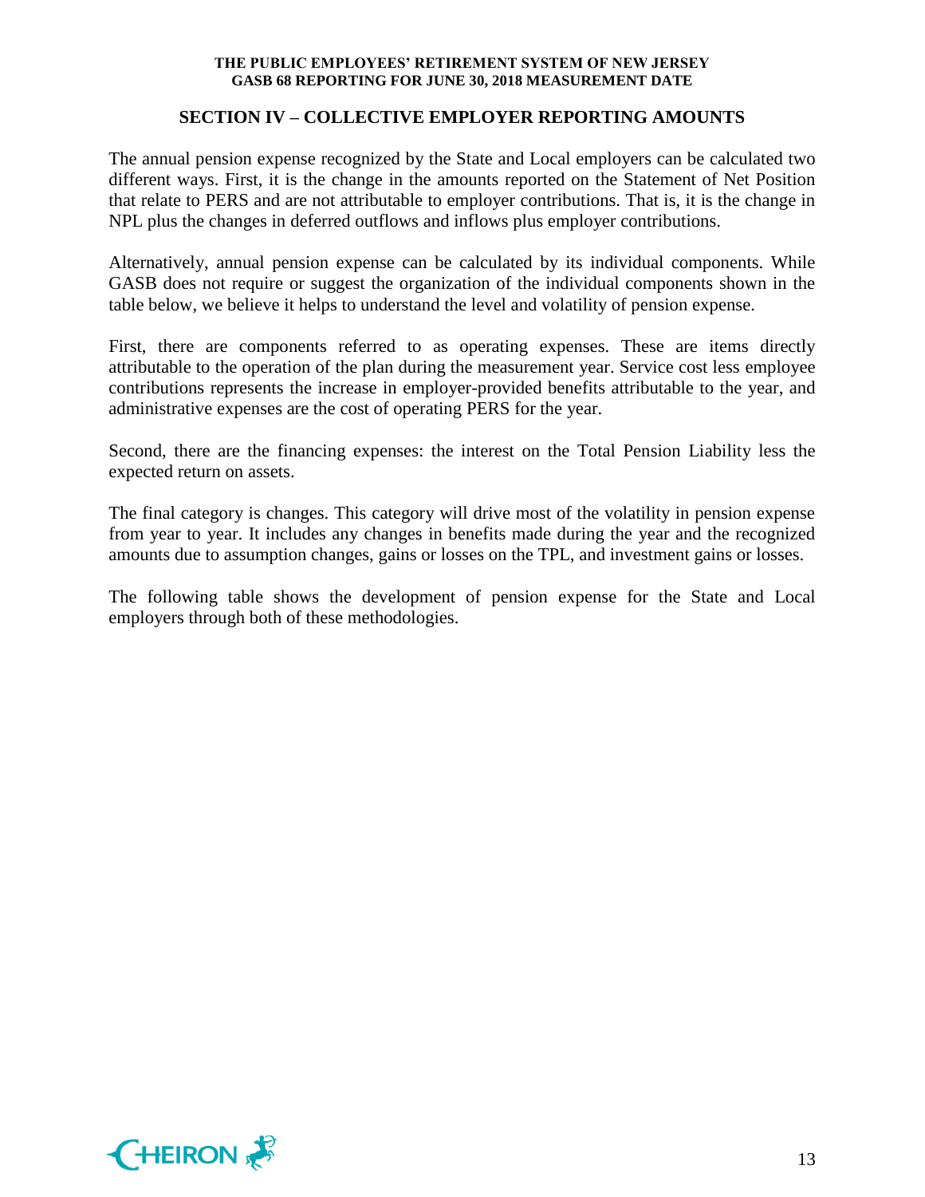## SECTION IV – COLLECTIVE EMPLOYER REPORTING AMOUNTS

The annual pension expense recognized by the State and Local employers can be calculated two different ways. First, it is the change in the amounts reported on the Statement of Net Position that relate to PERS and are not attributable to employer contributions. That is, it is the change in NPL plus the changes in deferred outflows and inflows plus employer contributions.

Alternatively, annual pension expense can be calculated by its individual components. While GASB does not require or suggest the organization of the individual components shown in the table below, we believe it helps to understand the level and volatility of pension expense.

First, there are components referred to as operating expenses. These are items directly attributable to the operation of the plan during the measurement year. Service cost less employee contributions represents the increase in employer-provided benefits attributable to the year, and administrative expenses are the cost of operating PERS for the year.

Second, there are the financing expenses: the interest on the Total Pension Liability less the expected return on assets.

The final category is changes. This category will drive most of the volatility in pension expense from year to year. It includes any changes in benefits made during the year and the recognized amounts due to assumption changes, gains or losses on the TPL, and investment gains or losses.

The following table shows the development of pension expense for the State and Local employers through both of these methodologies.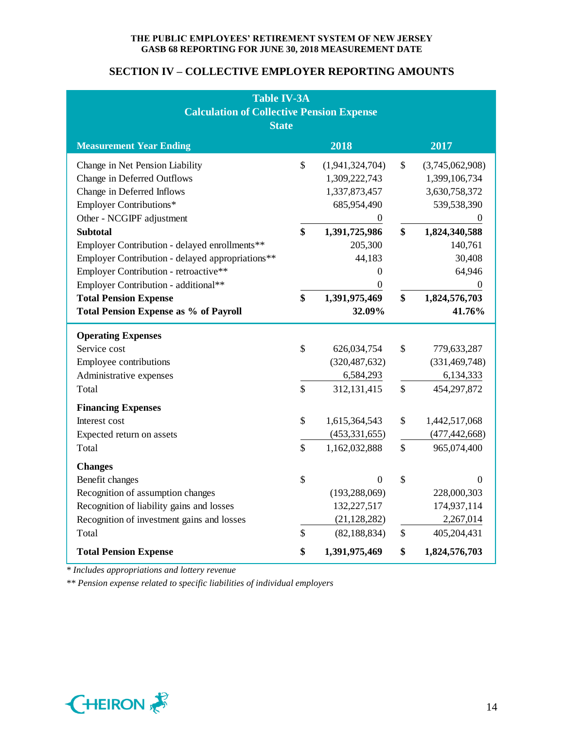THE PUBLIC EMPLOYEES' RETIREMENT SYSTEM OF NEW JERSEY
GASB 68 REPORTING FOR JUNE 30, 2018 MEASUREMENT DATE

## SECTION IV – COLLECTIVE EMPLOYER REPORTING AMOUNTS

**Table IV-3A**
**Calculation of Collective Pension Expense**
**State**

| Measurement Year Ending | 2018 | 2017 |
|---|---|---|
| Change in Net Pension Liability | $ (1,941,324,704) | $ (3,745,062,908) |
| Change in Deferred Outflows | 1,309,222,743 | 1,399,106,734 |
| Change in Deferred Inflows | 1,337,873,457 | 3,630,758,372 |
| Employer Contributions* | 685,954,490 | 539,538,390 |
| Other - NCGIPF adjustment | 0 | 0 |
| **Subtotal** | **$ 1,391,725,986** | **$ 1,824,340,588** |
| Employer Contribution - delayed enrollments** | 205,300 | 140,761 |
| Employer Contribution - delayed appropriations** | 44,183 | 30,408 |
| Employer Contribution - retroactive** | 0 | 64,946 |
| Employer Contribution - additional** | 0 | 0 |
| **Total Pension Expense** | **$ 1,391,975,469** | **$ 1,824,576,703** |
| **Total Pension Expense as % of Payroll** | **32.09%** | **41.76%** |
| **Operating Expenses** | | |
| Service cost | $ 626,034,754 | $ 779,633,287 |
| Employee contributions | (320,487,632) | (331,469,748) |
| Administrative expenses | 6,584,293 | 6,134,333 |
| Total | $ 312,131,415 | $ 454,297,872 |
| **Financing Expenses** | | |
| Interest cost | $ 1,615,364,543 | $ 1,442,517,068 |
| Expected return on assets | (453,331,655) | (477,442,668) |
| Total | $ 1,162,032,888 | $ 965,074,400 |
| **Changes** | | |
| Benefit changes | $ 0 | $ 0 |
| Recognition of assumption changes | (193,288,069) | 228,000,303 |
| Recognition of liability gains and losses | 132,227,517 | 174,937,114 |
| Recognition of investment gains and losses | (21,128,282) | 2,267,014 |
| Total | $ (82,188,834) | $ 405,204,431 |
| **Total Pension Expense** | **$ 1,391,975,469** | **$ 1,824,576,703** |

*\* Includes appropriations and lottery revenue*

*\*\* Pension expense related to specific liabilities of individual employers*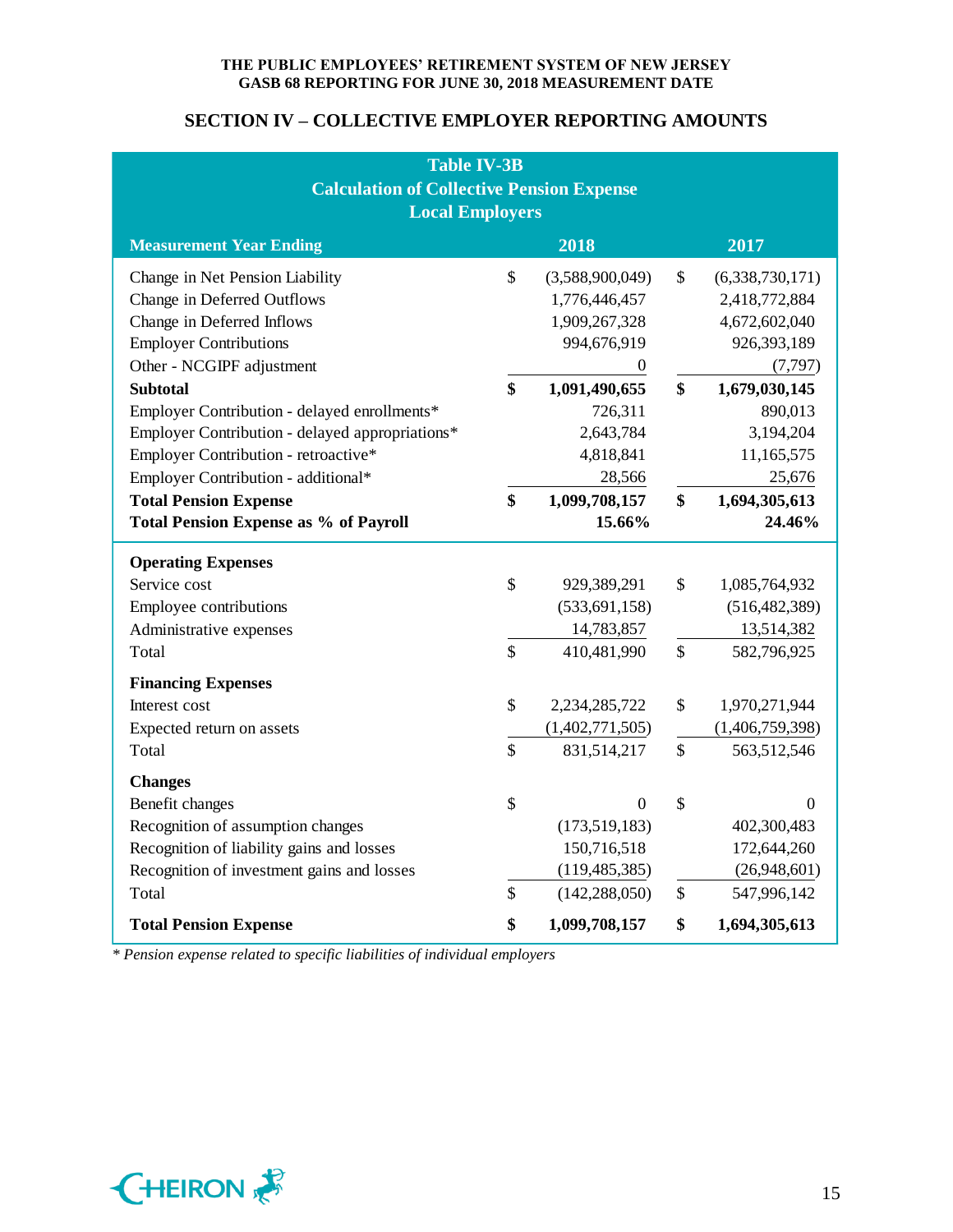## SECTION IV – COLLECTIVE EMPLOYER REPORTING AMOUNTS

**Table IV-3B**
**Calculation of Collective Pension Expense**
**Local Employers**

| Measurement Year Ending | 2018 | 2017 |
|---|---|---|
| Change in Net Pension Liability | $ (3,588,900,049) | $ (6,338,730,171) |
| Change in Deferred Outflows | 1,776,446,457 | 2,418,772,884 |
| Change in Deferred Inflows | 1,909,267,328 | 4,672,602,040 |
| Employer Contributions | 994,676,919 | 926,393,189 |
| Other - NCGIPF adjustment | 0 | (7,797) |
| **Subtotal** | **$ 1,091,490,655** | **$ 1,679,030,145** |
| Employer Contribution - delayed enrollments* | 726,311 | 890,013 |
| Employer Contribution - delayed appropriations* | 2,643,784 | 3,194,204 |
| Employer Contribution - retroactive* | 4,818,841 | 11,165,575 |
| Employer Contribution - additional* | 28,566 | 25,676 |
| **Total Pension Expense** | **$ 1,099,708,157** | **$ 1,694,305,613** |
| **Total Pension Expense as % of Payroll** | **15.66%** | **24.46%** |
| **Operating Expenses** | | |
| Service cost | $ 929,389,291 | $ 1,085,764,932 |
| Employee contributions | (533,691,158) | (516,482,389) |
| Administrative expenses | 14,783,857 | 13,514,382 |
| Total | $ 410,481,990 | $ 582,796,925 |
| **Financing Expenses** | | |
| Interest cost | $ 2,234,285,722 | $ 1,970,271,944 |
| Expected return on assets | (1,402,771,505) | (1,406,759,398) |
| Total | $ 831,514,217 | $ 563,512,546 |
| **Changes** | | |
| Benefit changes | $ 0 | $ 0 |
| Recognition of assumption changes | (173,519,183) | 402,300,483 |
| Recognition of liability gains and losses | 150,716,518 | 172,644,260 |
| Recognition of investment gains and losses | (119,485,385) | (26,948,601) |
| Total | $ (142,288,050) | $ 547,996,142 |
| **Total Pension Expense** | **$ 1,099,708,157** | **$ 1,694,305,613** |

*\* Pension expense related to specific liabilities of individual employers*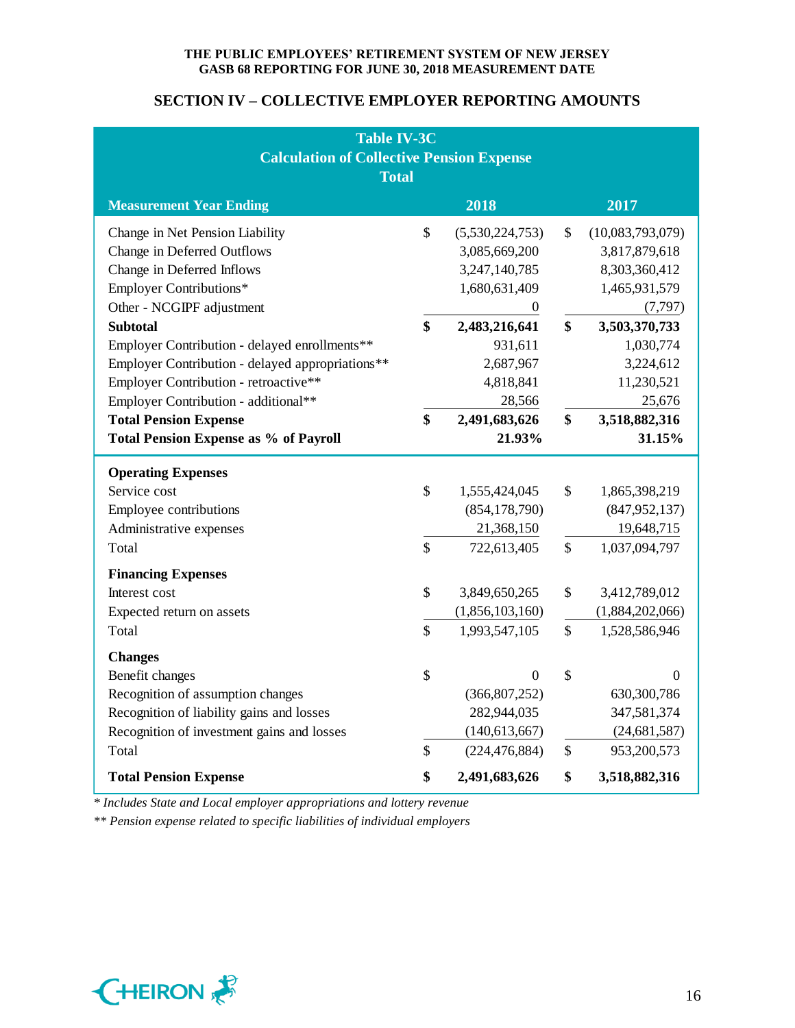## SECTION IV – COLLECTIVE EMPLOYER REPORTING AMOUNTS

**Table IV-3C**
**Calculation of Collective Pension Expense**
**Total**

| Measurement Year Ending | 2018 | 2017 |
|---|---|---|
| Change in Net Pension Liability | $ (5,530,224,753) | $ (10,083,793,079) |
| Change in Deferred Outflows | 3,085,669,200 | 3,817,879,618 |
| Change in Deferred Inflows | 3,247,140,785 | 8,303,360,412 |
| Employer Contributions* | 1,680,631,409 | 1,465,931,579 |
| Other - NCGIPF adjustment | 0 | (7,797) |
| **Subtotal** | **$ 2,483,216,641** | **$ 3,503,370,733** |
| Employer Contribution - delayed enrollments** | 931,611 | 1,030,774 |
| Employer Contribution - delayed appropriations** | 2,687,967 | 3,224,612 |
| Employer Contribution - retroactive** | 4,818,841 | 11,230,521 |
| Employer Contribution - additional** | 28,566 | 25,676 |
| **Total Pension Expense** | **$ 2,491,683,626** | **$ 3,518,882,316** |
| **Total Pension Expense as % of Payroll** | **21.93%** | **31.15%** |
| **Operating Expenses** | | |
| Service cost | $ 1,555,424,045 | $ 1,865,398,219 |
| Employee contributions | (854,178,790) | (847,952,137) |
| Administrative expenses | 21,368,150 | 19,648,715 |
| Total | $ 722,613,405 | $ 1,037,094,797 |
| **Financing Expenses** | | |
| Interest cost | $ 3,849,650,265 | $ 3,412,789,012 |
| Expected return on assets | (1,856,103,160) | (1,884,202,066) |
| Total | $ 1,993,547,105 | $ 1,528,586,946 |
| **Changes** | | |
| Benefit changes | $ 0 | $ 0 |
| Recognition of assumption changes | (366,807,252) | 630,300,786 |
| Recognition of liability gains and losses | 282,944,035 | 347,581,374 |
| Recognition of investment gains and losses | (140,613,667) | (24,681,587) |
| Total | $ (224,476,884) | $ 953,200,573 |
| **Total Pension Expense** | **$ 2,491,683,626** | **$ 3,518,882,316** |

*\* Includes State and Local employer appropriations and lottery revenue*

*\*\* Pension expense related to specific liabilities of individual employers*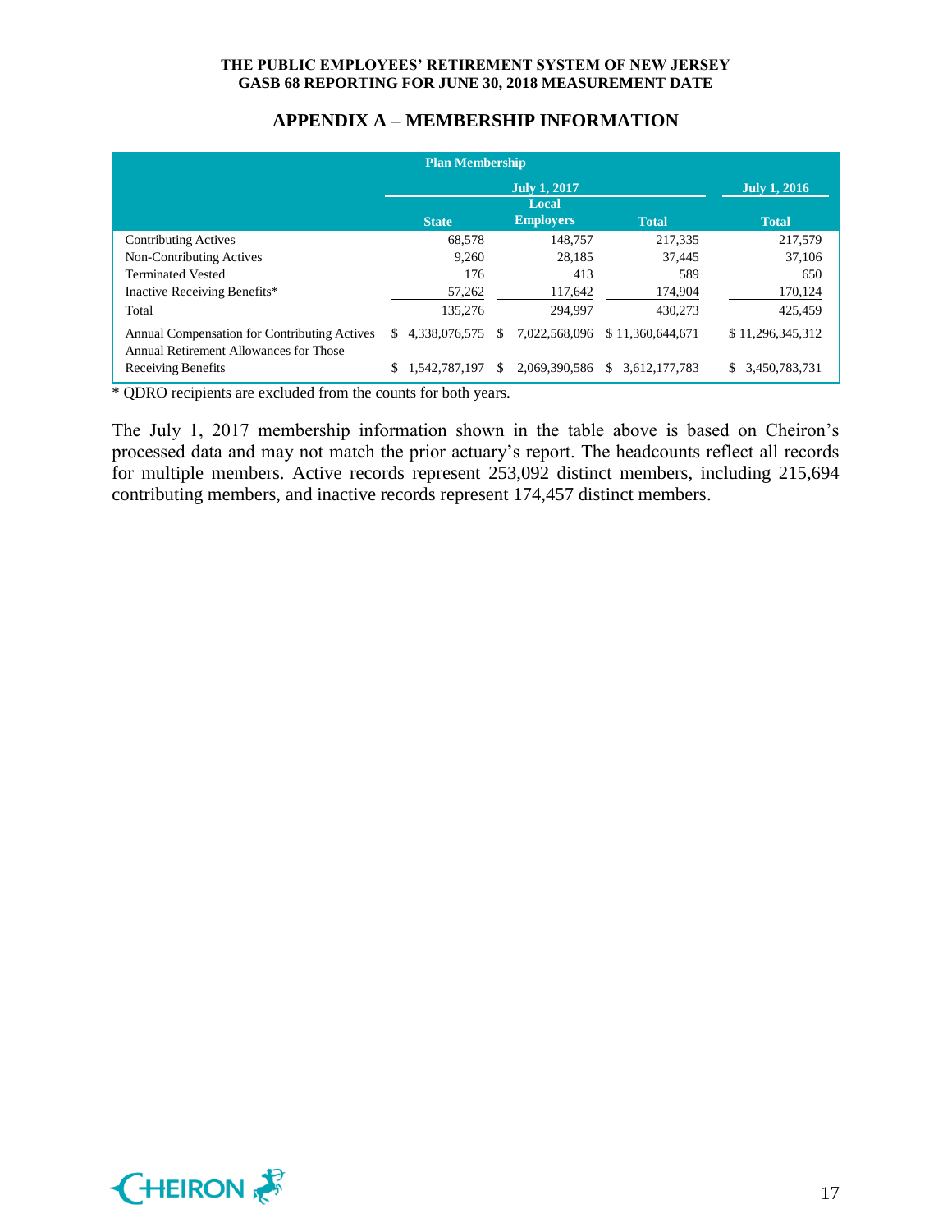## APPENDIX A – MEMBERSHIP INFORMATION

| Plan Membership | | | | |
|---|---|---|---|---|
| | July 1, 2017 | | | July 1, 2016 |
| | State | Local Employers | Total | Total |
| Contributing Actives | 68,578 | 148,757 | 217,335 | 217,579 |
| Non-Contributing Actives | 9,260 | 28,185 | 37,445 | 37,106 |
| Terminated Vested | 176 | 413 | 589 | 650 |
| Inactive Receiving Benefits* | 57,262 | 117,642 | 174,904 | 170,124 |
| Total | 135,276 | 294,997 | 430,273 | 425,459 |
| Annual Compensation for Contributing Actives | $ 4,338,076,575 | $ 7,022,568,096 | $ 11,360,644,671 | $ 11,296,345,312 |
| Annual Retirement Allowances for Those Receiving Benefits | $ 1,542,787,197 | $ 2,069,390,586 | $ 3,612,177,783 | $ 3,450,783,731 |

* QDRO recipients are excluded from the counts for both years.

The July 1, 2017 membership information shown in the table above is based on Cheiron's processed data and may not match the prior actuary's report. The headcounts reflect all records for multiple members. Active records represent 253,092 distinct members, including 215,694 contributing members, and inactive records represent 174,457 distinct members.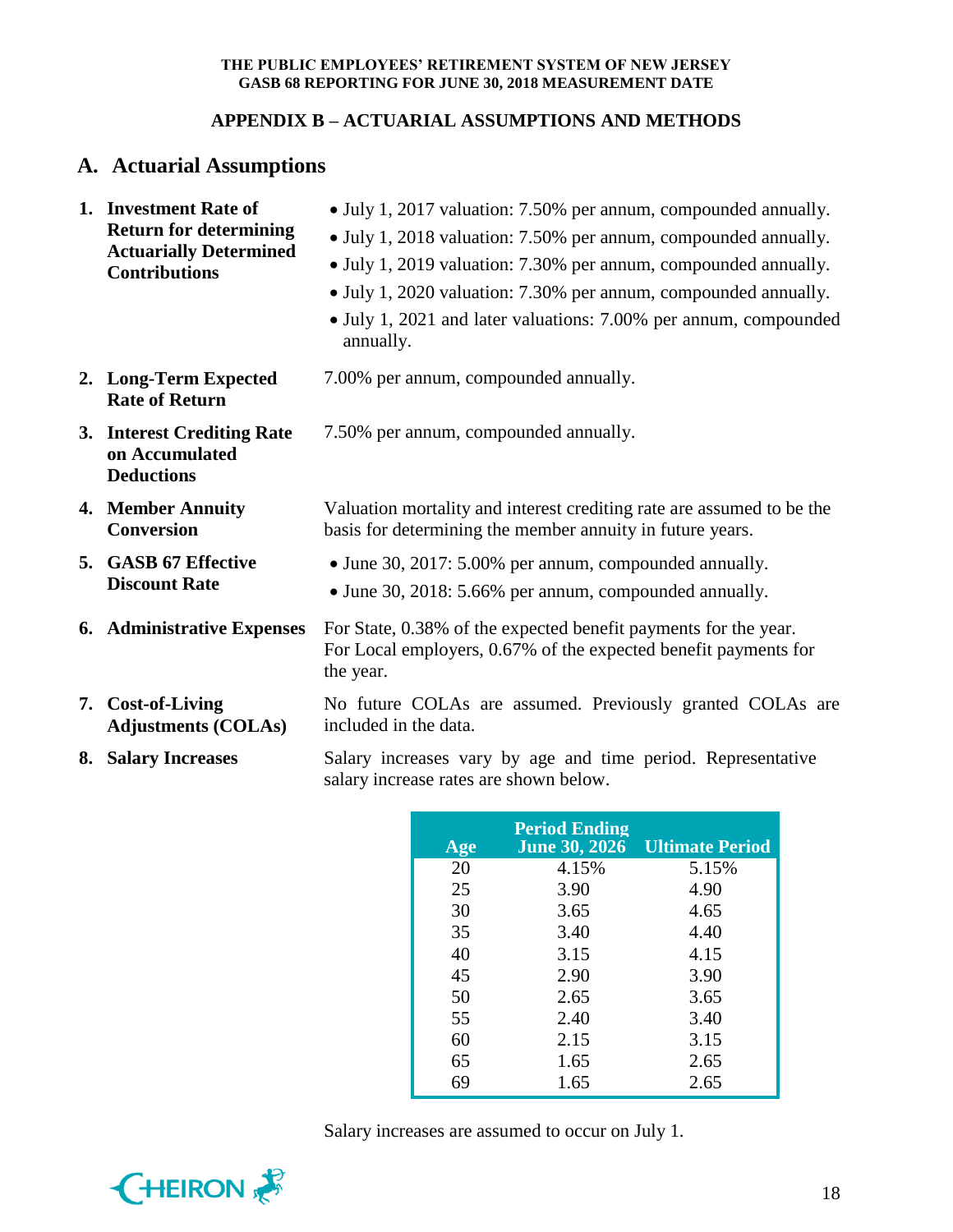## APPENDIX B – ACTUARIAL ASSUMPTIONS AND METHODS

### A. Actuarial Assumptions

1. **Investment Rate of Return for determining Actuarially Determined Contributions**
   - July 1, 2017 valuation: 7.50% per annum, compounded annually.
   - July 1, 2018 valuation: 7.50% per annum, compounded annually.
   - July 1, 2019 valuation: 7.30% per annum, compounded annually.
   - July 1, 2020 valuation: 7.30% per annum, compounded annually.
   - July 1, 2021 and later valuations: 7.00% per annum, compounded annually.

2. **Long-Term Expected Rate of Return**

   7.00% per annum, compounded annually.

3. **Interest Crediting Rate on Accumulated Deductions**

   7.50% per annum, compounded annually.

4. **Member Annuity Conversion**

   Valuation mortality and interest crediting rate are assumed to be the basis for determining the member annuity in future years.

5. **GASB 67 Effective Discount Rate**
   - June 30, 2017: 5.00% per annum, compounded annually.
   - June 30, 2018: 5.66% per annum, compounded annually.

6. **Administrative Expenses**

   For State, 0.38% of the expected benefit payments for the year. For Local employers, 0.67% of the expected benefit payments for the year.

7. **Cost-of-Living Adjustments (COLAs)**

   No future COLAs are assumed. Previously granted COLAs are included in the data.

8. **Salary Increases**

   Salary increases vary by age and time period. Representative salary increase rates are shown below.

| Age | Period Ending June 30, 2026 | Ultimate Period |
|---|---|---|
| 20 | 4.15% | 5.15% |
| 25 | 3.90 | 4.90 |
| 30 | 3.65 | 4.65 |
| 35 | 3.40 | 4.40 |
| 40 | 3.15 | 4.15 |
| 45 | 2.90 | 3.90 |
| 50 | 2.65 | 3.65 |
| 55 | 2.40 | 3.40 |
| 60 | 2.15 | 3.15 |
| 65 | 1.65 | 2.65 |
| 69 | 1.65 | 2.65 |

   Salary increases are assumed to occur on July 1.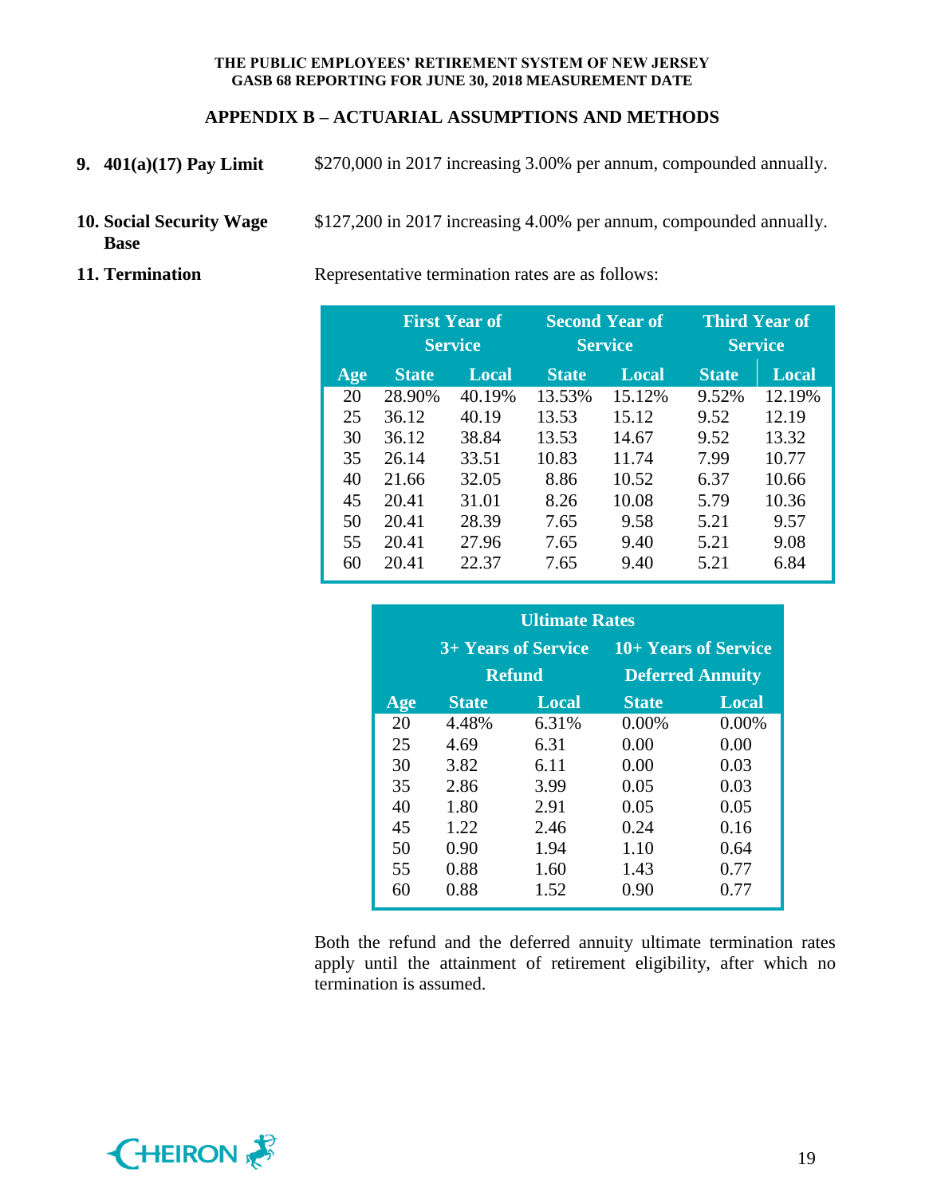## APPENDIX B – ACTUARIAL ASSUMPTIONS AND METHODS

**9. 401(a)(17) Pay Limit**

$270,000 in 2017 increasing 3.00% per annum, compounded annually.

**10. Social Security Wage Base**

$127,200 in 2017 increasing 4.00% per annum, compounded annually.

**11. Termination**

Representative termination rates are as follows:

| | First Year of Service | | Second Year of Service | | Third Year of Service | |
|---|---|---|---|---|---|---|
| **Age** | **State** | **Local** | **State** | **Local** | **State** | **Local** |
| 20 | 28.90% | 40.19% | 13.53% | 15.12% | 9.52% | 12.19% |
| 25 | 36.12 | 40.19 | 13.53 | 15.12 | 9.52 | 12.19 |
| 30 | 36.12 | 38.84 | 13.53 | 14.67 | 9.52 | 13.32 |
| 35 | 26.14 | 33.51 | 10.83 | 11.74 | 7.99 | 10.77 |
| 40 | 21.66 | 32.05 | 8.86 | 10.52 | 6.37 | 10.66 |
| 45 | 20.41 | 31.01 | 8.26 | 10.08 | 5.79 | 10.36 |
| 50 | 20.41 | 28.39 | 7.65 | 9.58 | 5.21 | 9.57 |
| 55 | 20.41 | 27.96 | 7.65 | 9.40 | 5.21 | 9.08 |
| 60 | 20.41 | 22.37 | 7.65 | 9.40 | 5.21 | 6.84 |

| | Ultimate Rates | | | |
|---|---|---|---|---|
| | 3+ Years of Service Refund | | 10+ Years of Service Deferred Annuity | |
| **Age** | **State** | **Local** | **State** | **Local** |
| 20 | 4.48% | 6.31% | 0.00% | 0.00% |
| 25 | 4.69 | 6.31 | 0.00 | 0.00 |
| 30 | 3.82 | 6.11 | 0.00 | 0.03 |
| 35 | 2.86 | 3.99 | 0.05 | 0.03 |
| 40 | 1.80 | 2.91 | 0.05 | 0.05 |
| 45 | 1.22 | 2.46 | 0.24 | 0.16 |
| 50 | 0.90 | 1.94 | 1.10 | 0.64 |
| 55 | 0.88 | 1.60 | 1.43 | 0.77 |
| 60 | 0.88 | 1.52 | 0.90 | 0.77 |

Both the refund and the deferred annuity ultimate termination rates apply until the attainment of retirement eligibility, after which no termination is assumed.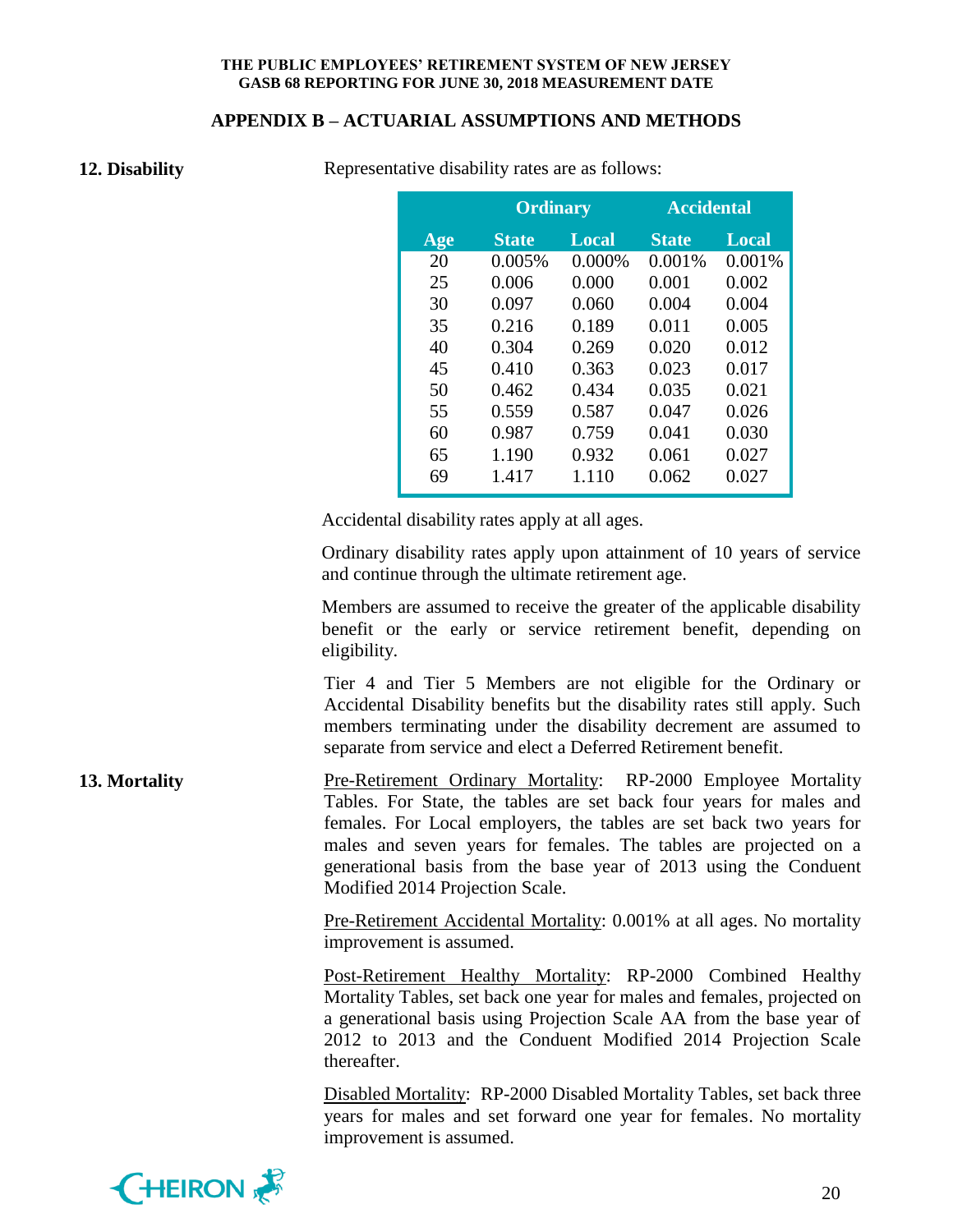## APPENDIX B – ACTUARIAL ASSUMPTIONS AND METHODS

**12. Disability**

Representative disability rates are as follows:

| | Ordinary | | Accidental | |
|---|---|---|---|---|
| **Age** | **State** | **Local** | **State** | **Local** |
| 20 | 0.005% | 0.000% | 0.001% | 0.001% |
| 25 | 0.006 | 0.000 | 0.001 | 0.002 |
| 30 | 0.097 | 0.060 | 0.004 | 0.004 |
| 35 | 0.216 | 0.189 | 0.011 | 0.005 |
| 40 | 0.304 | 0.269 | 0.020 | 0.012 |
| 45 | 0.410 | 0.363 | 0.023 | 0.017 |
| 50 | 0.462 | 0.434 | 0.035 | 0.021 |
| 55 | 0.559 | 0.587 | 0.047 | 0.026 |
| 60 | 0.987 | 0.759 | 0.041 | 0.030 |
| 65 | 1.190 | 0.932 | 0.061 | 0.027 |
| 69 | 1.417 | 1.110 | 0.062 | 0.027 |

Accidental disability rates apply at all ages.

Ordinary disability rates apply upon attainment of 10 years of service and continue through the ultimate retirement age.

Members are assumed to receive the greater of the applicable disability benefit or the early or service retirement benefit, depending on eligibility.

Tier 4 and Tier 5 Members are not eligible for the Ordinary or Accidental Disability benefits but the disability rates still apply. Such members terminating under the disability decrement are assumed to separate from service and elect a Deferred Retirement benefit.

**13. Mortality**

Pre-Retirement Ordinary Mortality: RP-2000 Employee Mortality Tables. For State, the tables are set back four years for males and females. For Local employers, the tables are set back two years for males and seven years for females. The tables are projected on a generational basis from the base year of 2013 using the Conduent Modified 2014 Projection Scale.

Pre-Retirement Accidental Mortality: 0.001% at all ages. No mortality improvement is assumed.

Post-Retirement Healthy Mortality: RP-2000 Combined Healthy Mortality Tables, set back one year for males and females, projected on a generational basis using Projection Scale AA from the base year of 2012 to 2013 and the Conduent Modified 2014 Projection Scale thereafter.

Disabled Mortality: RP-2000 Disabled Mortality Tables, set back three years for males and set forward one year for females. No mortality improvement is assumed.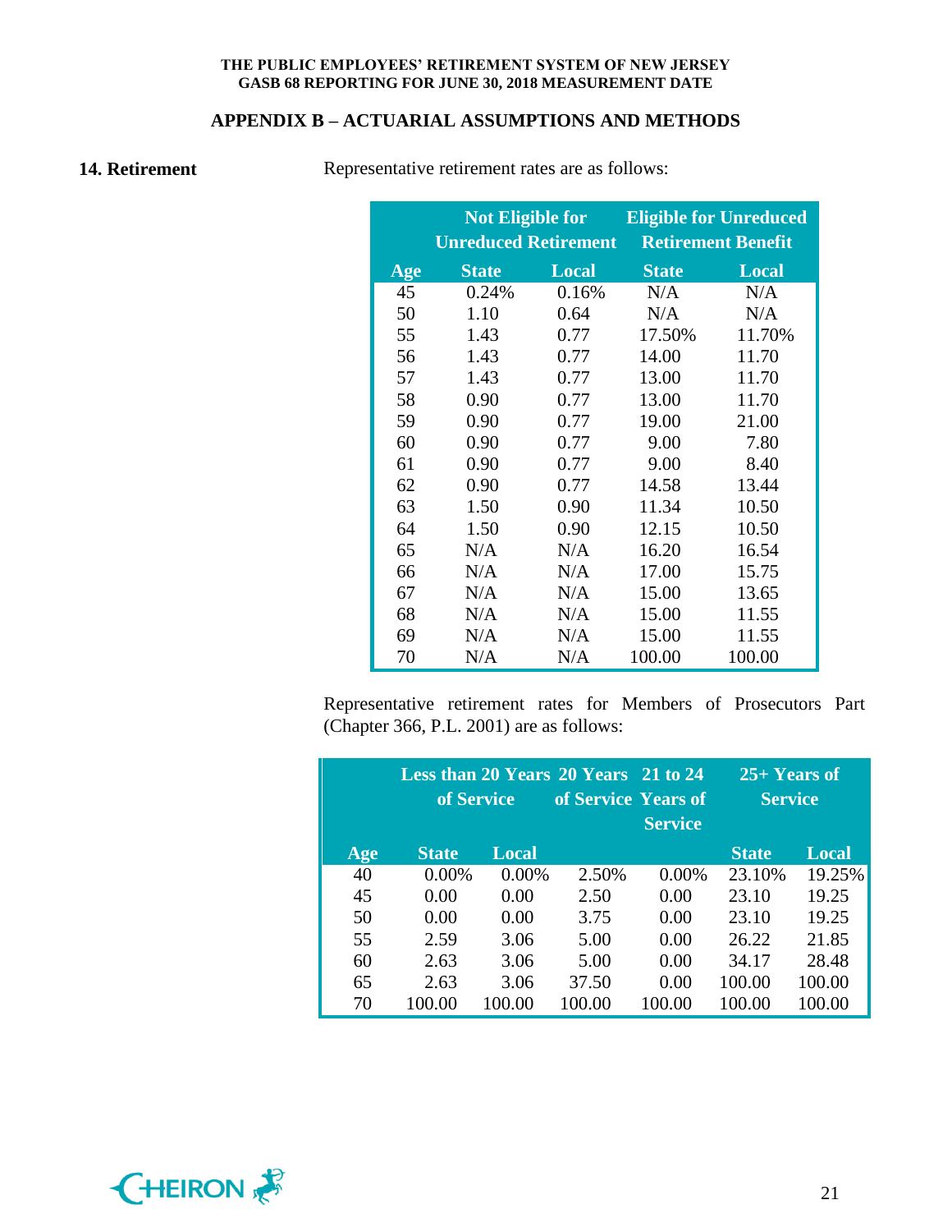## APPENDIX B – ACTUARIAL ASSUMPTIONS AND METHODS

**14. Retirement**

Representative retirement rates are as follows:

| | Not Eligible for Unreduced Retirement | | Eligible for Unreduced Retirement Benefit | |
|---|---|---|---|---|
| **Age** | **State** | **Local** | **State** | **Local** |
| 45 | 0.24% | 0.16% | N/A | N/A |
| 50 | 1.10 | 0.64 | N/A | N/A |
| 55 | 1.43 | 0.77 | 17.50% | 11.70% |
| 56 | 1.43 | 0.77 | 14.00 | 11.70 |
| 57 | 1.43 | 0.77 | 13.00 | 11.70 |
| 58 | 0.90 | 0.77 | 13.00 | 11.70 |
| 59 | 0.90 | 0.77 | 19.00 | 21.00 |
| 60 | 0.90 | 0.77 | 9.00 | 7.80 |
| 61 | 0.90 | 0.77 | 9.00 | 8.40 |
| 62 | 0.90 | 0.77 | 14.58 | 13.44 |
| 63 | 1.50 | 0.90 | 11.34 | 10.50 |
| 64 | 1.50 | 0.90 | 12.15 | 10.50 |
| 65 | N/A | N/A | 16.20 | 16.54 |
| 66 | N/A | N/A | 17.00 | 15.75 |
| 67 | N/A | N/A | 15.00 | 13.65 |
| 68 | N/A | N/A | 15.00 | 11.55 |
| 69 | N/A | N/A | 15.00 | 11.55 |
| 70 | N/A | N/A | 100.00 | 100.00 |

Representative retirement rates for Members of Prosecutors Part (Chapter 366, P.L. 2001) are as follows:

| | Less than 20 Years of Service | | 20 Years of Service | 21 to 24 Years of Service | 25+ Years of Service | |
|---|---|---|---|---|---|---|
| **Age** | **State** | **Local** | | | **State** | **Local** |
| 40 | 0.00% | 0.00% | 2.50% | 0.00% | 23.10% | 19.25% |
| 45 | 0.00 | 0.00 | 2.50 | 0.00 | 23.10 | 19.25 |
| 50 | 0.00 | 0.00 | 3.75 | 0.00 | 23.10 | 19.25 |
| 55 | 2.59 | 3.06 | 5.00 | 0.00 | 26.22 | 21.85 |
| 60 | 2.63 | 3.06 | 5.00 | 0.00 | 34.17 | 28.48 |
| 65 | 2.63 | 3.06 | 37.50 | 0.00 | 100.00 | 100.00 |
| 70 | 100.00 | 100.00 | 100.00 | 100.00 | 100.00 | 100.00 |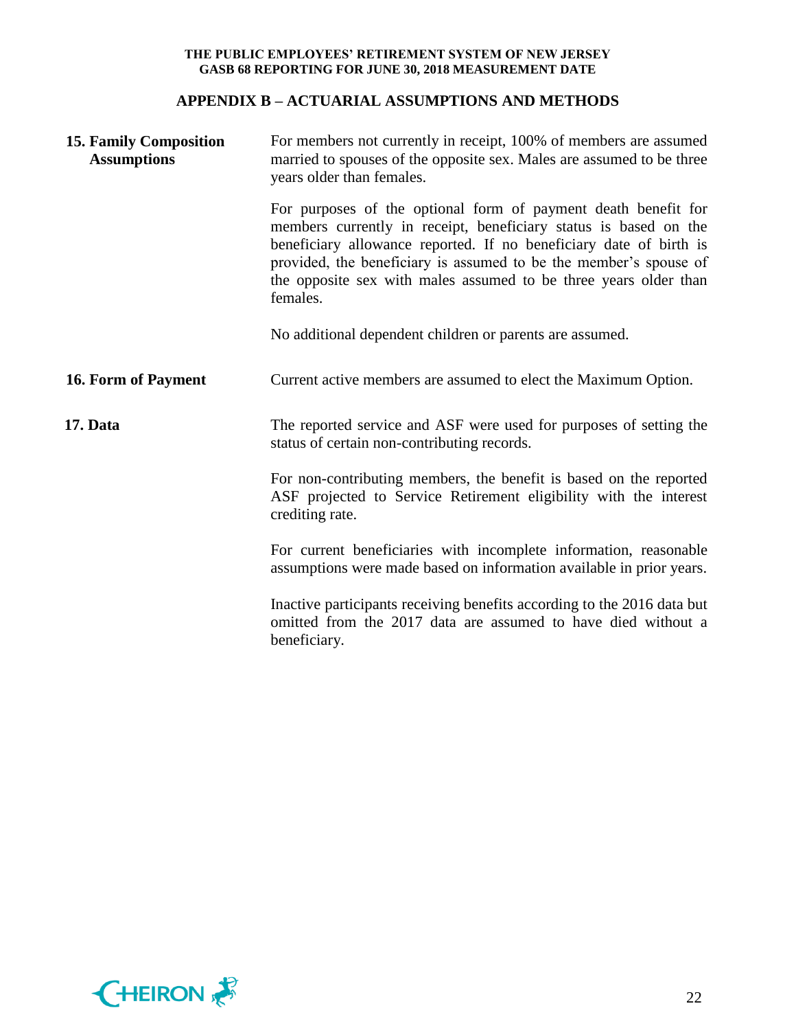## APPENDIX B – ACTUARIAL ASSUMPTIONS AND METHODS

**15. Family Composition Assumptions**

For members not currently in receipt, 100% of members are assumed married to spouses of the opposite sex. Males are assumed to be three years older than females.

For purposes of the optional form of payment death benefit for members currently in receipt, beneficiary status is based on the beneficiary allowance reported. If no beneficiary date of birth is provided, the beneficiary is assumed to be the member's spouse of the opposite sex with males assumed to be three years older than females.

No additional dependent children or parents are assumed.

**16. Form of Payment**

Current active members are assumed to elect the Maximum Option.

**17. Data**

The reported service and ASF were used for purposes of setting the status of certain non-contributing records.

For non-contributing members, the benefit is based on the reported ASF projected to Service Retirement eligibility with the interest crediting rate.

For current beneficiaries with incomplete information, reasonable assumptions were made based on information available in prior years.

Inactive participants receiving benefits according to the 2016 data but omitted from the 2017 data are assumed to have died without a beneficiary.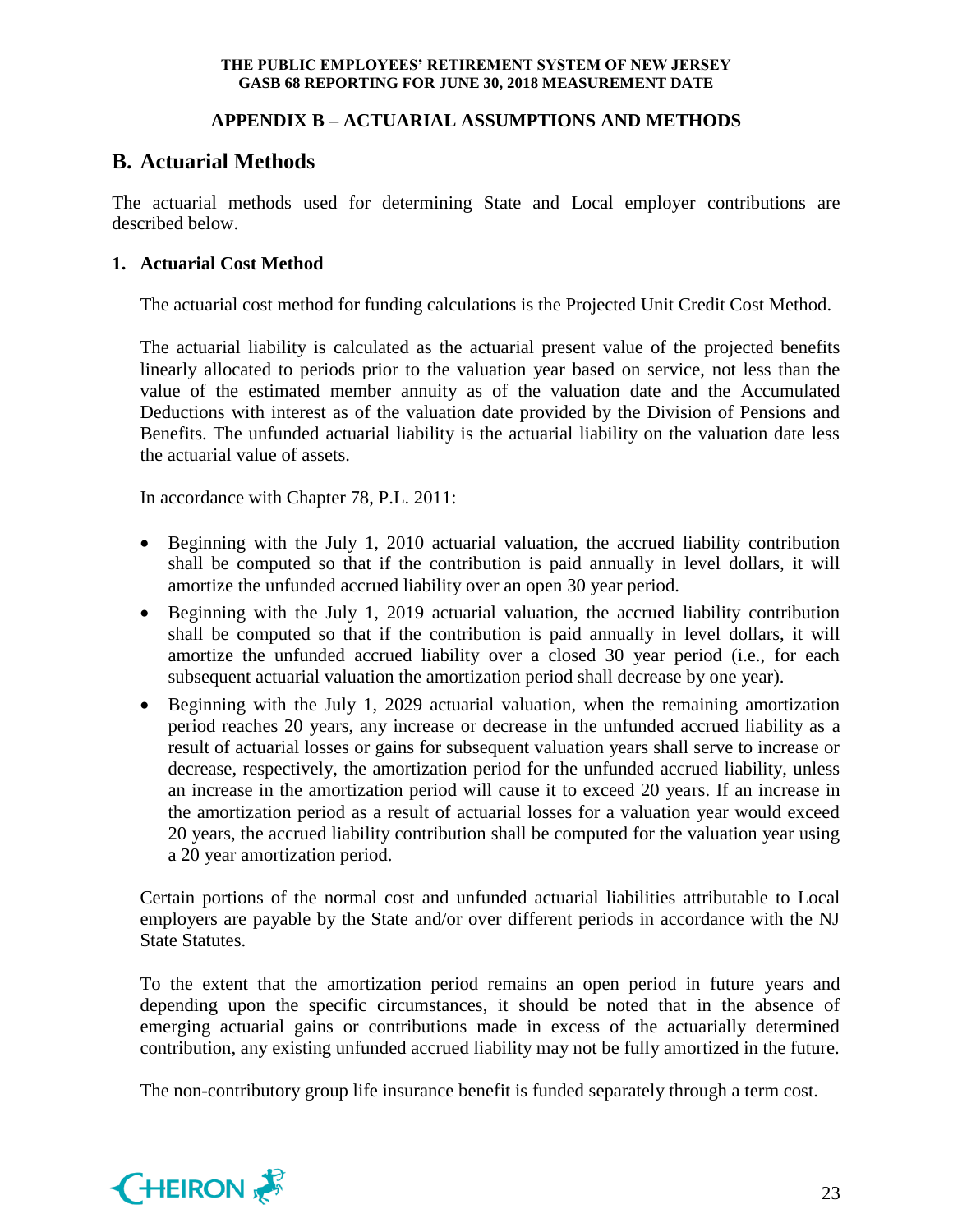## APPENDIX B – ACTUARIAL ASSUMPTIONS AND METHODS

## B. Actuarial Methods

The actuarial methods used for determining State and Local employer contributions are described below.

### 1. Actuarial Cost Method

The actuarial cost method for funding calculations is the Projected Unit Credit Cost Method.

The actuarial liability is calculated as the actuarial present value of the projected benefits linearly allocated to periods prior to the valuation year based on service, not less than the value of the estimated member annuity as of the valuation date and the Accumulated Deductions with interest as of the valuation date provided by the Division of Pensions and Benefits. The unfunded actuarial liability is the actuarial liability on the valuation date less the actuarial value of assets.

In accordance with Chapter 78, P.L. 2011:

- Beginning with the July 1, 2010 actuarial valuation, the accrued liability contribution shall be computed so that if the contribution is paid annually in level dollars, it will amortize the unfunded accrued liability over an open 30 year period.
- Beginning with the July 1, 2019 actuarial valuation, the accrued liability contribution shall be computed so that if the contribution is paid annually in level dollars, it will amortize the unfunded accrued liability over a closed 30 year period (i.e., for each subsequent actuarial valuation the amortization period shall decrease by one year).
- Beginning with the July 1, 2029 actuarial valuation, when the remaining amortization period reaches 20 years, any increase or decrease in the unfunded accrued liability as a result of actuarial losses or gains for subsequent valuation years shall serve to increase or decrease, respectively, the amortization period for the unfunded accrued liability, unless an increase in the amortization period will cause it to exceed 20 years. If an increase in the amortization period as a result of actuarial losses for a valuation year would exceed 20 years, the accrued liability contribution shall be computed for the valuation year using a 20 year amortization period.

Certain portions of the normal cost and unfunded actuarial liabilities attributable to Local employers are payable by the State and/or over different periods in accordance with the NJ State Statutes.

To the extent that the amortization period remains an open period in future years and depending upon the specific circumstances, it should be noted that in the absence of emerging actuarial gains or contributions made in excess of the actuarially determined contribution, any existing unfunded accrued liability may not be fully amortized in the future.

The non-contributory group life insurance benefit is funded separately through a term cost.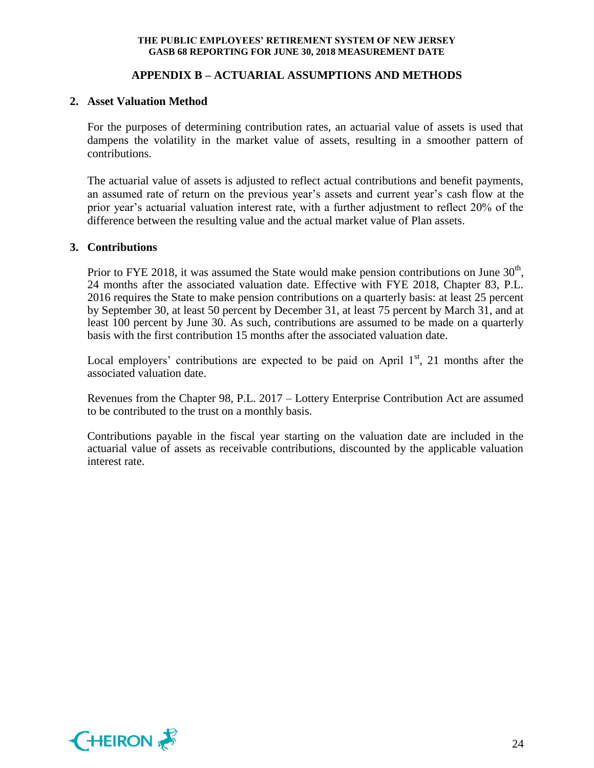## APPENDIX B – ACTUARIAL ASSUMPTIONS AND METHODS

### 2. Asset Valuation Method

For the purposes of determining contribution rates, an actuarial value of assets is used that dampens the volatility in the market value of assets, resulting in a smoother pattern of contributions.

The actuarial value of assets is adjusted to reflect actual contributions and benefit payments, an assumed rate of return on the previous year's assets and current year's cash flow at the prior year's actuarial valuation interest rate, with a further adjustment to reflect 20% of the difference between the resulting value and the actual market value of Plan assets.

### 3. Contributions

Prior to FYE 2018, it was assumed the State would make pension contributions on June 30th, 24 months after the associated valuation date. Effective with FYE 2018, Chapter 83, P.L. 2016 requires the State to make pension contributions on a quarterly basis: at least 25 percent by September 30, at least 50 percent by December 31, at least 75 percent by March 31, and at least 100 percent by June 30. As such, contributions are assumed to be made on a quarterly basis with the first contribution 15 months after the associated valuation date.

Local employers' contributions are expected to be paid on April 1st, 21 months after the associated valuation date.

Revenues from the Chapter 98, P.L. 2017 – Lottery Enterprise Contribution Act are assumed to be contributed to the trust on a monthly basis.

Contributions payable in the fiscal year starting on the valuation date are included in the actuarial value of assets as receivable contributions, discounted by the applicable valuation interest rate.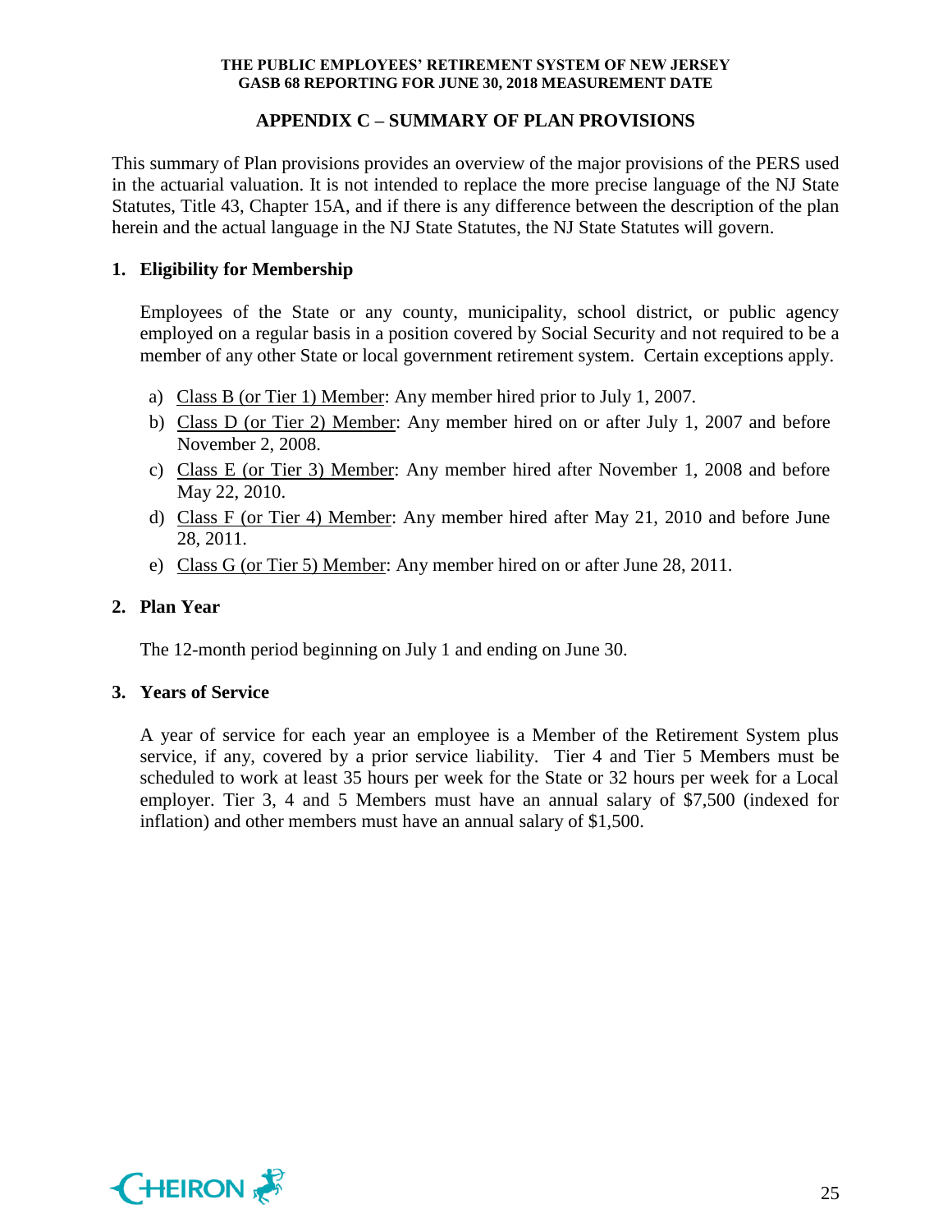## APPENDIX C – SUMMARY OF PLAN PROVISIONS

This summary of Plan provisions provides an overview of the major provisions of the PERS used in the actuarial valuation. It is not intended to replace the more precise language of the NJ State Statutes, Title 43, Chapter 15A, and if there is any difference between the description of the plan herein and the actual language in the NJ State Statutes, the NJ State Statutes will govern.

### 1. Eligibility for Membership

Employees of the State or any county, municipality, school district, or public agency employed on a regular basis in a position covered by Social Security and not required to be a member of any other State or local government retirement system. Certain exceptions apply.

a) Class B (or Tier 1) Member: Any member hired prior to July 1, 2007.

b) Class D (or Tier 2) Member: Any member hired on or after July 1, 2007 and before November 2, 2008.

c) Class E (or Tier 3) Member: Any member hired after November 1, 2008 and before May 22, 2010.

d) Class F (or Tier 4) Member: Any member hired after May 21, 2010 and before June 28, 2011.

e) Class G (or Tier 5) Member: Any member hired on or after June 28, 2011.

### 2. Plan Year

The 12-month period beginning on July 1 and ending on June 30.

### 3. Years of Service

A year of service for each year an employee is a Member of the Retirement System plus service, if any, covered by a prior service liability. Tier 4 and Tier 5 Members must be scheduled to work at least 35 hours per week for the State or 32 hours per week for a Local employer. Tier 3, 4 and 5 Members must have an annual salary of $7,500 (indexed for inflation) and other members must have an annual salary of $1,500.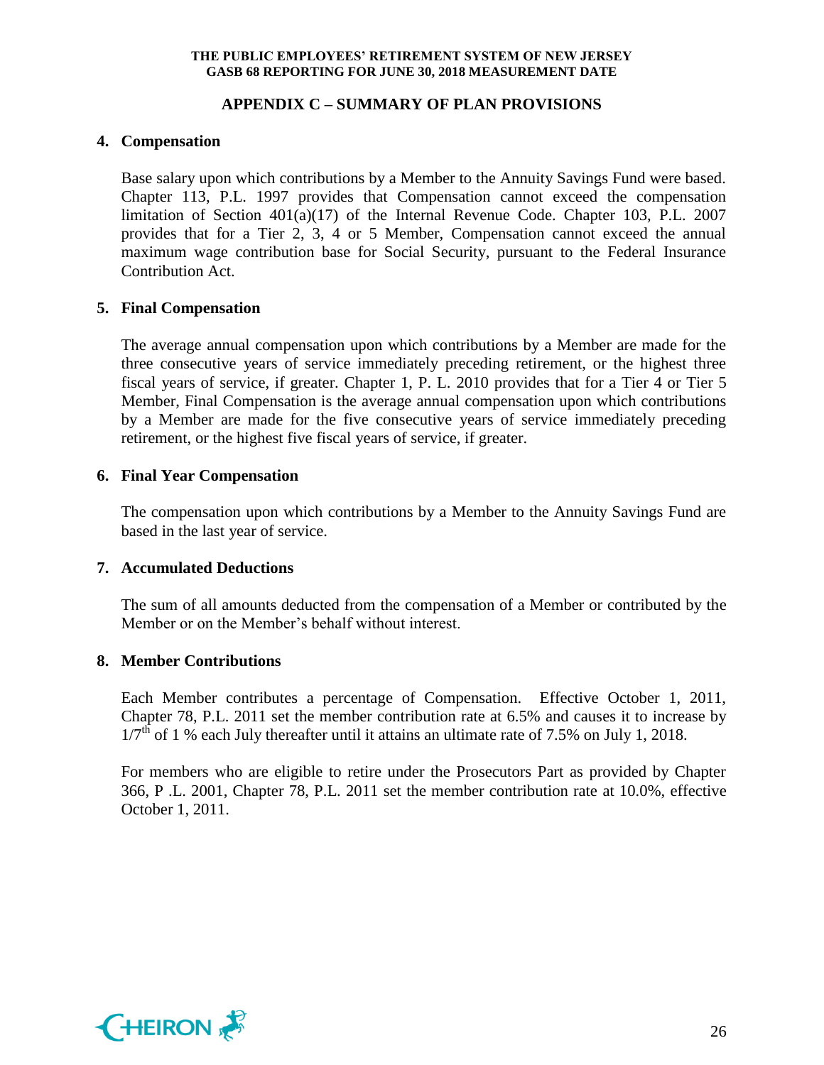## APPENDIX C – SUMMARY OF PLAN PROVISIONS

**4. Compensation**

Base salary upon which contributions by a Member to the Annuity Savings Fund were based. Chapter 113, P.L. 1997 provides that Compensation cannot exceed the compensation limitation of Section 401(a)(17) of the Internal Revenue Code. Chapter 103, P.L. 2007 provides that for a Tier 2, 3, 4 or 5 Member, Compensation cannot exceed the annual maximum wage contribution base for Social Security, pursuant to the Federal Insurance Contribution Act.

**5. Final Compensation**

The average annual compensation upon which contributions by a Member are made for the three consecutive years of service immediately preceding retirement, or the highest three fiscal years of service, if greater. Chapter 1, P. L. 2010 provides that for a Tier 4 or Tier 5 Member, Final Compensation is the average annual compensation upon which contributions by a Member are made for the five consecutive years of service immediately preceding retirement, or the highest five fiscal years of service, if greater.

**6. Final Year Compensation**

The compensation upon which contributions by a Member to the Annuity Savings Fund are based in the last year of service.

**7. Accumulated Deductions**

The sum of all amounts deducted from the compensation of a Member or contributed by the Member or on the Member's behalf without interest.

**8. Member Contributions**

Each Member contributes a percentage of Compensation. Effective October 1, 2011, Chapter 78, P.L. 2011 set the member contribution rate at 6.5% and causes it to increase by $1/7^{th}$ of 1 % each July thereafter until it attains an ultimate rate of 7.5% on July 1, 2018.

For members who are eligible to retire under the Prosecutors Part as provided by Chapter 366, P .L. 2001, Chapter 78, P.L. 2011 set the member contribution rate at 10.0%, effective October 1, 2011.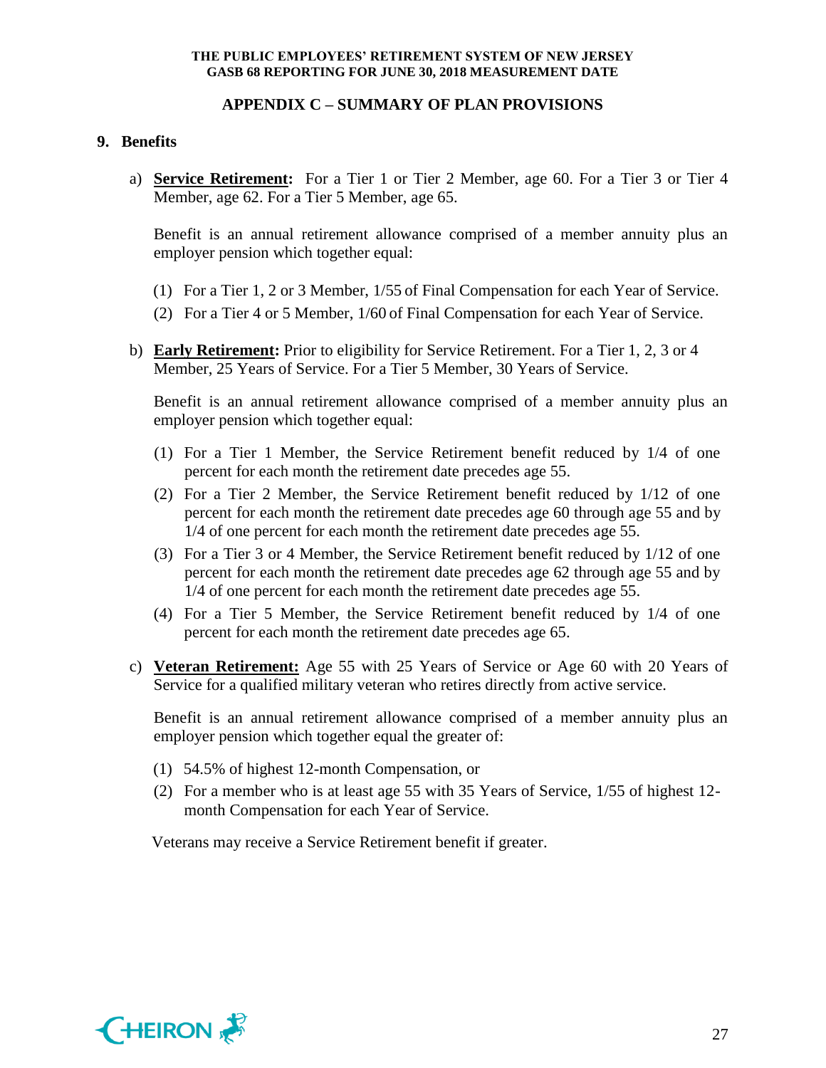## APPENDIX C – SUMMARY OF PLAN PROVISIONS

### 9. Benefits

a) **Service Retirement:** For a Tier 1 or Tier 2 Member, age 60. For a Tier 3 or Tier 4 Member, age 62. For a Tier 5 Member, age 65.

Benefit is an annual retirement allowance comprised of a member annuity plus an employer pension which together equal:

(1) For a Tier 1, 2 or 3 Member, 1/55 of Final Compensation for each Year of Service.

(2) For a Tier 4 or 5 Member, 1/60 of Final Compensation for each Year of Service.

b) **Early Retirement:** Prior to eligibility for Service Retirement. For a Tier 1, 2, 3 or 4 Member, 25 Years of Service. For a Tier 5 Member, 30 Years of Service.

Benefit is an annual retirement allowance comprised of a member annuity plus an employer pension which together equal:

(1) For a Tier 1 Member, the Service Retirement benefit reduced by 1/4 of one percent for each month the retirement date precedes age 55.

(2) For a Tier 2 Member, the Service Retirement benefit reduced by 1/12 of one percent for each month the retirement date precedes age 60 through age 55 and by 1/4 of one percent for each month the retirement date precedes age 55.

(3) For a Tier 3 or 4 Member, the Service Retirement benefit reduced by 1/12 of one percent for each month the retirement date precedes age 62 through age 55 and by 1/4 of one percent for each month the retirement date precedes age 55.

(4) For a Tier 5 Member, the Service Retirement benefit reduced by 1/4 of one percent for each month the retirement date precedes age 65.

c) **Veteran Retirement:** Age 55 with 25 Years of Service or Age 60 with 20 Years of Service for a qualified military veteran who retires directly from active service.

Benefit is an annual retirement allowance comprised of a member annuity plus an employer pension which together equal the greater of:

(1) 54.5% of highest 12-month Compensation, or

(2) For a member who is at least age 55 with 35 Years of Service, 1/55 of highest 12-month Compensation for each Year of Service.

Veterans may receive a Service Retirement benefit if greater.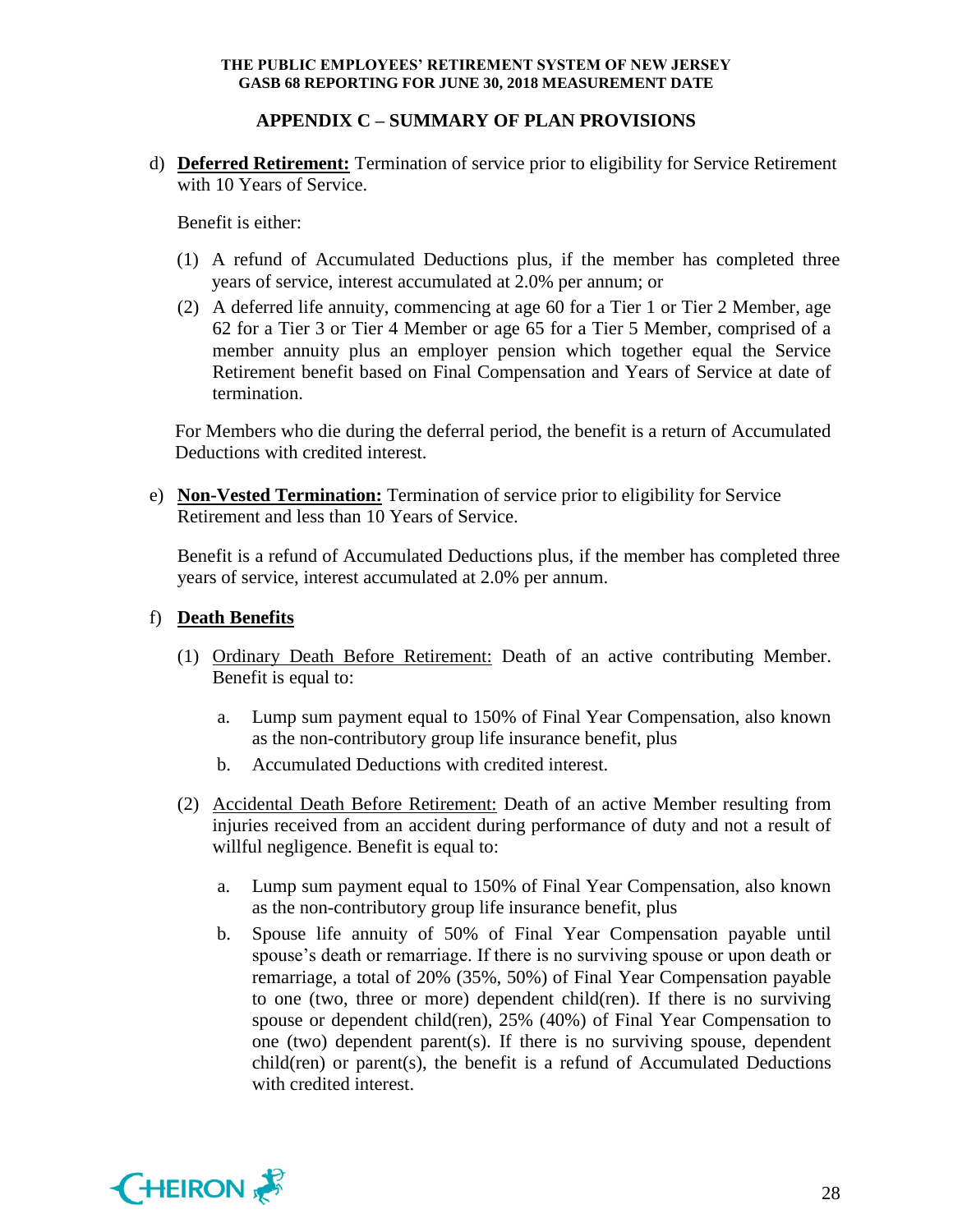## APPENDIX C – SUMMARY OF PLAN PROVISIONS

d) **Deferred Retirement:** Termination of service prior to eligibility for Service Retirement with 10 Years of Service.

   Benefit is either:

   (1) A refund of Accumulated Deductions plus, if the member has completed three years of service, interest accumulated at 2.0% per annum; or

   (2) A deferred life annuity, commencing at age 60 for a Tier 1 or Tier 2 Member, age 62 for a Tier 3 or Tier 4 Member or age 65 for a Tier 5 Member, comprised of a member annuity plus an employer pension which together equal the Service Retirement benefit based on Final Compensation and Years of Service at date of termination.

   For Members who die during the deferral period, the benefit is a return of Accumulated Deductions with credited interest.

e) **Non-Vested Termination:** Termination of service prior to eligibility for Service Retirement and less than 10 Years of Service.

   Benefit is a refund of Accumulated Deductions plus, if the member has completed three years of service, interest accumulated at 2.0% per annum.

f) **Death Benefits**

   (1) Ordinary Death Before Retirement: Death of an active contributing Member. Benefit is equal to:

      a. Lump sum payment equal to 150% of Final Year Compensation, also known as the non-contributory group life insurance benefit, plus

      b. Accumulated Deductions with credited interest.

   (2) Accidental Death Before Retirement: Death of an active Member resulting from injuries received from an accident during performance of duty and not a result of willful negligence. Benefit is equal to:

      a. Lump sum payment equal to 150% of Final Year Compensation, also known as the non-contributory group life insurance benefit, plus

      b. Spouse life annuity of 50% of Final Year Compensation payable until spouse's death or remarriage. If there is no surviving spouse or upon death or remarriage, a total of 20% (35%, 50%) of Final Year Compensation payable to one (two, three or more) dependent child(ren). If there is no surviving spouse or dependent child(ren), 25% (40%) of Final Year Compensation to one (two) dependent parent(s). If there is no surviving spouse, dependent child(ren) or parent(s), the benefit is a refund of Accumulated Deductions with credited interest.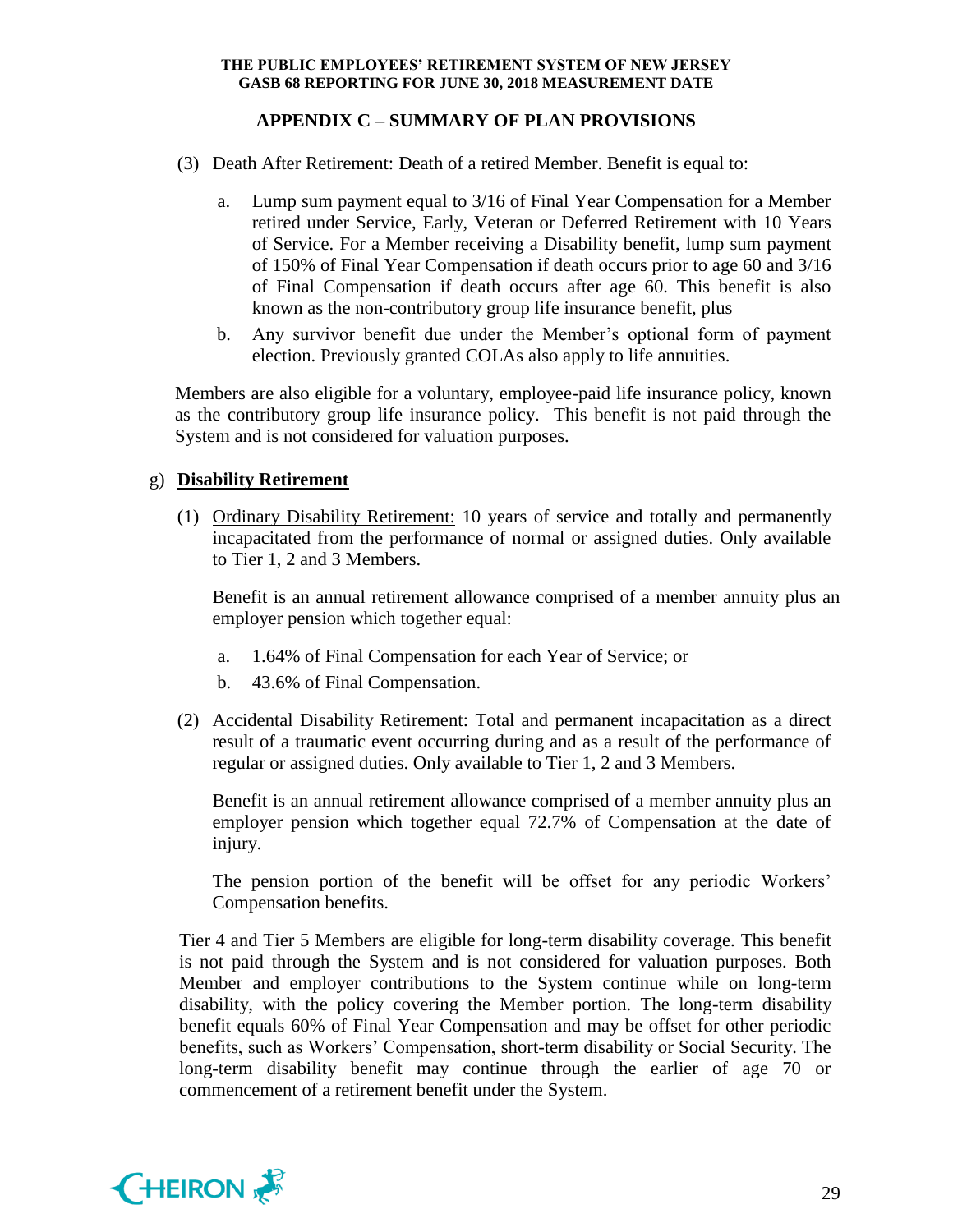## APPENDIX C – SUMMARY OF PLAN PROVISIONS

(3) Death After Retirement: Death of a retired Member. Benefit is equal to:

   a. Lump sum payment equal to 3/16 of Final Year Compensation for a Member retired under Service, Early, Veteran or Deferred Retirement with 10 Years of Service. For a Member receiving a Disability benefit, lump sum payment of 150% of Final Year Compensation if death occurs prior to age 60 and 3/16 of Final Compensation if death occurs after age 60. This benefit is also known as the non-contributory group life insurance benefit, plus

   b. Any survivor benefit due under the Member's optional form of payment election. Previously granted COLAs also apply to life annuities.

Members are also eligible for a voluntary, employee-paid life insurance policy, known as the contributory group life insurance policy. This benefit is not paid through the System and is not considered for valuation purposes.

g) **Disability Retirement**

(1) Ordinary Disability Retirement: 10 years of service and totally and permanently incapacitated from the performance of normal or assigned duties. Only available to Tier 1, 2 and 3 Members.

   Benefit is an annual retirement allowance comprised of a member annuity plus an employer pension which together equal:

   a. 1.64% of Final Compensation for each Year of Service; or

   b. 43.6% of Final Compensation.

(2) Accidental Disability Retirement: Total and permanent incapacitation as a direct result of a traumatic event occurring during and as a result of the performance of regular or assigned duties. Only available to Tier 1, 2 and 3 Members.

   Benefit is an annual retirement allowance comprised of a member annuity plus an employer pension which together equal 72.7% of Compensation at the date of injury.

   The pension portion of the benefit will be offset for any periodic Workers' Compensation benefits.

Tier 4 and Tier 5 Members are eligible for long-term disability coverage. This benefit is not paid through the System and is not considered for valuation purposes. Both Member and employer contributions to the System continue while on long-term disability, with the policy covering the Member portion. The long-term disability benefit equals 60% of Final Year Compensation and may be offset for other periodic benefits, such as Workers' Compensation, short-term disability or Social Security. The long-term disability benefit may continue through the earlier of age 70 or commencement of a retirement benefit under the System.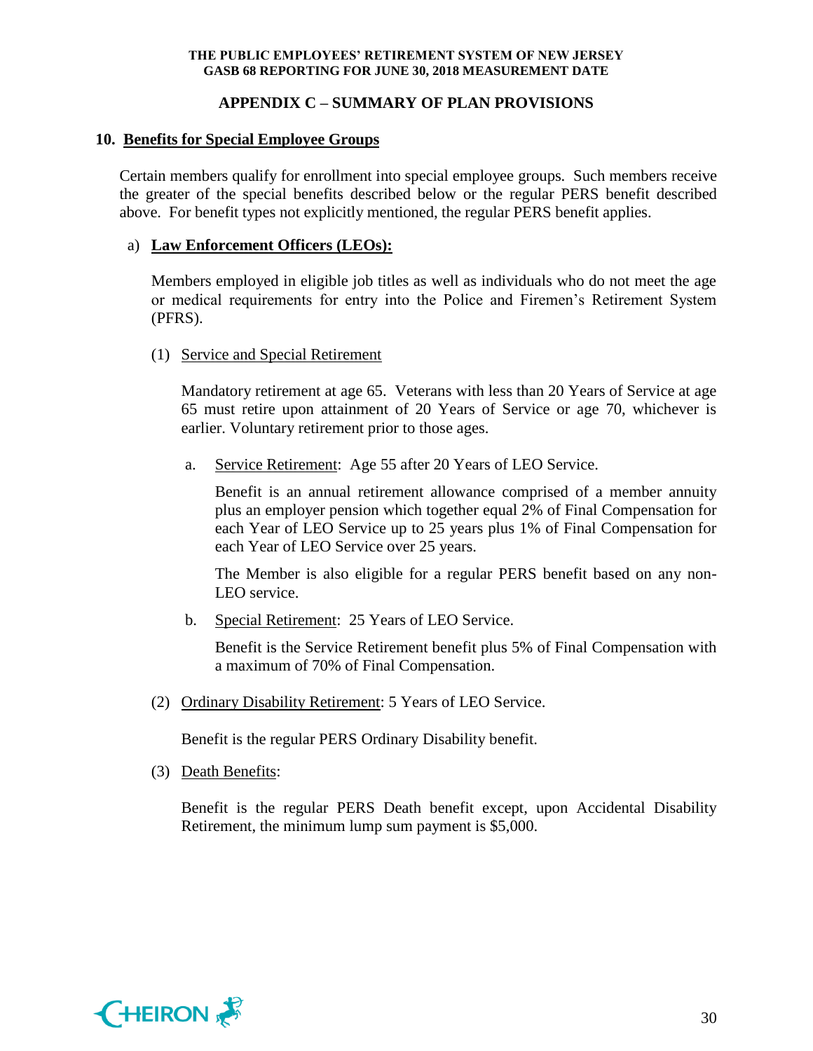## APPENDIX C – SUMMARY OF PLAN PROVISIONS

### 10. Benefits for Special Employee Groups

Certain members qualify for enrollment into special employee groups. Such members receive the greater of the special benefits described below or the regular PERS benefit described above. For benefit types not explicitly mentioned, the regular PERS benefit applies.

a) **Law Enforcement Officers (LEOs):**

Members employed in eligible job titles as well as individuals who do not meet the age or medical requirements for entry into the Police and Firemen's Retirement System (PFRS).

(1) Service and Special Retirement

Mandatory retirement at age 65. Veterans with less than 20 Years of Service at age 65 must retire upon attainment of 20 Years of Service or age 70, whichever is earlier. Voluntary retirement prior to those ages.

a. Service Retirement: Age 55 after 20 Years of LEO Service.

Benefit is an annual retirement allowance comprised of a member annuity plus an employer pension which together equal 2% of Final Compensation for each Year of LEO Service up to 25 years plus 1% of Final Compensation for each Year of LEO Service over 25 years.

The Member is also eligible for a regular PERS benefit based on any non-LEO service.

b. Special Retirement: 25 Years of LEO Service.

Benefit is the Service Retirement benefit plus 5% of Final Compensation with a maximum of 70% of Final Compensation.

(2) Ordinary Disability Retirement: 5 Years of LEO Service.

Benefit is the regular PERS Ordinary Disability benefit.

(3) Death Benefits:

Benefit is the regular PERS Death benefit except, upon Accidental Disability Retirement, the minimum lump sum payment is $5,000.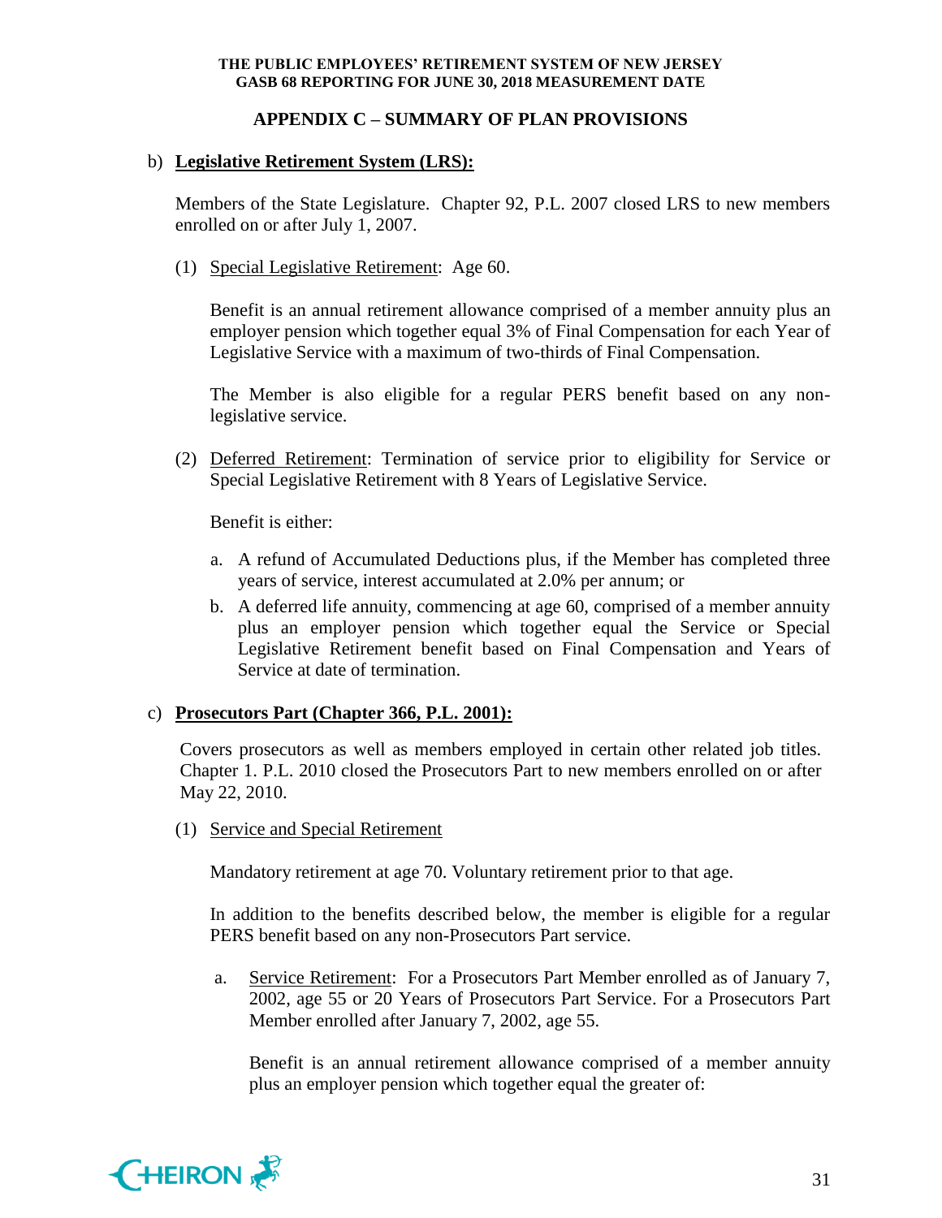## APPENDIX C – SUMMARY OF PLAN PROVISIONS

b) **Legislative Retirement System (LRS):**

Members of the State Legislature. Chapter 92, P.L. 2007 closed LRS to new members enrolled on or after July 1, 2007.

(1) Special Legislative Retirement: Age 60.

Benefit is an annual retirement allowance comprised of a member annuity plus an employer pension which together equal 3% of Final Compensation for each Year of Legislative Service with a maximum of two-thirds of Final Compensation.

The Member is also eligible for a regular PERS benefit based on any non-legislative service.

(2) Deferred Retirement: Termination of service prior to eligibility for Service or Special Legislative Retirement with 8 Years of Legislative Service.

Benefit is either:

a. A refund of Accumulated Deductions plus, if the Member has completed three years of service, interest accumulated at 2.0% per annum; or
b. A deferred life annuity, commencing at age 60, comprised of a member annuity plus an employer pension which together equal the Service or Special Legislative Retirement benefit based on Final Compensation and Years of Service at date of termination.

c) **Prosecutors Part (Chapter 366, P.L. 2001):**

Covers prosecutors as well as members employed in certain other related job titles. Chapter 1. P.L. 2010 closed the Prosecutors Part to new members enrolled on or after May 22, 2010.

(1) Service and Special Retirement

Mandatory retirement at age 70. Voluntary retirement prior to that age.

In addition to the benefits described below, the member is eligible for a regular PERS benefit based on any non-Prosecutors Part service.

a. Service Retirement: For a Prosecutors Part Member enrolled as of January 7, 2002, age 55 or 20 Years of Prosecutors Part Service. For a Prosecutors Part Member enrolled after January 7, 2002, age 55.

Benefit is an annual retirement allowance comprised of a member annuity plus an employer pension which together equal the greater of: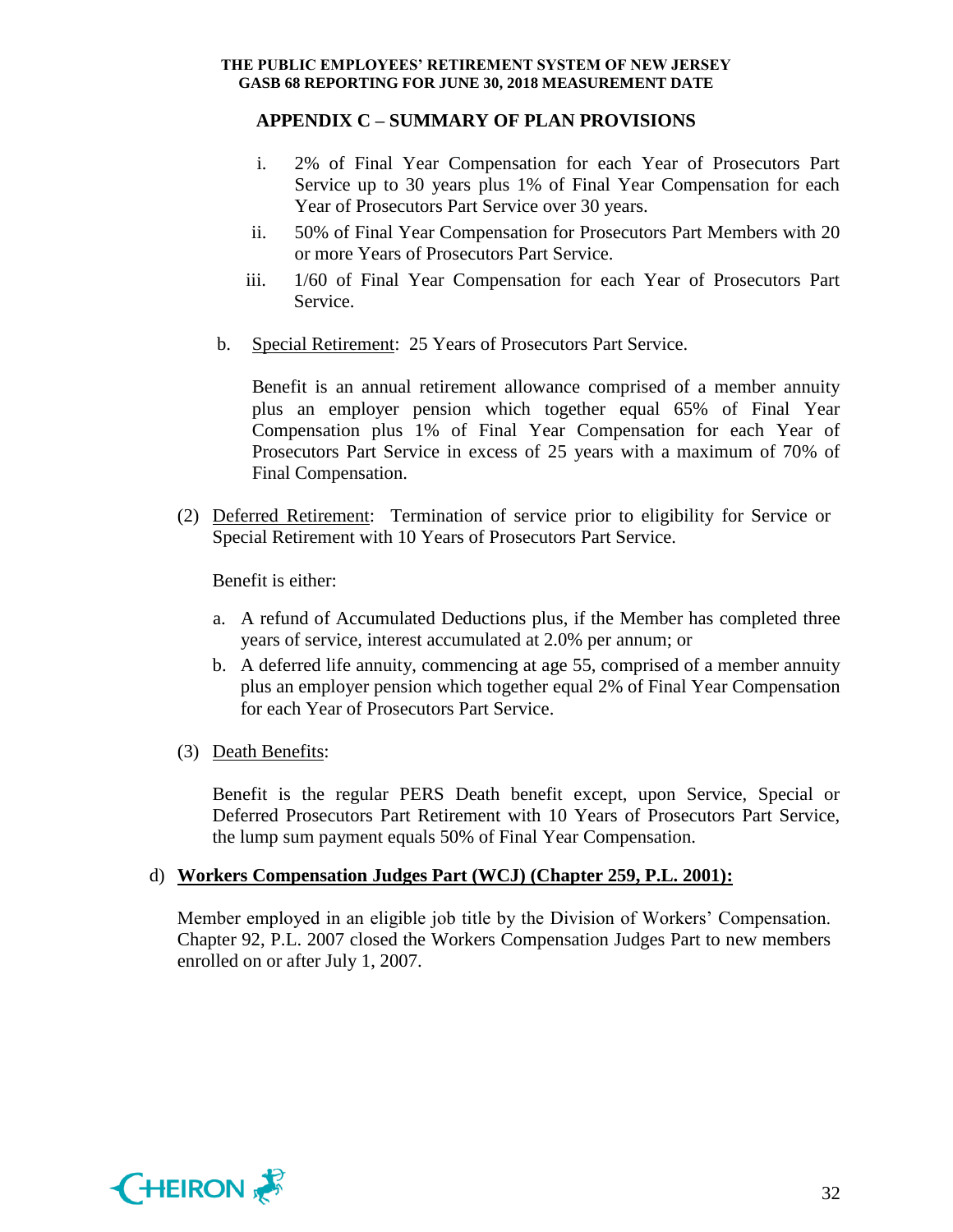## APPENDIX C – SUMMARY OF PLAN PROVISIONS

i. 2% of Final Year Compensation for each Year of Prosecutors Part Service up to 30 years plus 1% of Final Year Compensation for each Year of Prosecutors Part Service over 30 years.

ii. 50% of Final Year Compensation for Prosecutors Part Members with 20 or more Years of Prosecutors Part Service.

iii. 1/60 of Final Year Compensation for each Year of Prosecutors Part Service.

b. Special Retirement: 25 Years of Prosecutors Part Service.

Benefit is an annual retirement allowance comprised of a member annuity plus an employer pension which together equal 65% of Final Year Compensation plus 1% of Final Year Compensation for each Year of Prosecutors Part Service in excess of 25 years with a maximum of 70% of Final Compensation.

(2) Deferred Retirement: Termination of service prior to eligibility for Service or Special Retirement with 10 Years of Prosecutors Part Service.

Benefit is either:

a. A refund of Accumulated Deductions plus, if the Member has completed three years of service, interest accumulated at 2.0% per annum; or

b. A deferred life annuity, commencing at age 55, comprised of a member annuity plus an employer pension which together equal 2% of Final Year Compensation for each Year of Prosecutors Part Service.

(3) Death Benefits:

Benefit is the regular PERS Death benefit except, upon Service, Special or Deferred Prosecutors Part Retirement with 10 Years of Prosecutors Part Service, the lump sum payment equals 50% of Final Year Compensation.

d) **Workers Compensation Judges Part (WCJ) (Chapter 259, P.L. 2001):**

Member employed in an eligible job title by the Division of Workers' Compensation. Chapter 92, P.L. 2007 closed the Workers Compensation Judges Part to new members enrolled on or after July 1, 2007.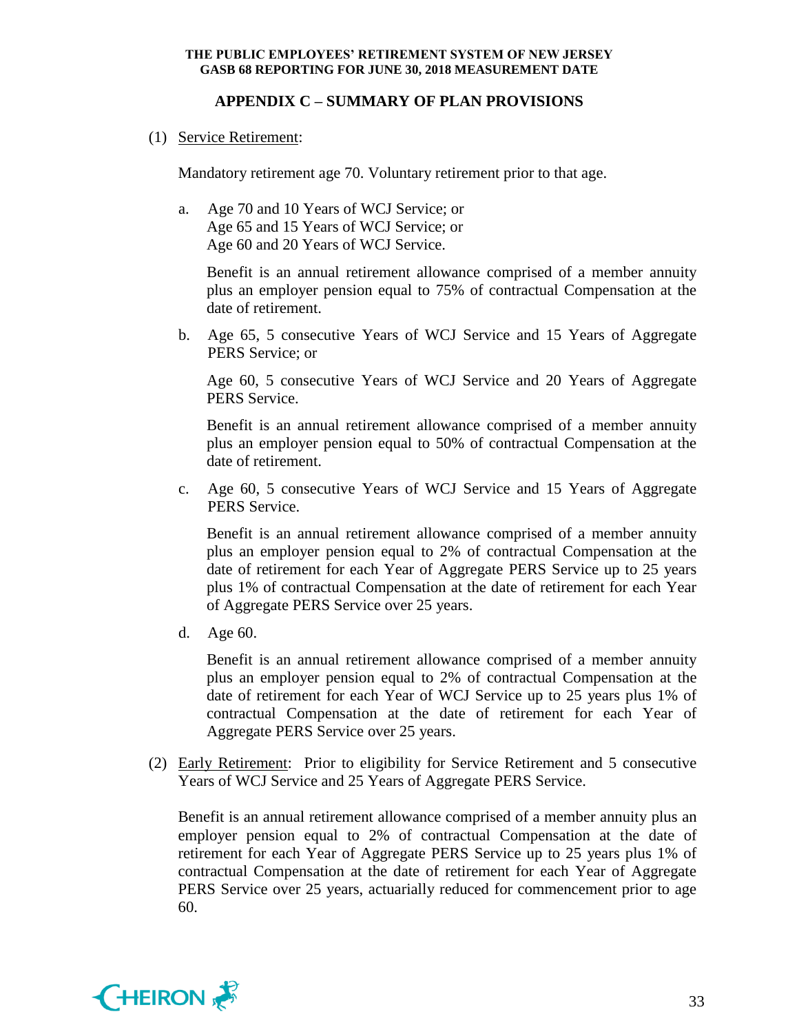## APPENDIX C – SUMMARY OF PLAN PROVISIONS

(1) Service Retirement:

Mandatory retirement age 70. Voluntary retirement prior to that age.

a. Age 70 and 10 Years of WCJ Service; or
   Age 65 and 15 Years of WCJ Service; or
   Age 60 and 20 Years of WCJ Service.

   Benefit is an annual retirement allowance comprised of a member annuity plus an employer pension equal to 75% of contractual Compensation at the date of retirement.

b. Age 65, 5 consecutive Years of WCJ Service and 15 Years of Aggregate PERS Service; or

   Age 60, 5 consecutive Years of WCJ Service and 20 Years of Aggregate PERS Service.

   Benefit is an annual retirement allowance comprised of a member annuity plus an employer pension equal to 50% of contractual Compensation at the date of retirement.

c. Age 60, 5 consecutive Years of WCJ Service and 15 Years of Aggregate PERS Service.

   Benefit is an annual retirement allowance comprised of a member annuity plus an employer pension equal to 2% of contractual Compensation at the date of retirement for each Year of Aggregate PERS Service up to 25 years plus 1% of contractual Compensation at the date of retirement for each Year of Aggregate PERS Service over 25 years.

d. Age 60.

   Benefit is an annual retirement allowance comprised of a member annuity plus an employer pension equal to 2% of contractual Compensation at the date of retirement for each Year of WCJ Service up to 25 years plus 1% of contractual Compensation at the date of retirement for each Year of Aggregate PERS Service over 25 years.

(2) Early Retirement: Prior to eligibility for Service Retirement and 5 consecutive Years of WCJ Service and 25 Years of Aggregate PERS Service.

Benefit is an annual retirement allowance comprised of a member annuity plus an employer pension equal to 2% of contractual Compensation at the date of retirement for each Year of Aggregate PERS Service up to 25 years plus 1% of contractual Compensation at the date of retirement for each Year of Aggregate PERS Service over 25 years, actuarially reduced for commencement prior to age 60.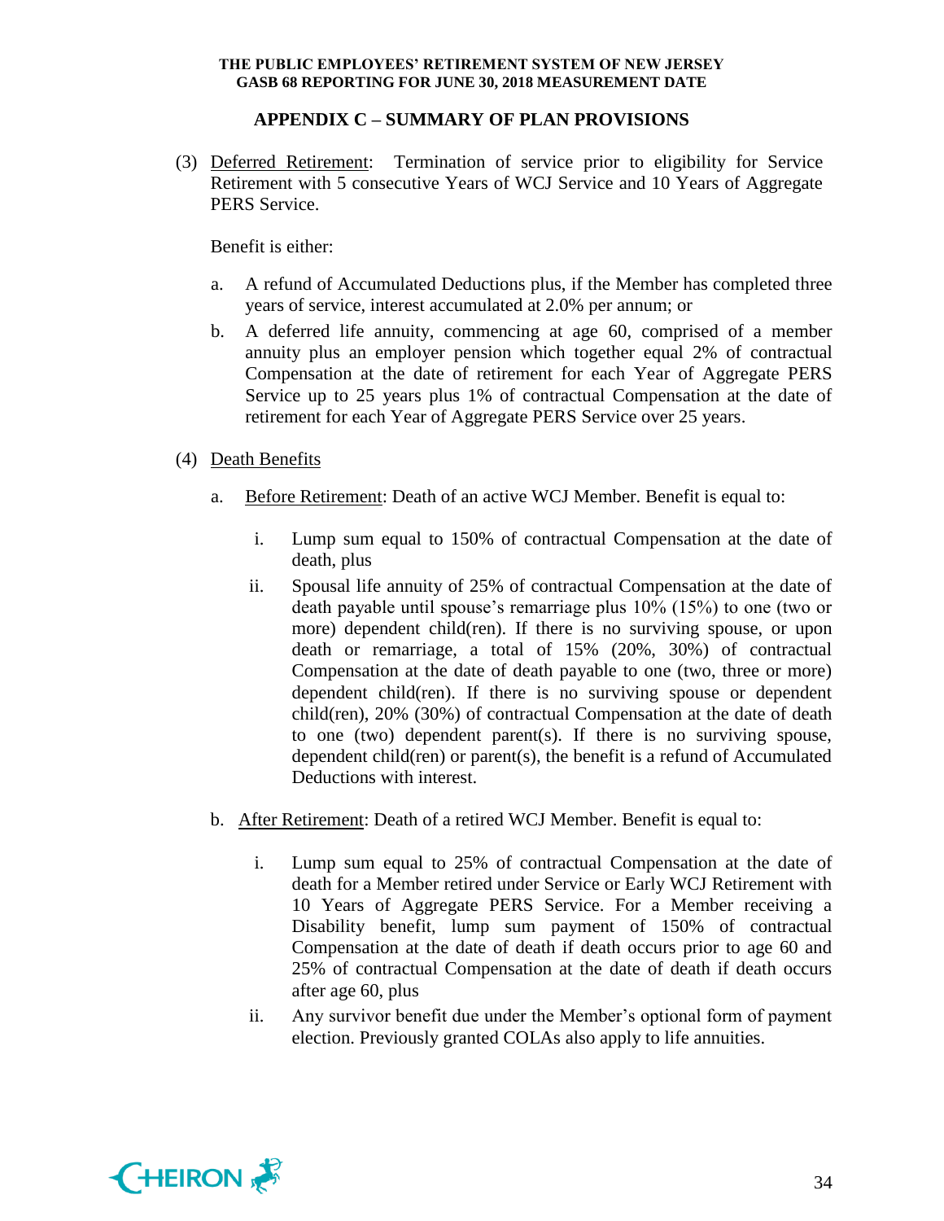## APPENDIX C – SUMMARY OF PLAN PROVISIONS

(3) Deferred Retirement: Termination of service prior to eligibility for Service Retirement with 5 consecutive Years of WCJ Service and 10 Years of Aggregate PERS Service.

Benefit is either:

a. A refund of Accumulated Deductions plus, if the Member has completed three years of service, interest accumulated at 2.0% per annum; or

b. A deferred life annuity, commencing at age 60, comprised of a member annuity plus an employer pension which together equal 2% of contractual Compensation at the date of retirement for each Year of Aggregate PERS Service up to 25 years plus 1% of contractual Compensation at the date of retirement for each Year of Aggregate PERS Service over 25 years.

(4) Death Benefits

a. Before Retirement: Death of an active WCJ Member. Benefit is equal to:

   i. Lump sum equal to 150% of contractual Compensation at the date of death, plus

   ii. Spousal life annuity of 25% of contractual Compensation at the date of death payable until spouse's remarriage plus 10% (15%) to one (two or more) dependent child(ren). If there is no surviving spouse, or upon death or remarriage, a total of 15% (20%, 30%) of contractual Compensation at the date of death payable to one (two, three or more) dependent child(ren). If there is no surviving spouse or dependent child(ren), 20% (30%) of contractual Compensation at the date of death to one (two) dependent parent(s). If there is no surviving spouse, dependent child(ren) or parent(s), the benefit is a refund of Accumulated Deductions with interest.

b. After Retirement: Death of a retired WCJ Member. Benefit is equal to:

   i. Lump sum equal to 25% of contractual Compensation at the date of death for a Member retired under Service or Early WCJ Retirement with 10 Years of Aggregate PERS Service. For a Member receiving a Disability benefit, lump sum payment of 150% of contractual Compensation at the date of death if death occurs prior to age 60 and 25% of contractual Compensation at the date of death if death occurs after age 60, plus

   ii. Any survivor benefit due under the Member's optional form of payment election. Previously granted COLAs also apply to life annuities.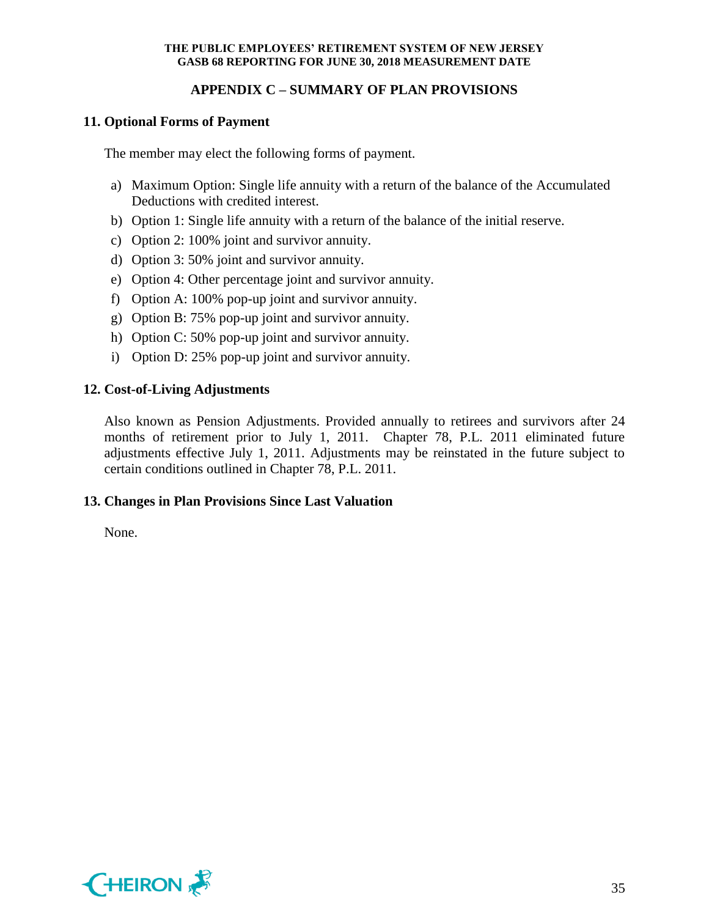## APPENDIX C – SUMMARY OF PLAN PROVISIONS

### 11. Optional Forms of Payment

The member may elect the following forms of payment.

a) Maximum Option: Single life annuity with a return of the balance of the Accumulated Deductions with credited interest.
b) Option 1: Single life annuity with a return of the balance of the initial reserve.
c) Option 2: 100% joint and survivor annuity.
d) Option 3: 50% joint and survivor annuity.
e) Option 4: Other percentage joint and survivor annuity.
f) Option A: 100% pop-up joint and survivor annuity.
g) Option B: 75% pop-up joint and survivor annuity.
h) Option C: 50% pop-up joint and survivor annuity.
i) Option D: 25% pop-up joint and survivor annuity.

### 12. Cost-of-Living Adjustments

Also known as Pension Adjustments. Provided annually to retirees and survivors after 24 months of retirement prior to July 1, 2011. Chapter 78, P.L. 2011 eliminated future adjustments effective July 1, 2011. Adjustments may be reinstated in the future subject to certain conditions outlined in Chapter 78, P.L. 2011.

### 13. Changes in Plan Provisions Since Last Valuation

None.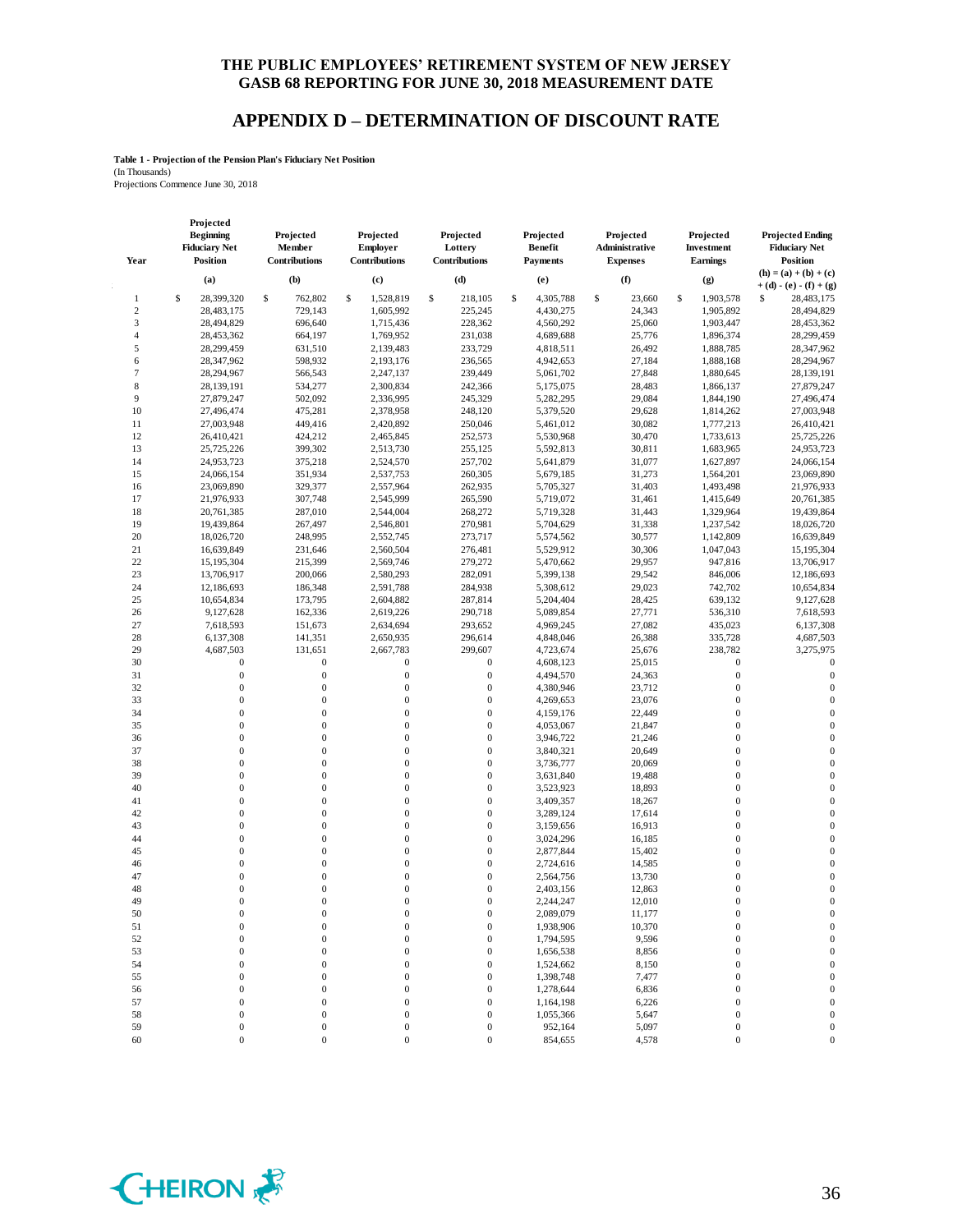# THE PUBLIC EMPLOYEES' RETIREMENT SYSTEM OF NEW JERSEY
# GASB 68 REPORTING FOR JUNE 30, 2018 MEASUREMENT DATE

## APPENDIX D – DETERMINATION OF DISCOUNT RATE

**Table 1 - Projection of the Pension Plan's Fiduciary Net Position**
(In Thousands)
Projections Commence June 30, 2018

| Year | Projected Beginning Fiduciary Net Position | Projected Member Contributions | Projected Employer Contributions | Projected Lottery Contributions | Projected Benefit Payments | Projected Administrative Expenses | Projected Investment Earnings | Projected Ending Fiduciary Net Position |
|---|---|---|---|---|---|---|---|---|
| | (a) | (b) | (c) | (d) | (e) | (f) | (g) | (h) = (a) + (b) + (c) + (d) - (e) - (f) + (g) |
| 1 | $ 28,399,320 | $ 762,802 | $ 1,528,819 | $ 218,105 | $ 4,305,788 | $ 23,660 | $ 1,903,578 | $ 28,483,175 |
| 2 | 28,483,175 | 729,143 | 1,605,992 | 225,245 | 4,430,275 | 24,343 | 1,905,892 | 28,494,829 |
| 3 | 28,494,829 | 696,640 | 1,715,436 | 228,362 | 4,560,292 | 25,060 | 1,903,447 | 28,453,362 |
| 4 | 28,453,362 | 664,197 | 1,769,952 | 231,038 | 4,689,688 | 25,776 | 1,896,374 | 28,299,459 |
| 5 | 28,299,459 | 631,510 | 2,139,483 | 233,729 | 4,818,511 | 26,492 | 1,888,785 | 28,347,962 |
| 6 | 28,347,962 | 598,932 | 2,193,176 | 236,565 | 4,942,653 | 27,184 | 1,888,168 | 28,294,967 |
| 7 | 28,294,967 | 566,543 | 2,247,137 | 239,449 | 5,061,702 | 27,848 | 1,880,645 | 28,139,191 |
| 8 | 28,139,191 | 534,277 | 2,300,834 | 242,366 | 5,175,075 | 28,483 | 1,866,137 | 27,879,247 |
| 9 | 27,879,247 | 502,092 | 2,336,995 | 245,329 | 5,282,295 | 29,084 | 1,844,190 | 27,496,474 |
| 10 | 27,496,474 | 475,281 | 2,378,958 | 248,120 | 5,379,520 | 29,628 | 1,814,262 | 27,003,948 |
| 11 | 27,003,948 | 449,416 | 2,420,892 | 250,046 | 5,461,012 | 30,082 | 1,777,213 | 26,410,421 |
| 12 | 26,410,421 | 424,212 | 2,465,845 | 252,573 | 5,530,968 | 30,470 | 1,733,613 | 25,725,226 |
| 13 | 25,725,226 | 399,302 | 2,513,730 | 255,125 | 5,592,813 | 30,811 | 1,683,965 | 24,953,723 |
| 14 | 24,953,723 | 375,218 | 2,524,570 | 257,702 | 5,641,879 | 31,077 | 1,627,897 | 24,066,154 |
| 15 | 24,066,154 | 351,934 | 2,537,753 | 260,305 | 5,679,185 | 31,273 | 1,564,201 | 23,069,890 |
| 16 | 23,069,890 | 329,377 | 2,557,964 | 262,935 | 5,705,327 | 31,403 | 1,493,498 | 21,976,933 |
| 17 | 21,976,933 | 307,748 | 2,545,999 | 265,590 | 5,719,072 | 31,461 | 1,415,649 | 20,761,385 |
| 18 | 20,761,385 | 287,010 | 2,544,004 | 268,272 | 5,719,328 | 31,443 | 1,329,964 | 19,439,864 |
| 19 | 19,439,864 | 267,497 | 2,546,801 | 270,981 | 5,704,629 | 31,338 | 1,237,542 | 18,026,720 |
| 20 | 18,026,720 | 248,995 | 2,552,745 | 273,717 | 5,574,562 | 30,577 | 1,142,809 | 16,639,849 |
| 21 | 16,639,849 | 231,646 | 2,560,504 | 276,481 | 5,529,912 | 30,306 | 1,047,043 | 15,195,304 |
| 22 | 15,195,304 | 215,399 | 2,569,746 | 279,272 | 5,470,662 | 29,957 | 947,816 | 13,706,917 |
| 23 | 13,706,917 | 200,066 | 2,580,293 | 282,091 | 5,399,138 | 29,542 | 846,006 | 12,186,693 |
| 24 | 12,186,693 | 186,348 | 2,591,788 | 284,938 | 5,308,612 | 29,023 | 742,702 | 10,654,834 |
| 25 | 10,654,834 | 173,795 | 2,604,882 | 287,814 | 5,204,404 | 28,425 | 639,132 | 9,127,628 |
| 26 | 9,127,628 | 162,336 | 2,619,226 | 290,718 | 5,089,854 | 27,771 | 536,310 | 7,618,593 |
| 27 | 7,618,593 | 151,673 | 2,634,694 | 293,652 | 4,969,245 | 27,082 | 435,023 | 6,137,308 |
| 28 | 6,137,308 | 141,351 | 2,650,935 | 296,614 | 4,848,046 | 26,388 | 335,728 | 4,687,503 |
| 29 | 4,687,503 | 131,651 | 2,667,783 | 299,607 | 4,723,674 | 25,676 | 238,782 | 3,275,975 |
| 30 | 0 | 0 | 0 | 0 | 4,608,123 | 25,015 | 0 | 0 |
| 31 | 0 | 0 | 0 | 0 | 4,494,570 | 24,363 | 0 | 0 |
| 32 | 0 | 0 | 0 | 0 | 4,380,946 | 23,712 | 0 | 0 |
| 33 | 0 | 0 | 0 | 0 | 4,269,653 | 23,076 | 0 | 0 |
| 34 | 0 | 0 | 0 | 0 | 4,159,176 | 22,449 | 0 | 0 |
| 35 | 0 | 0 | 0 | 0 | 4,053,067 | 21,847 | 0 | 0 |
| 36 | 0 | 0 | 0 | 0 | 3,946,722 | 21,246 | 0 | 0 |
| 37 | 0 | 0 | 0 | 0 | 3,840,321 | 20,649 | 0 | 0 |
| 38 | 0 | 0 | 0 | 0 | 3,736,777 | 20,069 | 0 | 0 |
| 39 | 0 | 0 | 0 | 0 | 3,631,840 | 19,488 | 0 | 0 |
| 40 | 0 | 0 | 0 | 0 | 3,523,923 | 18,893 | 0 | 0 |
| 41 | 0 | 0 | 0 | 0 | 3,409,357 | 18,267 | 0 | 0 |
| 42 | 0 | 0 | 0 | 0 | 3,289,124 | 17,614 | 0 | 0 |
| 43 | 0 | 0 | 0 | 0 | 3,159,656 | 16,913 | 0 | 0 |
| 44 | 0 | 0 | 0 | 0 | 3,024,296 | 16,185 | 0 | 0 |
| 45 | 0 | 0 | 0 | 0 | 2,877,844 | 15,402 | 0 | 0 |
| 46 | 0 | 0 | 0 | 0 | 2,724,616 | 14,585 | 0 | 0 |
| 47 | 0 | 0 | 0 | 0 | 2,564,756 | 13,730 | 0 | 0 |
| 48 | 0 | 0 | 0 | 0 | 2,403,156 | 12,863 | 0 | 0 |
| 49 | 0 | 0 | 0 | 0 | 2,244,247 | 12,010 | 0 | 0 |
| 50 | 0 | 0 | 0 | 0 | 2,089,079 | 11,177 | 0 | 0 |
| 51 | 0 | 0 | 0 | 0 | 1,938,906 | 10,370 | 0 | 0 |
| 52 | 0 | 0 | 0 | 0 | 1,794,595 | 9,596 | 0 | 0 |
| 53 | 0 | 0 | 0 | 0 | 1,656,538 | 8,856 | 0 | 0 |
| 54 | 0 | 0 | 0 | 0 | 1,524,662 | 8,150 | 0 | 0 |
| 55 | 0 | 0 | 0 | 0 | 1,398,748 | 7,477 | 0 | 0 |
| 56 | 0 | 0 | 0 | 0 | 1,278,644 | 6,836 | 0 | 0 |
| 57 | 0 | 0 | 0 | 0 | 1,164,198 | 6,226 | 0 | 0 |
| 58 | 0 | 0 | 0 | 0 | 1,055,366 | 5,647 | 0 | 0 |
| 59 | 0 | 0 | 0 | 0 | 952,164 | 5,097 | 0 | 0 |
| 60 | 0 | 0 | 0 | 0 | 854,655 | 4,578 | 0 | 0 |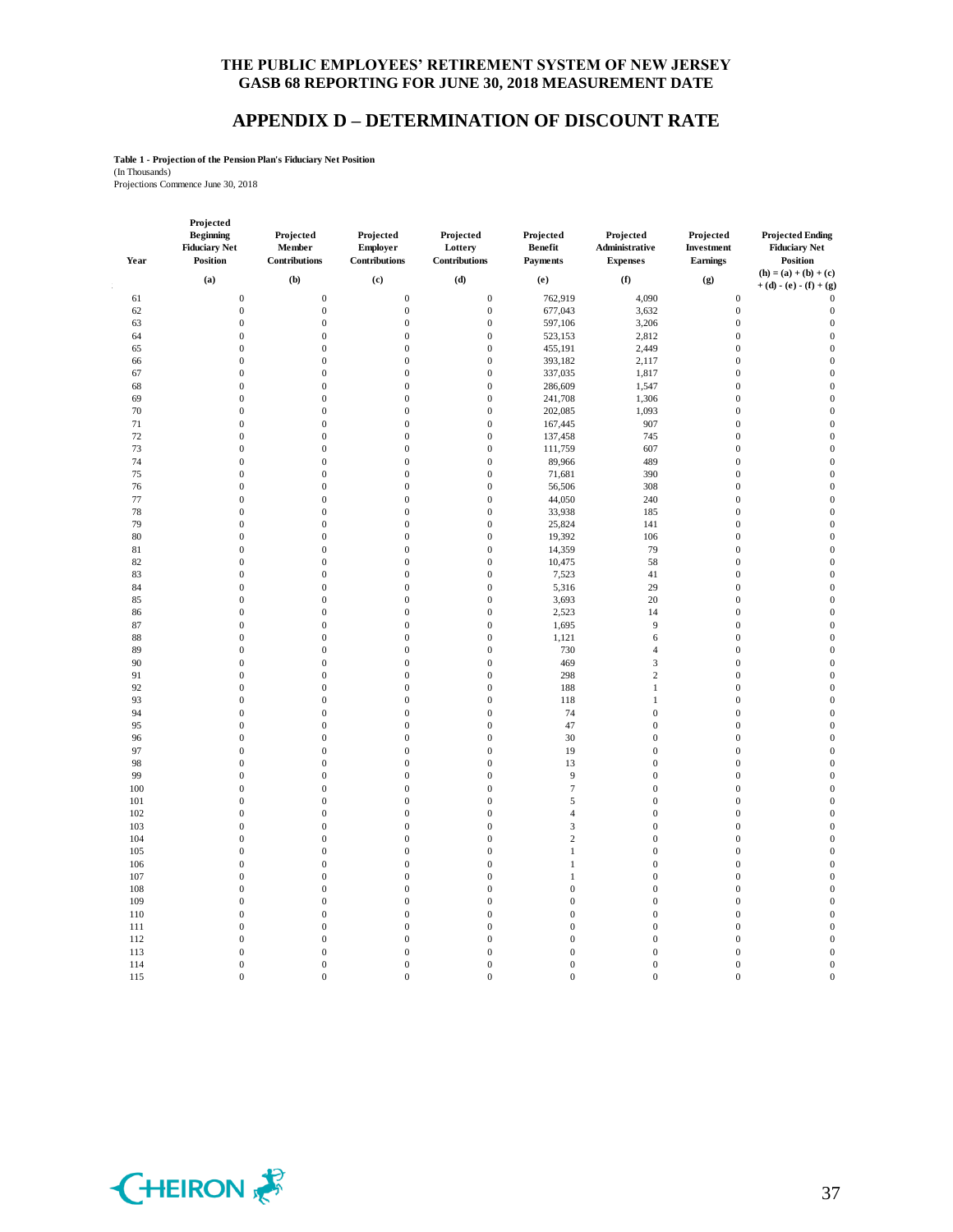# THE PUBLIC EMPLOYEES' RETIREMENT SYSTEM OF NEW JERSEY
# GASB 68 REPORTING FOR JUNE 30, 2018 MEASUREMENT DATE

## APPENDIX D – DETERMINATION OF DISCOUNT RATE

**Table 1 - Projection of the Pension Plan's Fiduciary Net Position**
(In Thousands)
Projections Commence June 30, 2018

| Year | Projected Beginning Fiduciary Net Position | Projected Member Contributions | Projected Employer Contributions | Projected Lottery Contributions | Projected Benefit Payments | Projected Administrative Expenses | Projected Investment Earnings | Projected Ending Fiduciary Net Position |
|---|---|---|---|---|---|---|---|---|
| | (a) | (b) | (c) | (d) | (e) | (f) | (g) | (h) = (a) + (b) + (c) + (d) - (e) - (f) + (g) |
| 61 | 0 | 0 | 0 | 0 | 762,919 | 4,090 | 0 | 0 |
| 62 | 0 | 0 | 0 | 0 | 677,043 | 3,632 | 0 | 0 |
| 63 | 0 | 0 | 0 | 0 | 597,106 | 3,206 | 0 | 0 |
| 64 | 0 | 0 | 0 | 0 | 523,153 | 2,812 | 0 | 0 |
| 65 | 0 | 0 | 0 | 0 | 455,191 | 2,449 | 0 | 0 |
| 66 | 0 | 0 | 0 | 0 | 393,182 | 2,117 | 0 | 0 |
| 67 | 0 | 0 | 0 | 0 | 337,035 | 1,817 | 0 | 0 |
| 68 | 0 | 0 | 0 | 0 | 286,609 | 1,547 | 0 | 0 |
| 69 | 0 | 0 | 0 | 0 | 241,708 | 1,306 | 0 | 0 |
| 70 | 0 | 0 | 0 | 0 | 202,085 | 1,093 | 0 | 0 |
| 71 | 0 | 0 | 0 | 0 | 167,445 | 907 | 0 | 0 |
| 72 | 0 | 0 | 0 | 0 | 137,458 | 745 | 0 | 0 |
| 73 | 0 | 0 | 0 | 0 | 111,759 | 607 | 0 | 0 |
| 74 | 0 | 0 | 0 | 0 | 89,966 | 489 | 0 | 0 |
| 75 | 0 | 0 | 0 | 0 | 71,681 | 390 | 0 | 0 |
| 76 | 0 | 0 | 0 | 0 | 56,506 | 308 | 0 | 0 |
| 77 | 0 | 0 | 0 | 0 | 44,050 | 240 | 0 | 0 |
| 78 | 0 | 0 | 0 | 0 | 33,938 | 185 | 0 | 0 |
| 79 | 0 | 0 | 0 | 0 | 25,824 | 141 | 0 | 0 |
| 80 | 0 | 0 | 0 | 0 | 19,392 | 106 | 0 | 0 |
| 81 | 0 | 0 | 0 | 0 | 14,359 | 79 | 0 | 0 |
| 82 | 0 | 0 | 0 | 0 | 10,475 | 58 | 0 | 0 |
| 83 | 0 | 0 | 0 | 0 | 7,523 | 41 | 0 | 0 |
| 84 | 0 | 0 | 0 | 0 | 5,316 | 29 | 0 | 0 |
| 85 | 0 | 0 | 0 | 0 | 3,693 | 20 | 0 | 0 |
| 86 | 0 | 0 | 0 | 0 | 2,523 | 14 | 0 | 0 |
| 87 | 0 | 0 | 0 | 0 | 1,695 | 9 | 0 | 0 |
| 88 | 0 | 0 | 0 | 0 | 1,121 | 6 | 0 | 0 |
| 89 | 0 | 0 | 0 | 0 | 730 | 4 | 0 | 0 |
| 90 | 0 | 0 | 0 | 0 | 469 | 3 | 0 | 0 |
| 91 | 0 | 0 | 0 | 0 | 298 | 2 | 0 | 0 |
| 92 | 0 | 0 | 0 | 0 | 188 | 1 | 0 | 0 |
| 93 | 0 | 0 | 0 | 0 | 118 | 1 | 0 | 0 |
| 94 | 0 | 0 | 0 | 0 | 74 | 0 | 0 | 0 |
| 95 | 0 | 0 | 0 | 0 | 47 | 0 | 0 | 0 |
| 96 | 0 | 0 | 0 | 0 | 30 | 0 | 0 | 0 |
| 97 | 0 | 0 | 0 | 0 | 19 | 0 | 0 | 0 |
| 98 | 0 | 0 | 0 | 0 | 13 | 0 | 0 | 0 |
| 99 | 0 | 0 | 0 | 0 | 9 | 0 | 0 | 0 |
| 100 | 0 | 0 | 0 | 0 | 7 | 0 | 0 | 0 |
| 101 | 0 | 0 | 0 | 0 | 5 | 0 | 0 | 0 |
| 102 | 0 | 0 | 0 | 0 | 4 | 0 | 0 | 0 |
| 103 | 0 | 0 | 0 | 0 | 3 | 0 | 0 | 0 |
| 104 | 0 | 0 | 0 | 0 | 2 | 0 | 0 | 0 |
| 105 | 0 | 0 | 0 | 0 | 1 | 0 | 0 | 0 |
| 106 | 0 | 0 | 0 | 0 | 1 | 0 | 0 | 0 |
| 107 | 0 | 0 | 0 | 0 | 1 | 0 | 0 | 0 |
| 108 | 0 | 0 | 0 | 0 | 0 | 0 | 0 | 0 |
| 109 | 0 | 0 | 0 | 0 | 0 | 0 | 0 | 0 |
| 110 | 0 | 0 | 0 | 0 | 0 | 0 | 0 | 0 |
| 111 | 0 | 0 | 0 | 0 | 0 | 0 | 0 | 0 |
| 112 | 0 | 0 | 0 | 0 | 0 | 0 | 0 | 0 |
| 113 | 0 | 0 | 0 | 0 | 0 | 0 | 0 | 0 |
| 114 | 0 | 0 | 0 | 0 | 0 | 0 | 0 | 0 |
| 115 | 0 | 0 | 0 | 0 | 0 | 0 | 0 | 0 |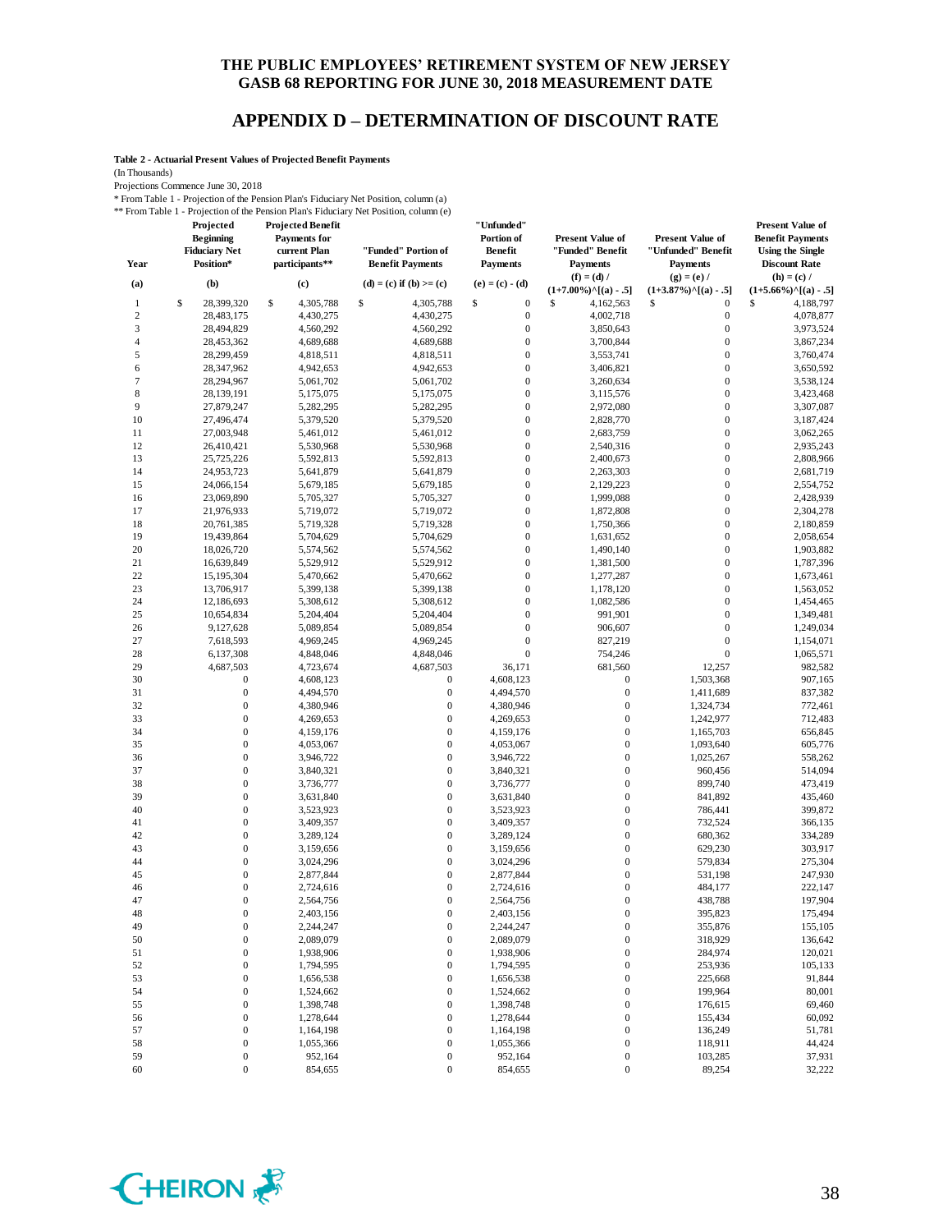# APPENDIX D – DETERMINATION OF DISCOUNT RATE

**Table 2 - Actuarial Present Values of Projected Benefit Payments**

(In Thousands)

Projections Commence June 30, 2018

\* From Table 1 - Projection of the Pension Plan's Fiduciary Net Position, column (a)

\*\* From Table 1 - Projection of the Pension Plan's Fiduciary Net Position, column (e)

| Year | Projected Beginning Fiduciary Net Position* | Projected Benefit Payments for current Plan participants** | "Funded" Portion of Benefit Payments | "Unfunded" Portion of Benefit Payments | Present Value of "Funded" Benefit Payments | Present Value of "Unfunded" Benefit Payments | Present Value of Benefit Payments Using the Single Discount Rate |
|---|---|---|---|---|---|---|---|
| (a) | (b) | (c) | (d) = (c) if (b) >= (c) | (e) = (c) - (d) | (f) = (d) / (1+7.00%)^[(a) - .5] | (g) = (e) / (1+3.87%)^[(a) - .5] | (h) = (c) / (1+5.66%)^[(a) - .5] |
| 1 | $ 28,399,320 | $ 4,305,788 | $ 4,305,788 | $ 0 | $ 4,162,563 | $ 0 | $ 4,188,797 |
| 2 | 28,483,175 | 4,430,275 | 4,430,275 | 0 | 4,002,718 | 0 | 4,078,877 |
| 3 | 28,494,829 | 4,560,292 | 4,560,292 | 0 | 3,850,643 | 0 | 3,973,524 |
| 4 | 28,453,362 | 4,689,688 | 4,689,688 | 0 | 3,700,844 | 0 | 3,867,234 |
| 5 | 28,299,459 | 4,818,511 | 4,818,511 | 0 | 3,553,741 | 0 | 3,760,474 |
| 6 | 28,347,962 | 4,942,653 | 4,942,653 | 0 | 3,406,821 | 0 | 3,650,592 |
| 7 | 28,294,967 | 5,061,702 | 5,061,702 | 0 | 3,260,634 | 0 | 3,538,124 |
| 8 | 28,139,191 | 5,175,075 | 5,175,075 | 0 | 3,115,576 | 0 | 3,423,468 |
| 9 | 27,879,247 | 5,282,295 | 5,282,295 | 0 | 2,972,080 | 0 | 3,307,087 |
| 10 | 27,496,474 | 5,379,520 | 5,379,520 | 0 | 2,828,770 | 0 | 3,187,424 |
| 11 | 27,003,948 | 5,461,012 | 5,461,012 | 0 | 2,683,759 | 0 | 3,062,265 |
| 12 | 26,410,421 | 5,530,968 | 5,530,968 | 0 | 2,540,316 | 0 | 2,935,243 |
| 13 | 25,725,226 | 5,592,813 | 5,592,813 | 0 | 2,400,673 | 0 | 2,808,966 |
| 14 | 24,953,723 | 5,641,879 | 5,641,879 | 0 | 2,263,303 | 0 | 2,681,719 |
| 15 | 24,066,154 | 5,679,185 | 5,679,185 | 0 | 2,129,223 | 0 | 2,554,752 |
| 16 | 23,069,890 | 5,705,327 | 5,705,327 | 0 | 1,999,088 | 0 | 2,428,939 |
| 17 | 21,976,933 | 5,719,072 | 5,719,072 | 0 | 1,872,808 | 0 | 2,304,278 |
| 18 | 20,761,385 | 5,719,328 | 5,719,328 | 0 | 1,750,366 | 0 | 2,180,859 |
| 19 | 19,439,864 | 5,704,629 | 5,704,629 | 0 | 1,631,652 | 0 | 2,058,654 |
| 20 | 18,026,720 | 5,574,562 | 5,574,562 | 0 | 1,490,140 | 0 | 1,903,882 |
| 21 | 16,639,849 | 5,529,912 | 5,529,912 | 0 | 1,381,500 | 0 | 1,787,396 |
| 22 | 15,195,304 | 5,470,662 | 5,470,662 | 0 | 1,277,287 | 0 | 1,673,461 |
| 23 | 13,706,917 | 5,399,138 | 5,399,138 | 0 | 1,178,120 | 0 | 1,563,052 |
| 24 | 12,186,693 | 5,308,612 | 5,308,612 | 0 | 1,082,586 | 0 | 1,454,465 |
| 25 | 10,654,834 | 5,204,404 | 5,204,404 | 0 | 991,901 | 0 | 1,349,481 |
| 26 | 9,127,628 | 5,089,854 | 5,089,854 | 0 | 906,607 | 0 | 1,249,034 |
| 27 | 7,618,593 | 4,969,245 | 4,969,245 | 0 | 827,219 | 0 | 1,154,071 |
| 28 | 6,137,308 | 4,848,046 | 4,848,046 | 0 | 754,246 | 0 | 1,065,571 |
| 29 | 4,687,503 | 4,723,674 | 4,687,503 | 36,171 | 681,560 | 12,257 | 982,582 |
| 30 | 0 | 4,608,123 | 0 | 4,608,123 | 0 | 1,503,368 | 907,165 |
| 31 | 0 | 4,494,570 | 0 | 4,494,570 | 0 | 1,411,689 | 837,382 |
| 32 | 0 | 4,380,946 | 0 | 4,380,946 | 0 | 1,324,734 | 772,461 |
| 33 | 0 | 4,269,653 | 0 | 4,269,653 | 0 | 1,242,977 | 712,483 |
| 34 | 0 | 4,159,176 | 0 | 4,159,176 | 0 | 1,165,703 | 656,845 |
| 35 | 0 | 4,053,067 | 0 | 4,053,067 | 0 | 1,093,640 | 605,776 |
| 36 | 0 | 3,946,722 | 0 | 3,946,722 | 0 | 1,025,267 | 558,262 |
| 37 | 0 | 3,840,321 | 0 | 3,840,321 | 0 | 960,456 | 514,094 |
| 38 | 0 | 3,736,777 | 0 | 3,736,777 | 0 | 899,740 | 473,419 |
| 39 | 0 | 3,631,840 | 0 | 3,631,840 | 0 | 841,892 | 435,460 |
| 40 | 0 | 3,523,923 | 0 | 3,523,923 | 0 | 786,441 | 399,872 |
| 41 | 0 | 3,409,357 | 0 | 3,409,357 | 0 | 732,524 | 366,135 |
| 42 | 0 | 3,289,124 | 0 | 3,289,124 | 0 | 680,362 | 334,289 |
| 43 | 0 | 3,159,656 | 0 | 3,159,656 | 0 | 629,230 | 303,917 |
| 44 | 0 | 3,024,296 | 0 | 3,024,296 | 0 | 579,834 | 275,304 |
| 45 | 0 | 2,877,844 | 0 | 2,877,844 | 0 | 531,198 | 247,930 |
| 46 | 0 | 2,724,616 | 0 | 2,724,616 | 0 | 484,177 | 222,147 |
| 47 | 0 | 2,564,756 | 0 | 2,564,756 | 0 | 438,788 | 197,904 |
| 48 | 0 | 2,403,156 | 0 | 2,403,156 | 0 | 395,823 | 175,494 |
| 49 | 0 | 2,244,247 | 0 | 2,244,247 | 0 | 355,876 | 155,105 |
| 50 | 0 | 2,089,079 | 0 | 2,089,079 | 0 | 318,929 | 136,642 |
| 51 | 0 | 1,938,906 | 0 | 1,938,906 | 0 | 284,974 | 120,021 |
| 52 | 0 | 1,794,595 | 0 | 1,794,595 | 0 | 253,936 | 105,133 |
| 53 | 0 | 1,656,538 | 0 | 1,656,538 | 0 | 225,668 | 91,844 |
| 54 | 0 | 1,524,662 | 0 | 1,524,662 | 0 | 199,964 | 80,001 |
| 55 | 0 | 1,398,748 | 0 | 1,398,748 | 0 | 176,615 | 69,460 |
| 56 | 0 | 1,278,644 | 0 | 1,278,644 | 0 | 155,434 | 60,092 |
| 57 | 0 | 1,164,198 | 0 | 1,164,198 | 0 | 136,249 | 51,781 |
| 58 | 0 | 1,055,366 | 0 | 1,055,366 | 0 | 118,911 | 44,424 |
| 59 | 0 | 952,164 | 0 | 952,164 | 0 | 103,285 | 37,931 |
| 60 | 0 | 854,655 | 0 | 854,655 | 0 | 89,254 | 32,222 |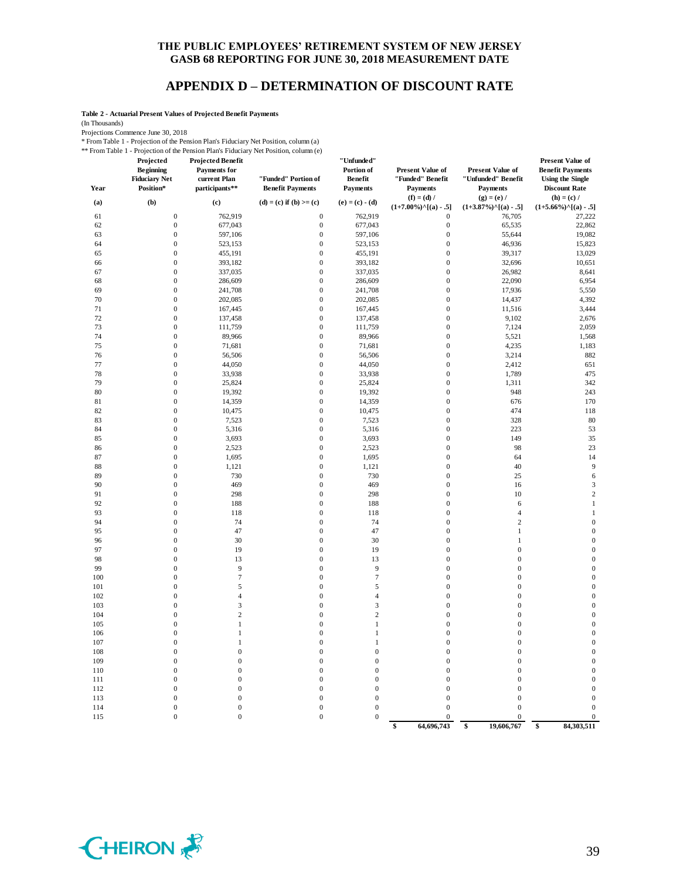THE PUBLIC EMPLOYEES' RETIREMENT SYSTEM OF NEW JERSEY
GASB 68 REPORTING FOR JUNE 30, 2018 MEASUREMENT DATE

# APPENDIX D – DETERMINATION OF DISCOUNT RATE

**Table 2 - Actuarial Present Values of Projected Benefit Payments**

(In Thousands)

Projections Commence June 30, 2018

* From Table 1 - Projection of the Pension Plan's Fiduciary Net Position, column (a)

** From Table 1 - Projection of the Pension Plan's Fiduciary Net Position, column (e)

| Year | Projected Beginning Fiduciary Net Position* | Projected Benefit Payments for current Plan participants** | "Funded" Portion of Benefit Payments | "Unfunded" Portion of Benefit Payments | Present Value of "Funded" Benefit Payments | Present Value of "Unfunded" Benefit Payments | Present Value of Benefit Payments Using the Single Discount Rate |
|---|---|---|---|---|---|---|---|
| (a) | (b) | (c) | (d) = (c) if (b) >= (c) | (e) = (c) - (d) | (f) = (d) / (1+7.00%)^[(a) - .5] | (g) = (e) / (1+3.87%)^[(a) - .5] | (h) = (c) / (1+5.66%)^[(a) - .5] |
| 61 | 0 | 762,919 | 0 | 762,919 | 0 | 76,705 | 27,222 |
| 62 | 0 | 677,043 | 0 | 677,043 | 0 | 65,535 | 22,862 |
| 63 | 0 | 597,106 | 0 | 597,106 | 0 | 55,644 | 19,082 |
| 64 | 0 | 523,153 | 0 | 523,153 | 0 | 46,936 | 15,823 |
| 65 | 0 | 455,191 | 0 | 455,191 | 0 | 39,317 | 13,029 |
| 66 | 0 | 393,182 | 0 | 393,182 | 0 | 32,696 | 10,651 |
| 67 | 0 | 337,035 | 0 | 337,035 | 0 | 26,982 | 8,641 |
| 68 | 0 | 286,609 | 0 | 286,609 | 0 | 22,090 | 6,954 |
| 69 | 0 | 241,708 | 0 | 241,708 | 0 | 17,936 | 5,550 |
| 70 | 0 | 202,085 | 0 | 202,085 | 0 | 14,437 | 4,392 |
| 71 | 0 | 167,445 | 0 | 167,445 | 0 | 11,516 | 3,444 |
| 72 | 0 | 137,458 | 0 | 137,458 | 0 | 9,102 | 2,676 |
| 73 | 0 | 111,759 | 0 | 111,759 | 0 | 7,124 | 2,059 |
| 74 | 0 | 89,966 | 0 | 89,966 | 0 | 5,521 | 1,568 |
| 75 | 0 | 71,681 | 0 | 71,681 | 0 | 4,235 | 1,183 |
| 76 | 0 | 56,506 | 0 | 56,506 | 0 | 3,214 | 882 |
| 77 | 0 | 44,050 | 0 | 44,050 | 0 | 2,412 | 651 |
| 78 | 0 | 33,938 | 0 | 33,938 | 0 | 1,789 | 475 |
| 79 | 0 | 25,824 | 0 | 25,824 | 0 | 1,311 | 342 |
| 80 | 0 | 19,392 | 0 | 19,392 | 0 | 948 | 243 |
| 81 | 0 | 14,359 | 0 | 14,359 | 0 | 676 | 170 |
| 82 | 0 | 10,475 | 0 | 10,475 | 0 | 474 | 118 |
| 83 | 0 | 7,523 | 0 | 7,523 | 0 | 328 | 80 |
| 84 | 0 | 5,316 | 0 | 5,316 | 0 | 223 | 53 |
| 85 | 0 | 3,693 | 0 | 3,693 | 0 | 149 | 35 |
| 86 | 0 | 2,523 | 0 | 2,523 | 0 | 98 | 23 |
| 87 | 0 | 1,695 | 0 | 1,695 | 0 | 64 | 14 |
| 88 | 0 | 1,121 | 0 | 1,121 | 0 | 40 | 9 |
| 89 | 0 | 730 | 0 | 730 | 0 | 25 | 6 |
| 90 | 0 | 469 | 0 | 469 | 0 | 16 | 3 |
| 91 | 0 | 298 | 0 | 298 | 0 | 10 | 2 |
| 92 | 0 | 188 | 0 | 188 | 0 | 6 | 1 |
| 93 | 0 | 118 | 0 | 118 | 0 | 4 | 1 |
| 94 | 0 | 74 | 0 | 74 | 0 | 2 | 0 |
| 95 | 0 | 47 | 0 | 47 | 0 | 1 | 0 |
| 96 | 0 | 30 | 0 | 30 | 0 | 1 | 0 |
| 97 | 0 | 19 | 0 | 19 | 0 | 0 | 0 |
| 98 | 0 | 13 | 0 | 13 | 0 | 0 | 0 |
| 99 | 0 | 9 | 0 | 9 | 0 | 0 | 0 |
| 100 | 0 | 7 | 0 | 7 | 0 | 0 | 0 |
| 101 | 0 | 5 | 0 | 5 | 0 | 0 | 0 |
| 102 | 0 | 4 | 0 | 4 | 0 | 0 | 0 |
| 103 | 0 | 3 | 0 | 3 | 0 | 0 | 0 |
| 104 | 0 | 2 | 0 | 2 | 0 | 0 | 0 |
| 105 | 0 | 1 | 0 | 1 | 0 | 0 | 0 |
| 106 | 0 | 1 | 0 | 1 | 0 | 0 | 0 |
| 107 | 0 | 1 | 0 | 1 | 0 | 0 | 0 |
| 108 | 0 | 0 | 0 | 0 | 0 | 0 | 0 |
| 109 | 0 | 0 | 0 | 0 | 0 | 0 | 0 |
| 110 | 0 | 0 | 0 | 0 | 0 | 0 | 0 |
| 111 | 0 | 0 | 0 | 0 | 0 | 0 | 0 |
| 112 | 0 | 0 | 0 | 0 | 0 | 0 | 0 |
| 113 | 0 | 0 | 0 | 0 | 0 | 0 | 0 |
| 114 | 0 | 0 | 0 | 0 | 0 | 0 | 0 |
| 115 | 0 | 0 | 0 | 0 | 0 | 0 | 0 |
| | | | | | $ 64,696,743 | $ 19,606,767 | $ 84,303,511 |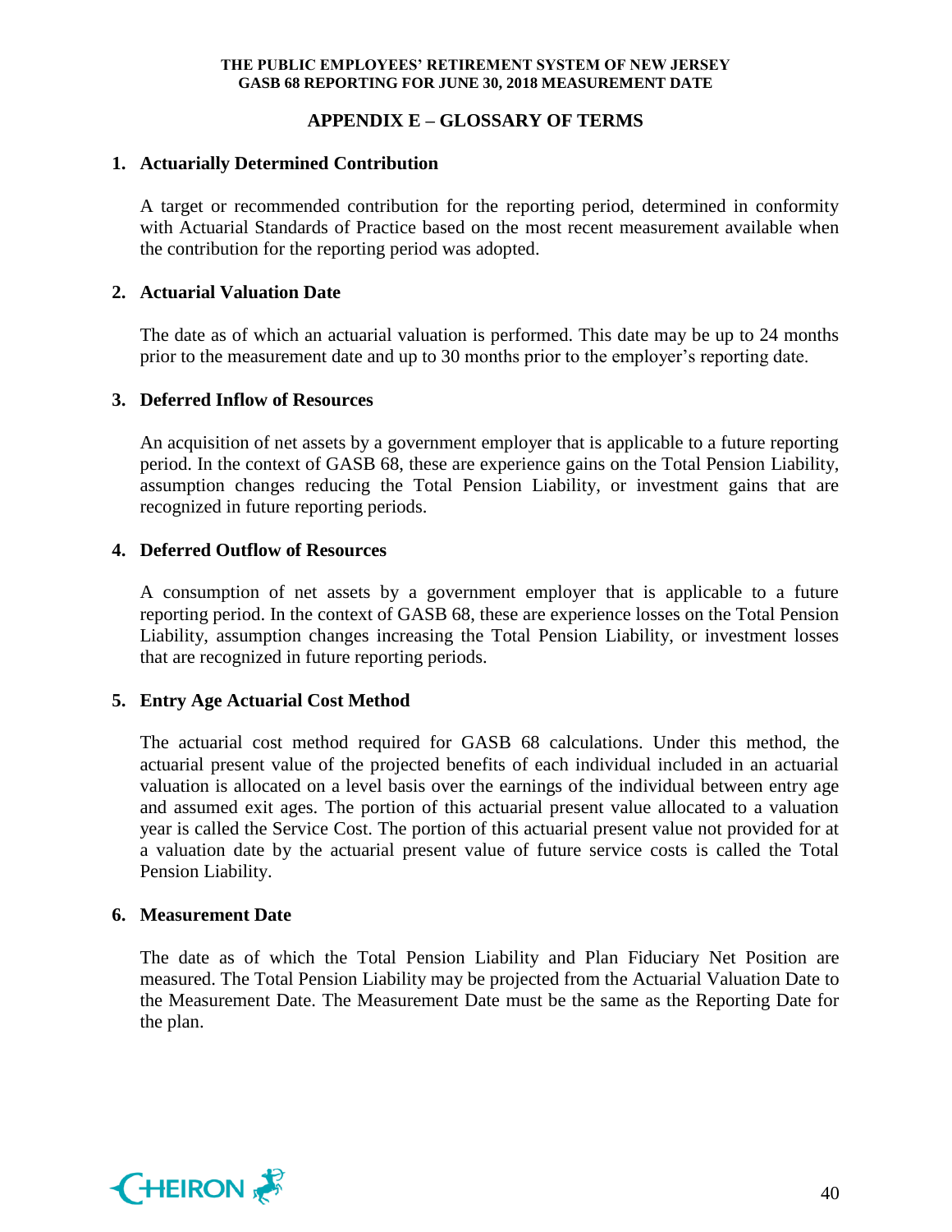## APPENDIX E – GLOSSARY OF TERMS

### 1. Actuarially Determined Contribution

A target or recommended contribution for the reporting period, determined in conformity with Actuarial Standards of Practice based on the most recent measurement available when the contribution for the reporting period was adopted.

### 2. Actuarial Valuation Date

The date as of which an actuarial valuation is performed. This date may be up to 24 months prior to the measurement date and up to 30 months prior to the employer's reporting date.

### 3. Deferred Inflow of Resources

An acquisition of net assets by a government employer that is applicable to a future reporting period. In the context of GASB 68, these are experience gains on the Total Pension Liability, assumption changes reducing the Total Pension Liability, or investment gains that are recognized in future reporting periods.

### 4. Deferred Outflow of Resources

A consumption of net assets by a government employer that is applicable to a future reporting period. In the context of GASB 68, these are experience losses on the Total Pension Liability, assumption changes increasing the Total Pension Liability, or investment losses that are recognized in future reporting periods.

### 5. Entry Age Actuarial Cost Method

The actuarial cost method required for GASB 68 calculations. Under this method, the actuarial present value of the projected benefits of each individual included in an actuarial valuation is allocated on a level basis over the earnings of the individual between entry age and assumed exit ages. The portion of this actuarial present value allocated to a valuation year is called the Service Cost. The portion of this actuarial present value not provided for at a valuation date by the actuarial present value of future service costs is called the Total Pension Liability.

### 6. Measurement Date

The date as of which the Total Pension Liability and Plan Fiduciary Net Position are measured. The Total Pension Liability may be projected from the Actuarial Valuation Date to the Measurement Date. The Measurement Date must be the same as the Reporting Date for the plan.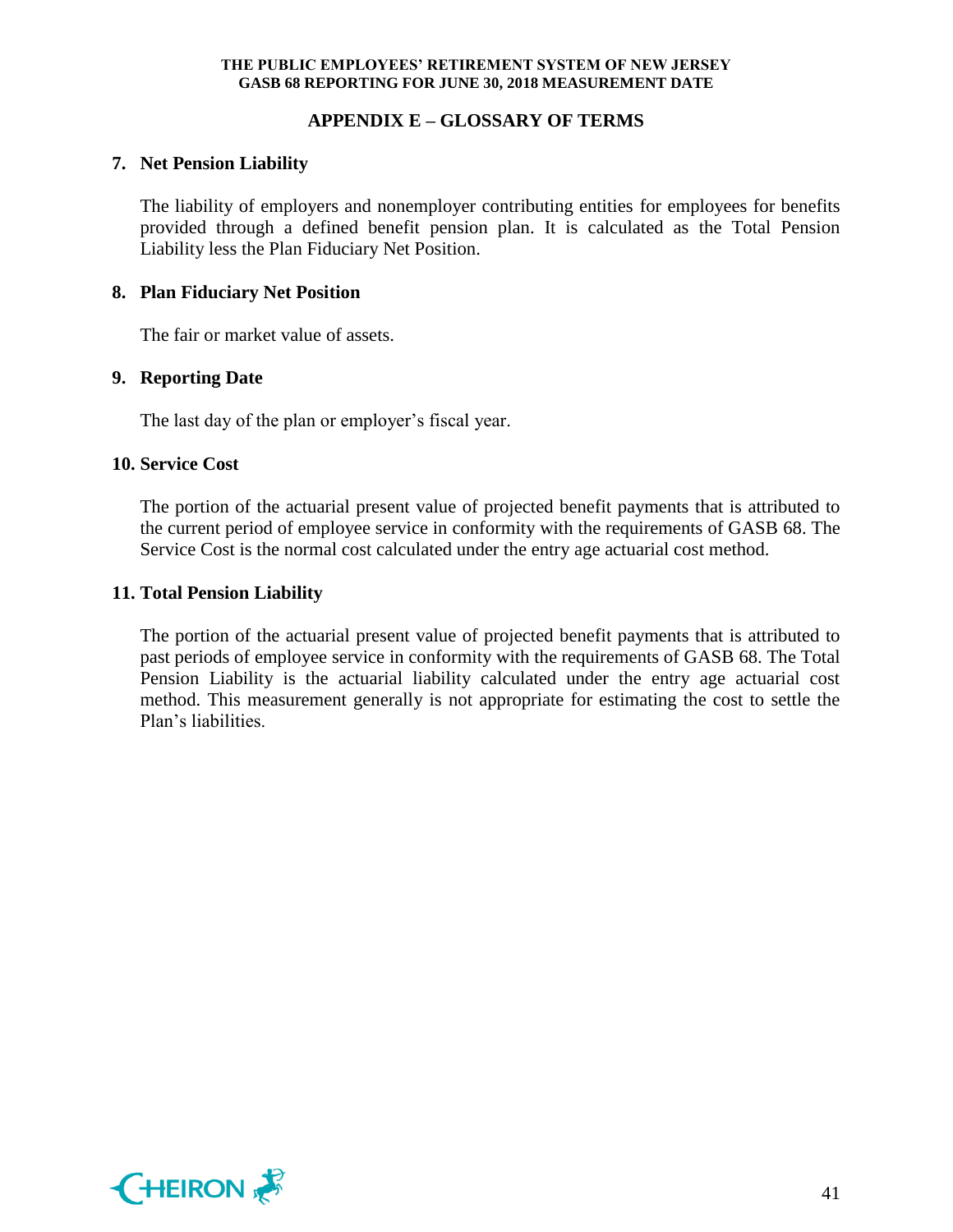## APPENDIX E – GLOSSARY OF TERMS

### 7. Net Pension Liability

The liability of employers and nonemployer contributing entities for employees for benefits provided through a defined benefit pension plan. It is calculated as the Total Pension Liability less the Plan Fiduciary Net Position.

### 8. Plan Fiduciary Net Position

The fair or market value of assets.

### 9. Reporting Date

The last day of the plan or employer's fiscal year.

### 10. Service Cost

The portion of the actuarial present value of projected benefit payments that is attributed to the current period of employee service in conformity with the requirements of GASB 68. The Service Cost is the normal cost calculated under the entry age actuarial cost method.

### 11. Total Pension Liability

The portion of the actuarial present value of projected benefit payments that is attributed to past periods of employee service in conformity with the requirements of GASB 68. The Total Pension Liability is the actuarial liability calculated under the entry age actuarial cost method. This measurement generally is not appropriate for estimating the cost to settle the Plan's liabilities.